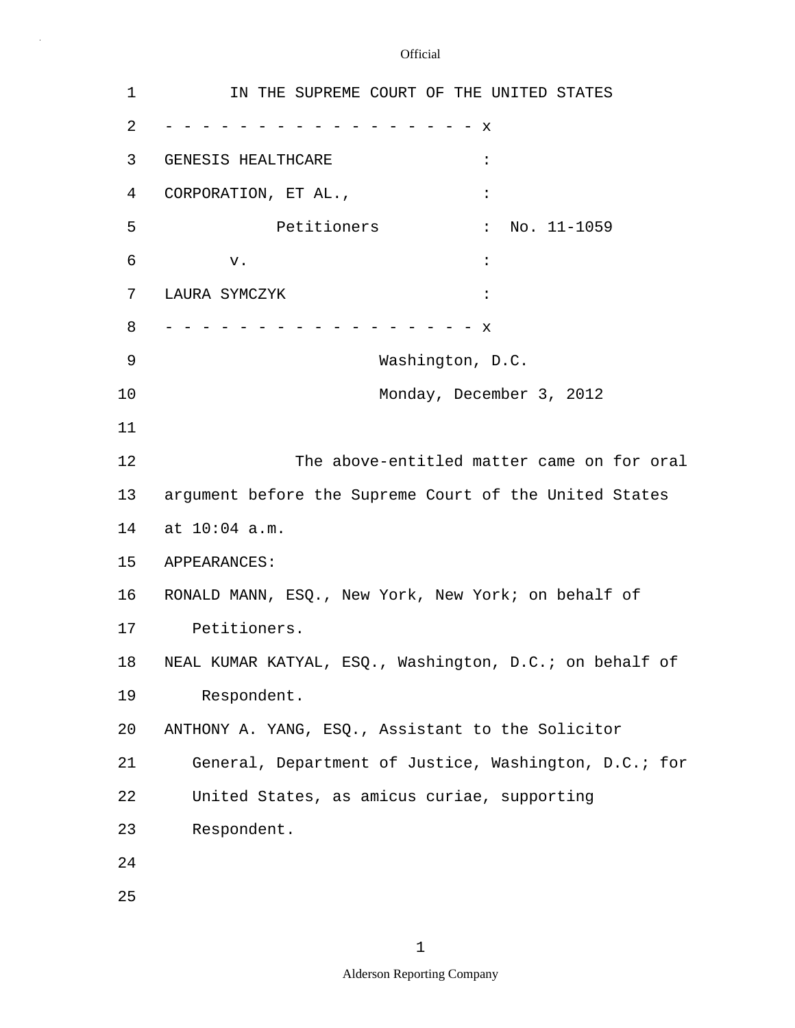IN THE SUPREME COURT OF THE UNITED STATES

- - - - - - - - - - - - - - - - - - x

GENESIS HEALTHCARE :

CORPORATION, ET AL., :

Petitioners : No. 11-1059

v. :

LAURA SYMCZYK :

- - - - - - - - - - - - - - - - - - x

Washington, D.C.

Monday, December 3, 2012

The above-entitled matter came on for oral argument before the Supreme Court of the United States at 10:04 a.m.

APPEARANCES:

RONALD MANN, ESQ., New York, New York; on behalf of Petitioners.

NEAL KUMAR KATYAL, ESQ., Washington, D.C.; on behalf of Respondent.

ANTHONY A. YANG, ESQ., Assistant to the Solicitor General, Department of Justice, Washington, D.C.; for United States, as amicus curiae, supporting Respondent.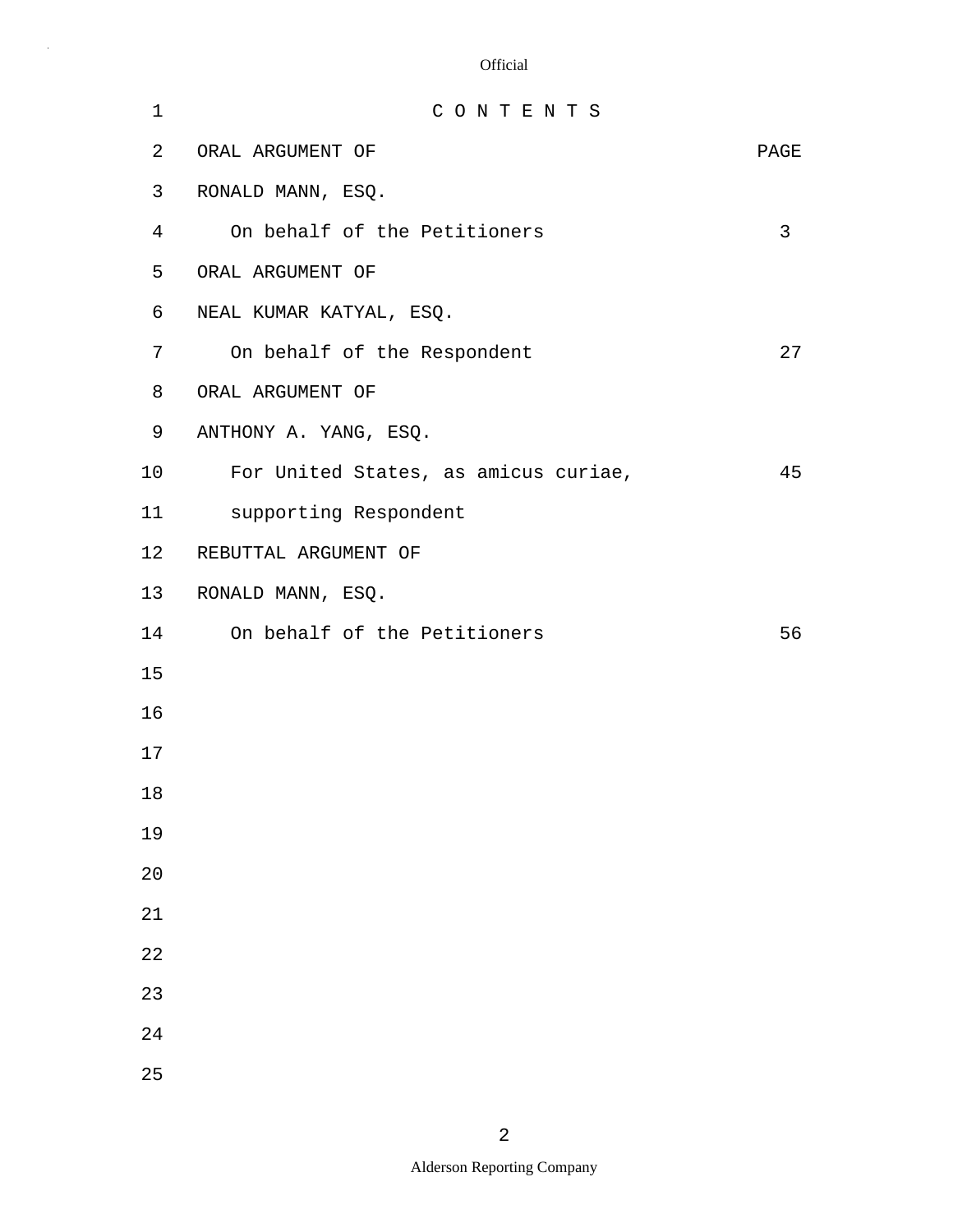# C O N T E N T S

| ORAL ARGUMENT OF | PAGE |
| --- | --- |
| RONALD MANN, ESQ. | |
| On behalf of the Petitioners | 3 |
| ORAL ARGUMENT OF | |
| NEAL KUMAR KATYAL, ESQ. | |
| On behalf of the Respondent | 27 |
| ORAL ARGUMENT OF | |
| ANTHONY A. YANG, ESQ. | |
| For United States, as amicus curiae, supporting Respondent | 45 |
| REBUTTAL ARGUMENT OF | |
| RONALD MANN, ESQ. | |
| On behalf of the Petitioners | 56 |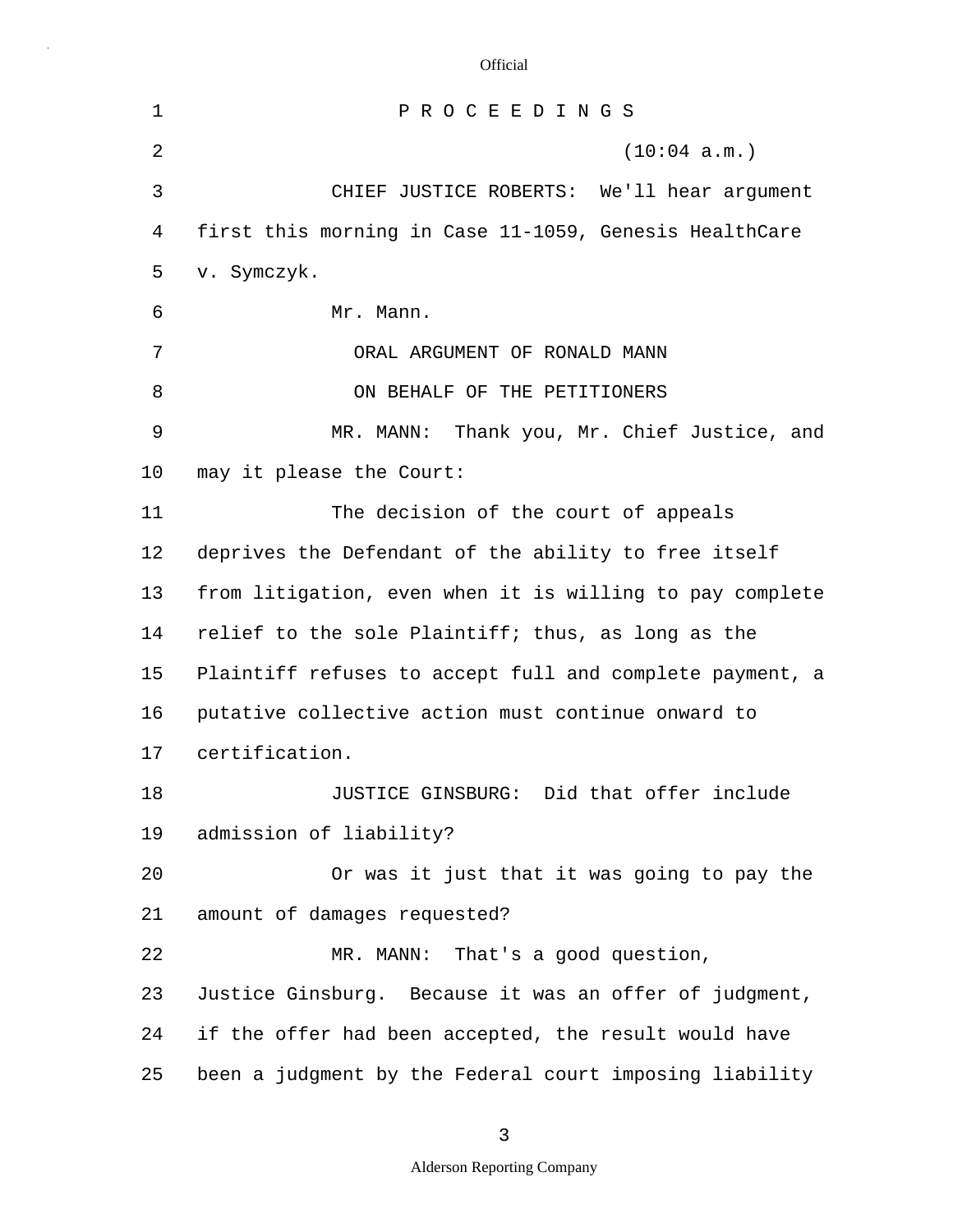P R O C E E D I N G S

(10:04 a.m.)

CHIEF JUSTICE ROBERTS: We'll hear argument first this morning in Case 11-1059, Genesis HealthCare v. Symczyk.

Mr. Mann.

ORAL ARGUMENT OF RONALD MANN

ON BEHALF OF THE PETITIONERS

MR. MANN: Thank you, Mr. Chief Justice, and may it please the Court:

The decision of the court of appeals deprives the Defendant of the ability to free itself from litigation, even when it is willing to pay complete relief to the sole Plaintiff; thus, as long as the Plaintiff refuses to accept full and complete payment, a putative collective action must continue onward to certification.

JUSTICE GINSBURG: Did that offer include admission of liability?

Or was it just that it was going to pay the amount of damages requested?

MR. MANN: That's a good question, Justice Ginsburg. Because it was an offer of judgment, if the offer had been accepted, the result would have been a judgment by the Federal court imposing liability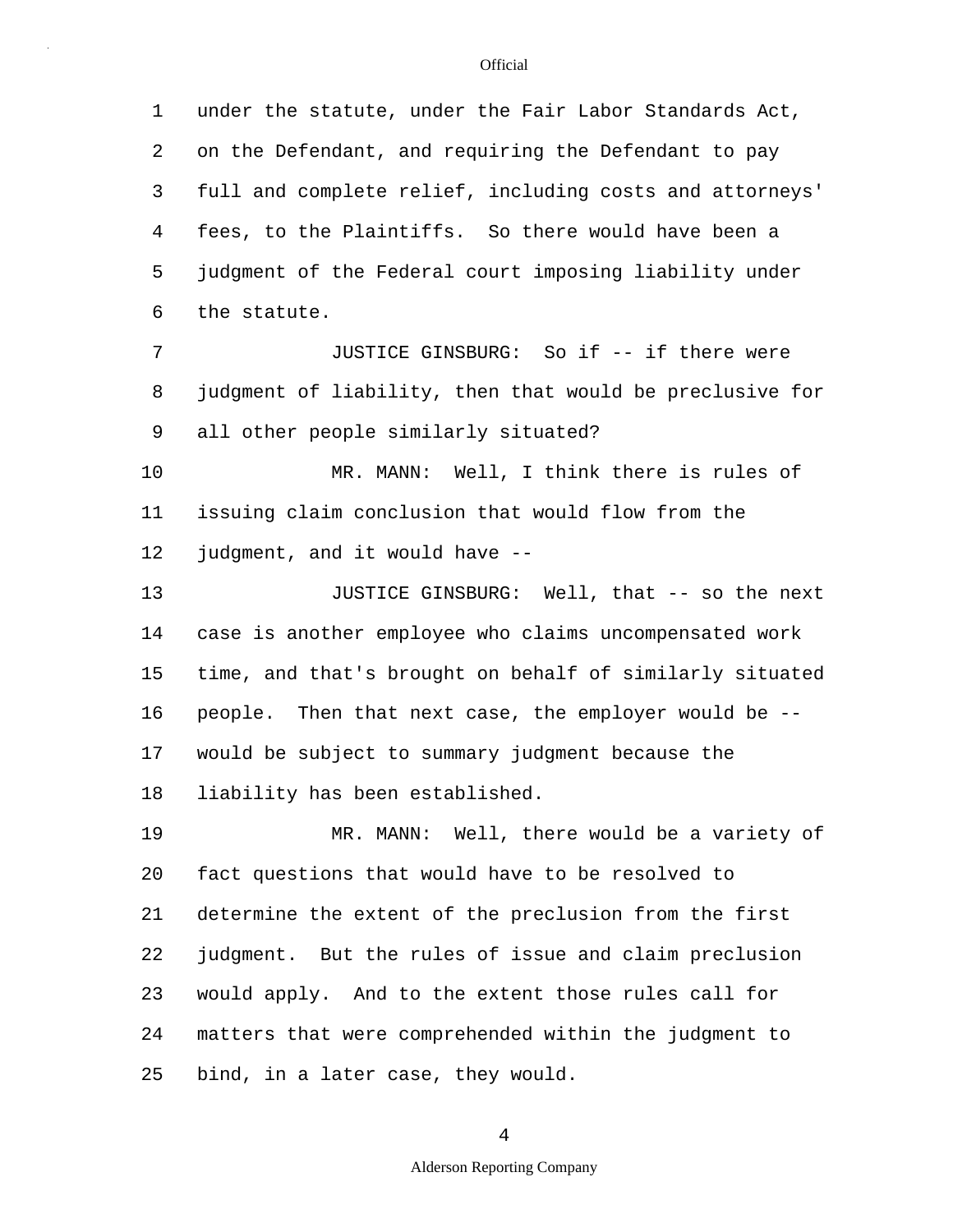under the statute, under the Fair Labor Standards Act, on the Defendant, and requiring the Defendant to pay full and complete relief, including costs and attorneys' fees, to the Plaintiffs. So there would have been a judgment of the Federal court imposing liability under the statute.

JUSTICE GINSBURG: So if -- if there were judgment of liability, then that would be preclusive for all other people similarly situated?

MR. MANN: Well, I think there is rules of issuing claim conclusion that would flow from the judgment, and it would have --

JUSTICE GINSBURG: Well, that -- so the next case is another employee who claims uncompensated work time, and that's brought on behalf of similarly situated people. Then that next case, the employer would be -- would be subject to summary judgment because the liability has been established.

MR. MANN: Well, there would be a variety of fact questions that would have to be resolved to determine the extent of the preclusion from the first judgment. But the rules of issue and claim preclusion would apply. And to the extent those rules call for matters that were comprehended within the judgment to bind, in a later case, they would.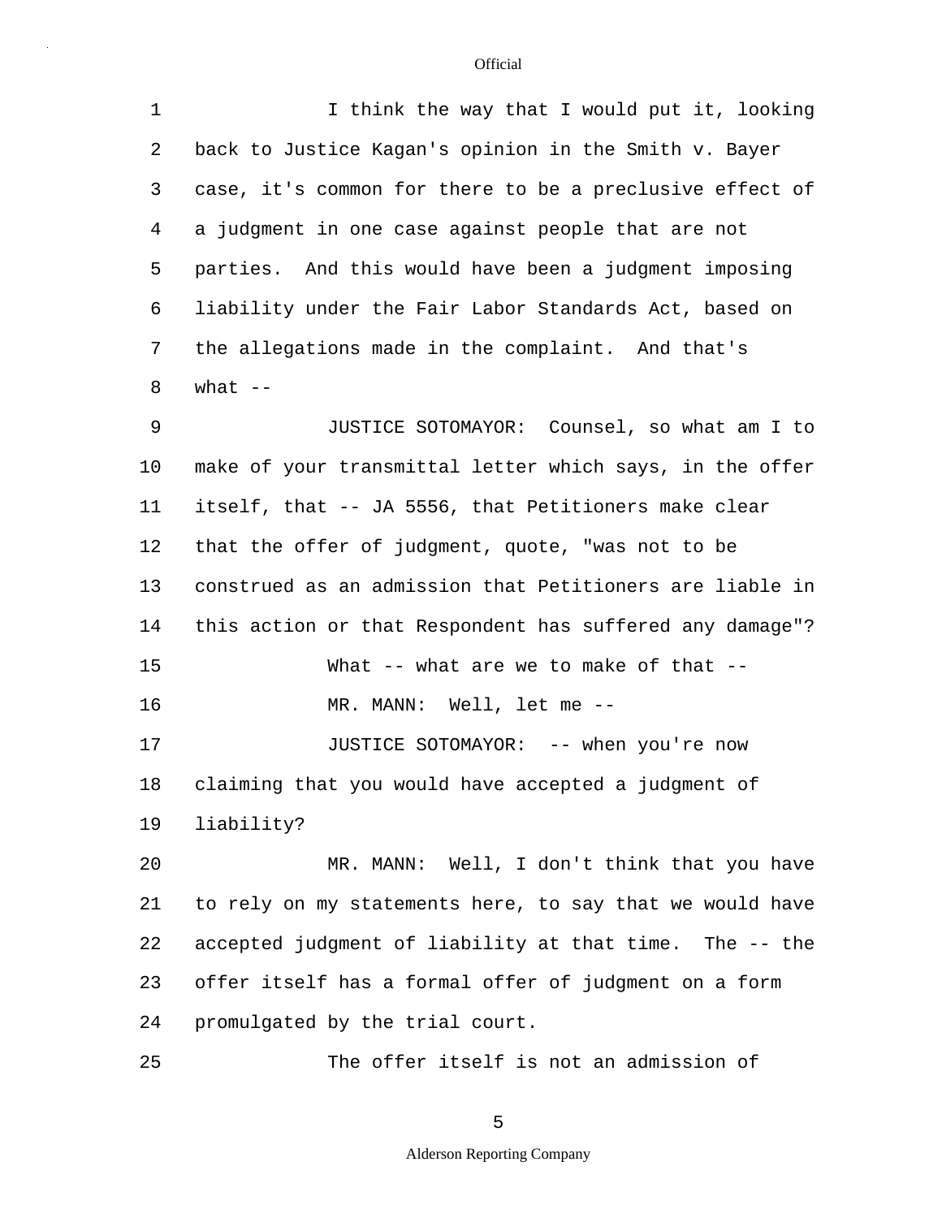I think the way that I would put it, looking back to Justice Kagan's opinion in the Smith v. Bayer case, it's common for there to be a preclusive effect of a judgment in one case against people that are not parties. And this would have been a judgment imposing liability under the Fair Labor Standards Act, based on the allegations made in the complaint. And that's what --

JUSTICE SOTOMAYOR: Counsel, so what am I to make of your transmittal letter which says, in the offer itself, that -- JA 5556, that Petitioners make clear that the offer of judgment, quote, "was not to be construed as an admission that Petitioners are liable in this action or that Respondent has suffered any damage"?

What -- what are we to make of that --

MR. MANN: Well, let me --

JUSTICE SOTOMAYOR: -- when you're now claiming that you would have accepted a judgment of liability?

MR. MANN: Well, I don't think that you have to rely on my statements here, to say that we would have accepted judgment of liability at that time. The -- the offer itself has a formal offer of judgment on a form promulgated by the trial court.

The offer itself is not an admission of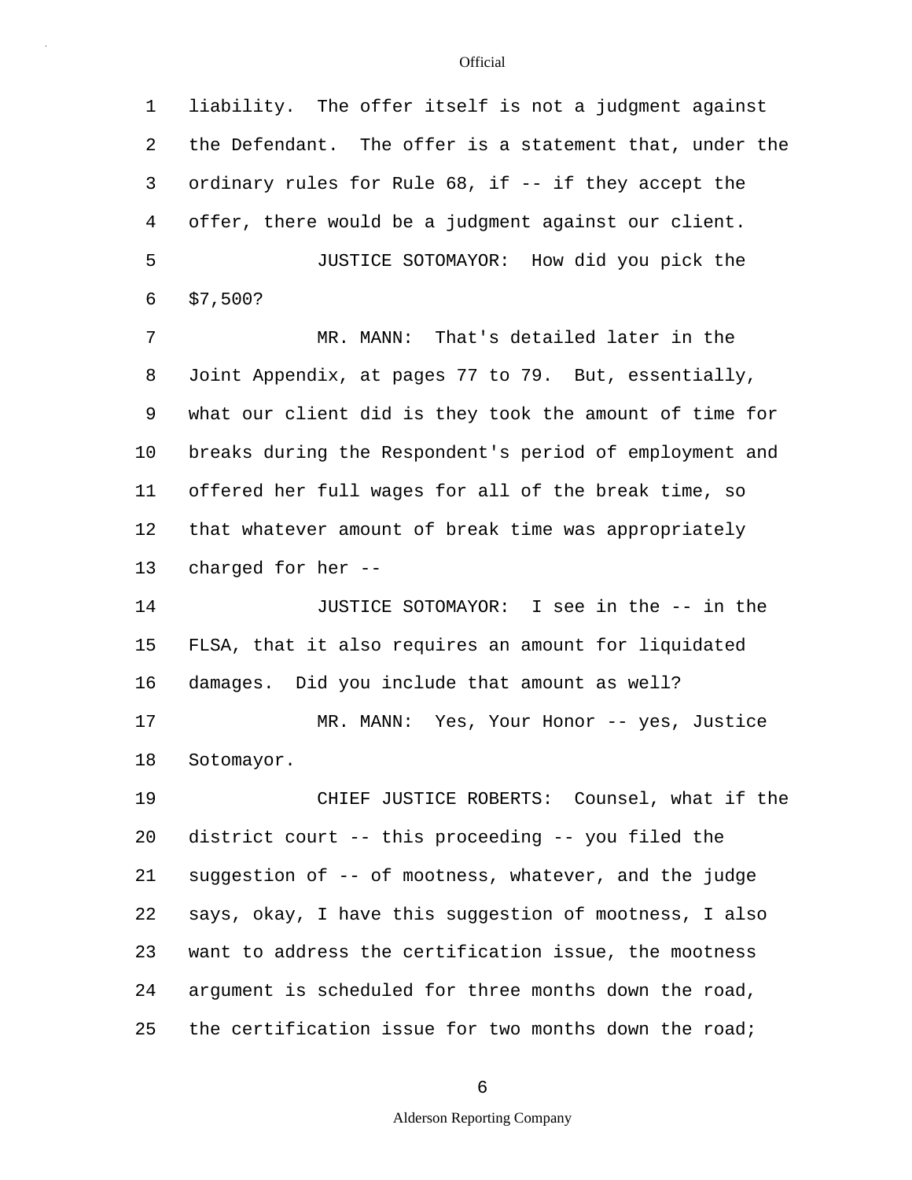liability. The offer itself is not a judgment against the Defendant. The offer is a statement that, under the ordinary rules for Rule 68, if -- if they accept the offer, there would be a judgment against our client.

JUSTICE SOTOMAYOR: How did you pick the $7,500?

MR. MANN: That's detailed later in the Joint Appendix, at pages 77 to 79. But, essentially, what our client did is they took the amount of time for breaks during the Respondent's period of employment and offered her full wages for all of the break time, so that whatever amount of break time was appropriately charged for her --

JUSTICE SOTOMAYOR: I see in the -- in the FLSA, that it also requires an amount for liquidated damages. Did you include that amount as well?

MR. MANN: Yes, Your Honor -- yes, Justice Sotomayor.

CHIEF JUSTICE ROBERTS: Counsel, what if the district court -- this proceeding -- you filed the suggestion of -- of mootness, whatever, and the judge says, okay, I have this suggestion of mootness, I also want to address the certification issue, the mootness argument is scheduled for three months down the road, the certification issue for two months down the road;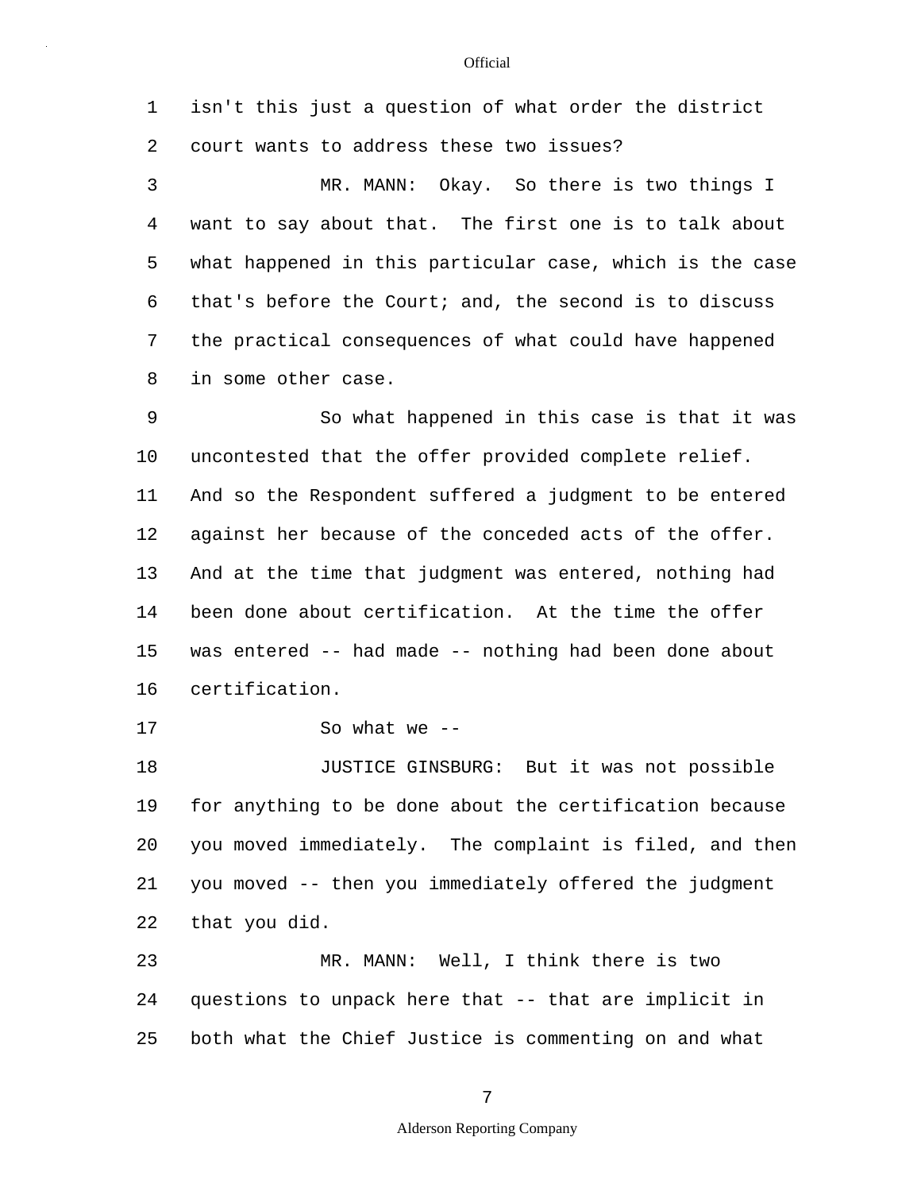isn't this just a question of what order the district court wants to address these two issues?

MR. MANN: Okay. So there is two things I want to say about that. The first one is to talk about what happened in this particular case, which is the case that's before the Court; and, the second is to discuss the practical consequences of what could have happened in some other case.

So what happened in this case is that it was uncontested that the offer provided complete relief. And so the Respondent suffered a judgment to be entered against her because of the conceded acts of the offer. And at the time that judgment was entered, nothing had been done about certification. At the time the offer was entered -- had made -- nothing had been done about certification.

So what we --

JUSTICE GINSBURG: But it was not possible for anything to be done about the certification because you moved immediately. The complaint is filed, and then you moved -- then you immediately offered the judgment that you did.

MR. MANN: Well, I think there is two questions to unpack here that -- that are implicit in both what the Chief Justice is commenting on and what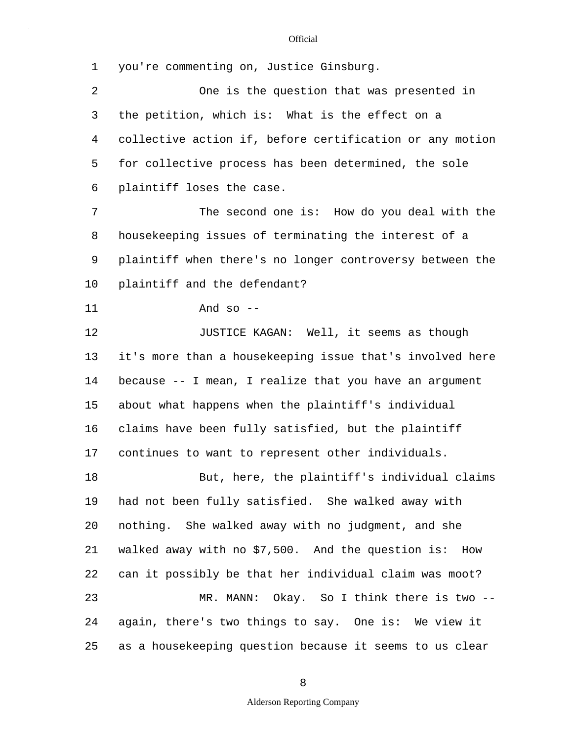you're commenting on, Justice Ginsburg.

One is the question that was presented in the petition, which is: What is the effect on a collective action if, before certification or any motion for collective process has been determined, the sole plaintiff loses the case.

The second one is: How do you deal with the housekeeping issues of terminating the interest of a plaintiff when there's no longer controversy between the plaintiff and the defendant?

And so --

JUSTICE KAGAN: Well, it seems as though it's more than a housekeeping issue that's involved here because -- I mean, I realize that you have an argument about what happens when the plaintiff's individual claims have been fully satisfied, but the plaintiff continues to want to represent other individuals.

But, here, the plaintiff's individual claims had not been fully satisfied. She walked away with nothing. She walked away with no judgment, and she walked away with no $7,500. And the question is: How can it possibly be that her individual claim was moot?

MR. MANN: Okay. So I think there is two -- again, there's two things to say. One is: We view it as a housekeeping question because it seems to us clear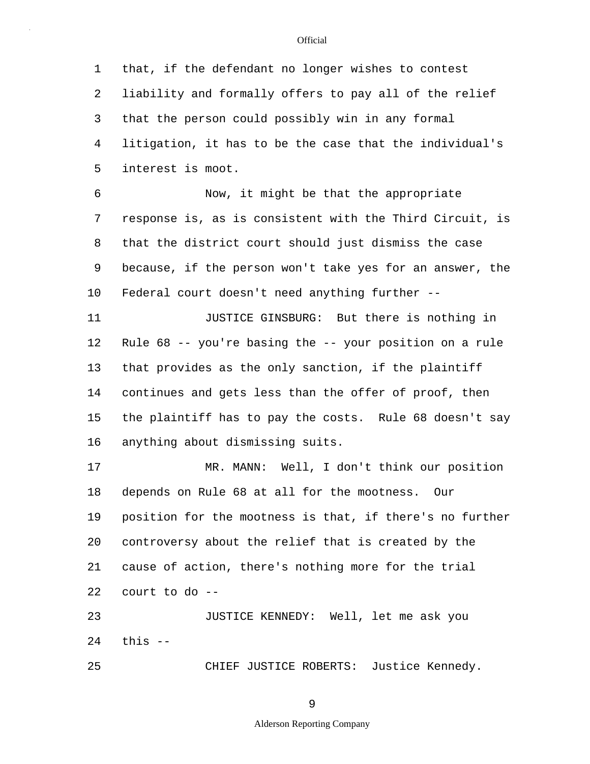that, if the defendant no longer wishes to contest liability and formally offers to pay all of the relief that the person could possibly win in any formal litigation, it has to be the case that the individual's interest is moot.

Now, it might be that the appropriate response is, as is consistent with the Third Circuit, is that the district court should just dismiss the case because, if the person won't take yes for an answer, the Federal court doesn't need anything further --

JUSTICE GINSBURG: But there is nothing in Rule 68 -- you're basing the -- your position on a rule that provides as the only sanction, if the plaintiff continues and gets less than the offer of proof, then the plaintiff has to pay the costs. Rule 68 doesn't say anything about dismissing suits.

MR. MANN: Well, I don't think our position depends on Rule 68 at all for the mootness. Our position for the mootness is that, if there's no further controversy about the relief that is created by the cause of action, there's nothing more for the trial court to do --

JUSTICE KENNEDY: Well, let me ask you this --

CHIEF JUSTICE ROBERTS: Justice Kennedy.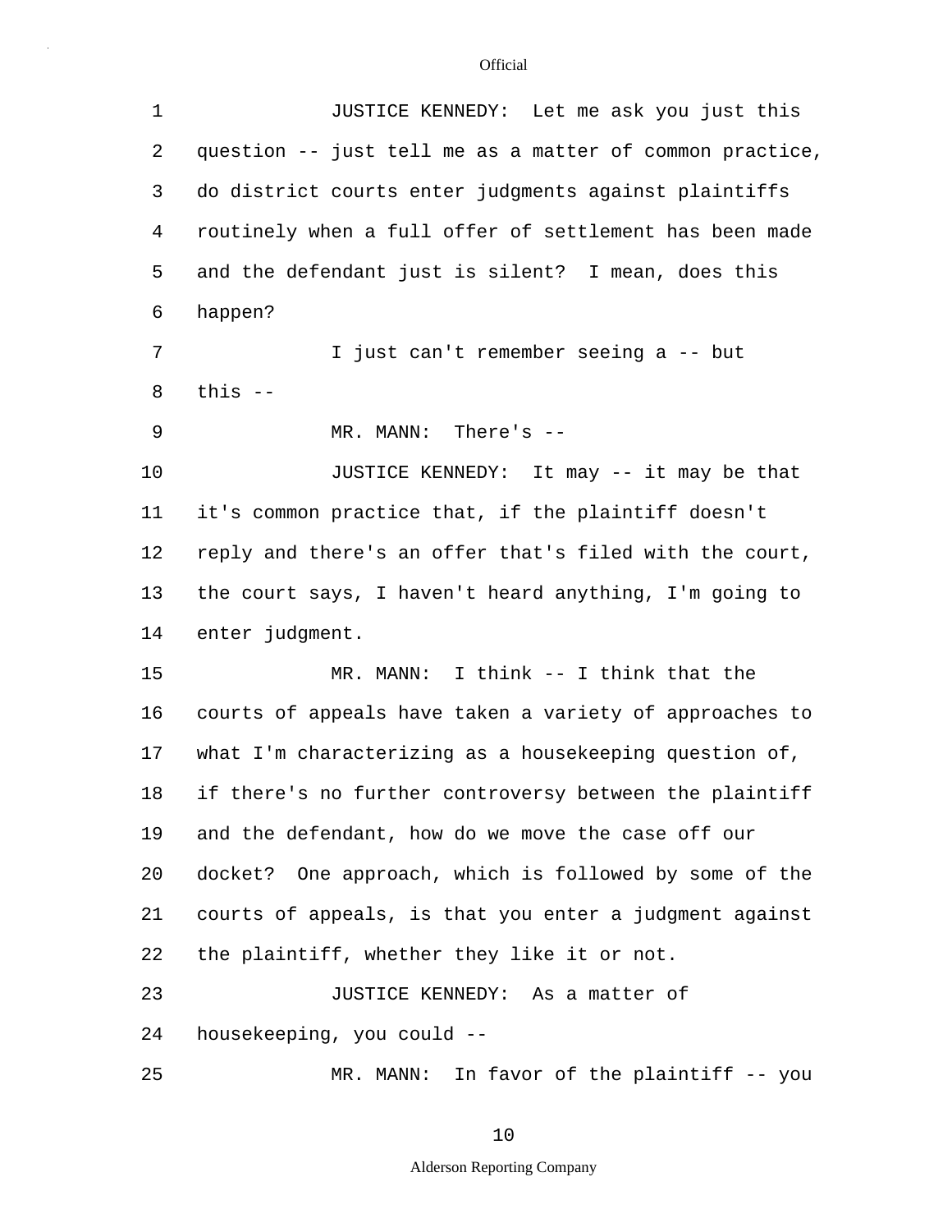JUSTICE KENNEDY: Let me ask you just this question -- just tell me as a matter of common practice, do district courts enter judgments against plaintiffs routinely when a full offer of settlement has been made and the defendant just is silent? I mean, does this happen?

I just can't remember seeing a -- but this --

MR. MANN: There's --

JUSTICE KENNEDY: It may -- it may be that it's common practice that, if the plaintiff doesn't reply and there's an offer that's filed with the court, the court says, I haven't heard anything, I'm going to enter judgment.

MR. MANN: I think -- I think that the courts of appeals have taken a variety of approaches to what I'm characterizing as a housekeeping question of, if there's no further controversy between the plaintiff and the defendant, how do we move the case off our docket? One approach, which is followed by some of the courts of appeals, is that you enter a judgment against the plaintiff, whether they like it or not.

JUSTICE KENNEDY: As a matter of housekeeping, you could --

MR. MANN: In favor of the plaintiff -- you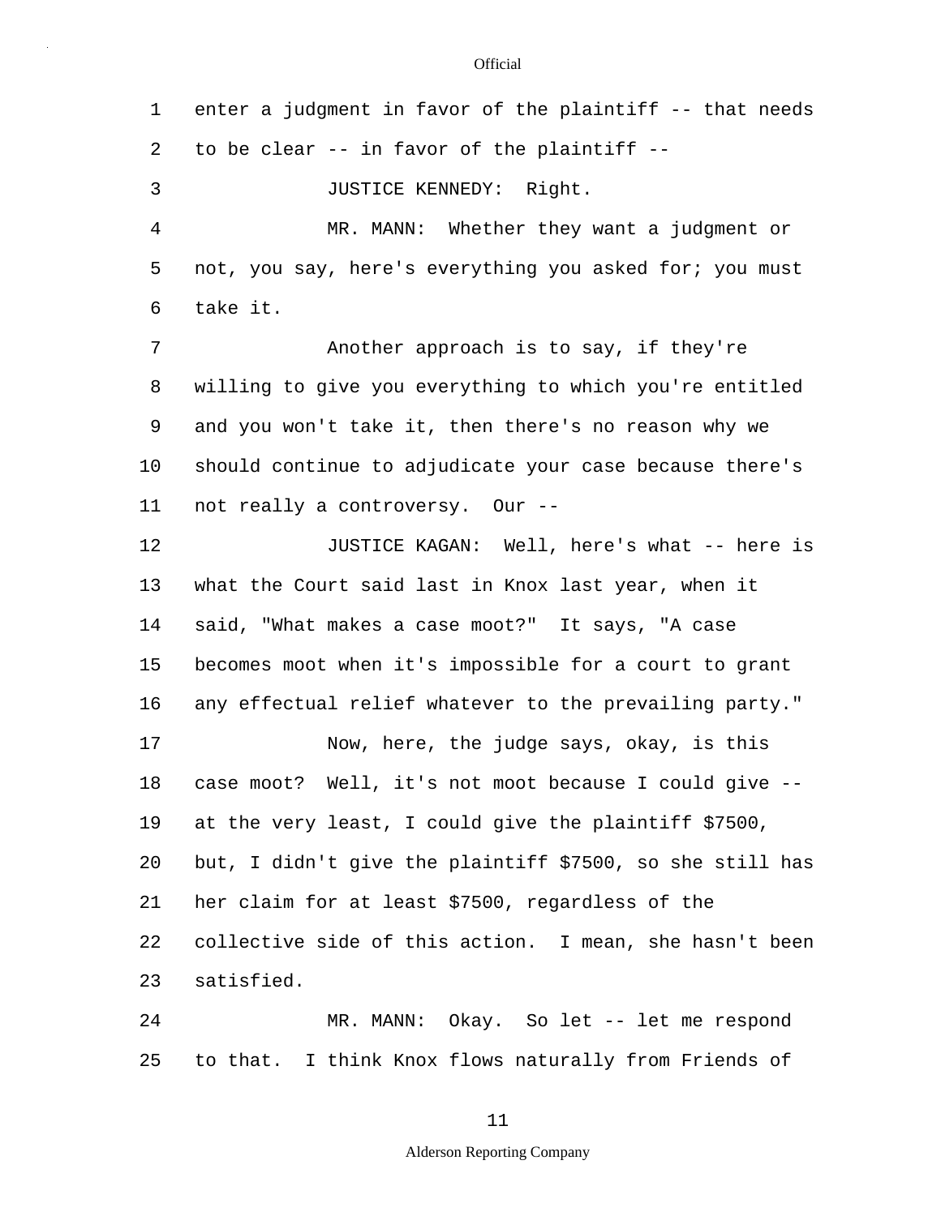enter a judgment in favor of the plaintiff -- that needs to be clear -- in favor of the plaintiff --

JUSTICE KENNEDY: Right.

MR. MANN: Whether they want a judgment or not, you say, here's everything you asked for; you must take it.

Another approach is to say, if they're willing to give you everything to which you're entitled and you won't take it, then there's no reason why we should continue to adjudicate your case because there's not really a controversy. Our --

JUSTICE KAGAN: Well, here's what -- here is what the Court said last in Knox last year, when it said, "What makes a case moot?" It says, "A case becomes moot when it's impossible for a court to grant any effectual relief whatever to the prevailing party."

Now, here, the judge says, okay, is this case moot? Well, it's not moot because I could give -- at the very least, I could give the plaintiff $7500, but, I didn't give the plaintiff $7500, so she still has her claim for at least $7500, regardless of the collective side of this action. I mean, she hasn't been satisfied.

MR. MANN: Okay. So let -- let me respond to that. I think Knox flows naturally from Friends of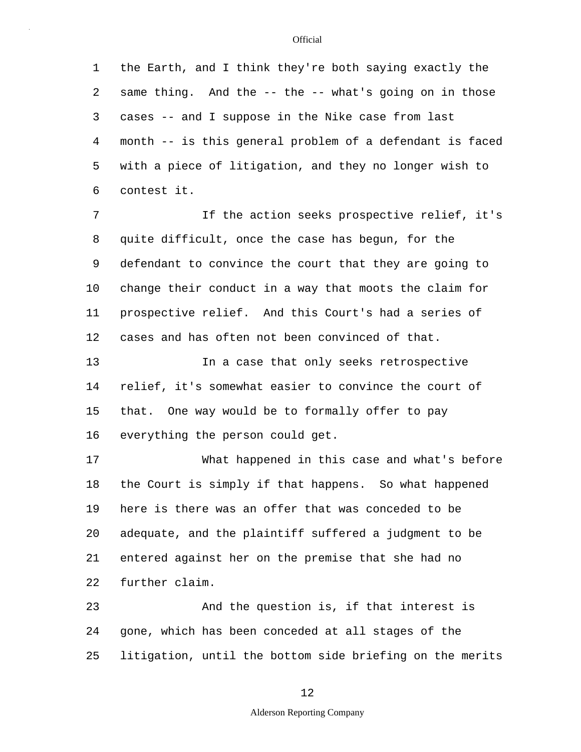the Earth, and I think they're both saying exactly the same thing. And the -- the -- what's going on in those cases -- and I suppose in the Nike case from last month -- is this general problem of a defendant is faced with a piece of litigation, and they no longer wish to contest it.

If the action seeks prospective relief, it's quite difficult, once the case has begun, for the defendant to convince the court that they are going to change their conduct in a way that moots the claim for prospective relief. And this Court's had a series of cases and has often not been convinced of that.

In a case that only seeks retrospective relief, it's somewhat easier to convince the court of that. One way would be to formally offer to pay everything the person could get.

What happened in this case and what's before the Court is simply if that happens. So what happened here is there was an offer that was conceded to be adequate, and the plaintiff suffered a judgment to be entered against her on the premise that she had no further claim.

And the question is, if that interest is gone, which has been conceded at all stages of the litigation, until the bottom side briefing on the merits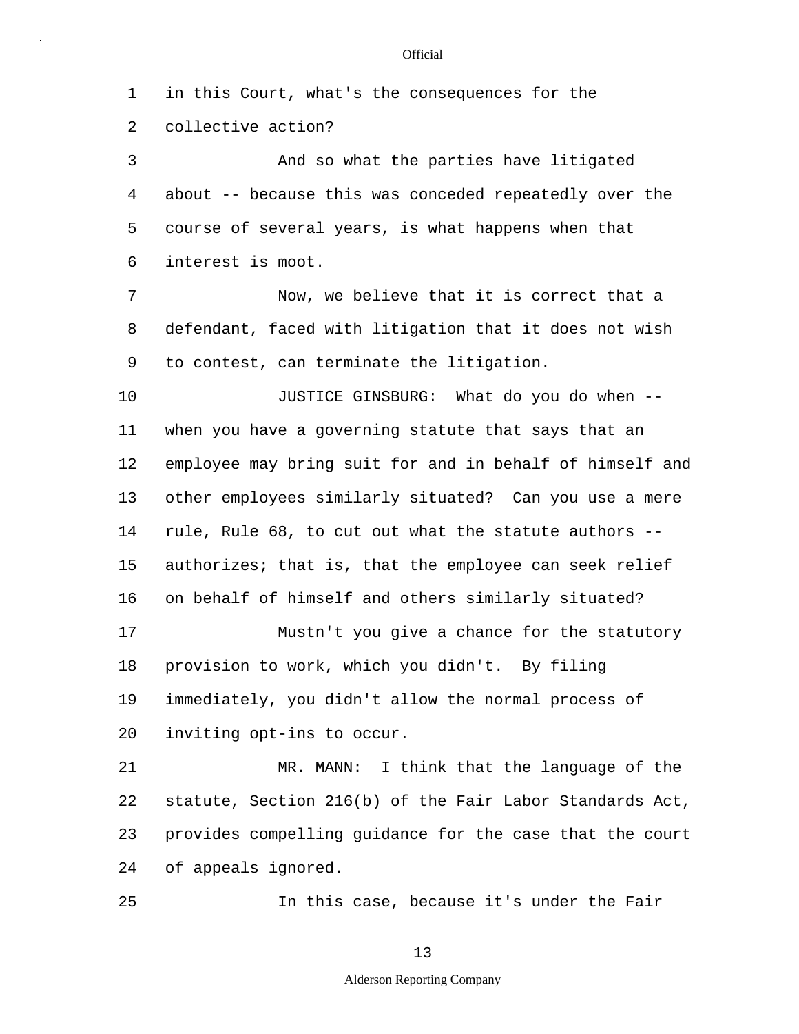in this Court, what's the consequences for the collective action?

And so what the parties have litigated about -- because this was conceded repeatedly over the course of several years, is what happens when that interest is moot.

Now, we believe that it is correct that a defendant, faced with litigation that it does not wish to contest, can terminate the litigation.

JUSTICE GINSBURG: What do you do when -- when you have a governing statute that says that an employee may bring suit for and in behalf of himself and other employees similarly situated? Can you use a mere rule, Rule 68, to cut out what the statute authors -- authorizes; that is, that the employee can seek relief on behalf of himself and others similarly situated?

Mustn't you give a chance for the statutory provision to work, which you didn't. By filing immediately, you didn't allow the normal process of inviting opt-ins to occur.

MR. MANN: I think that the language of the statute, Section 216(b) of the Fair Labor Standards Act, provides compelling guidance for the case that the court of appeals ignored.

In this case, because it's under the Fair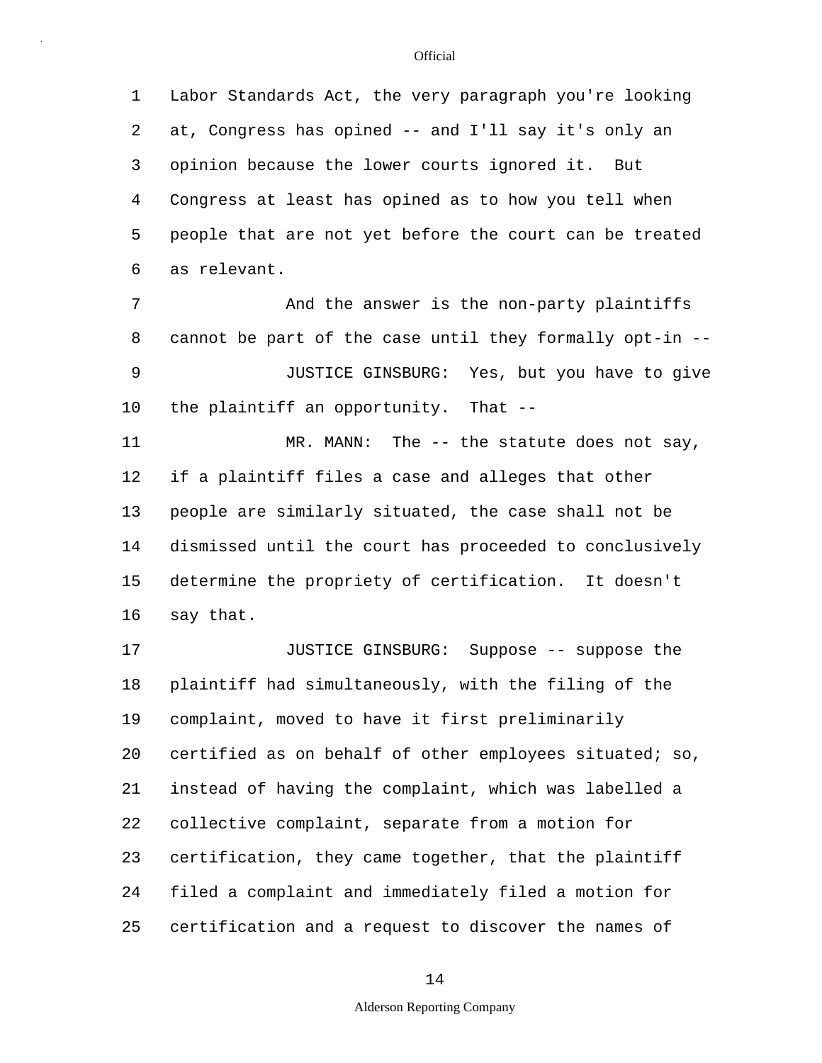Labor Standards Act, the very paragraph you're looking at, Congress has opined -- and I'll say it's only an opinion because the lower courts ignored it. But Congress at least has opined as to how you tell when people that are not yet before the court can be treated as relevant.

And the answer is the non-party plaintiffs cannot be part of the case until they formally opt-in --

JUSTICE GINSBURG: Yes, but you have to give the plaintiff an opportunity. That --

MR. MANN: The -- the statute does not say, if a plaintiff files a case and alleges that other people are similarly situated, the case shall not be dismissed until the court has proceeded to conclusively determine the propriety of certification. It doesn't say that.

JUSTICE GINSBURG: Suppose -- suppose the plaintiff had simultaneously, with the filing of the complaint, moved to have it first preliminarily certified as on behalf of other employees situated; so, instead of having the complaint, which was labelled a collective complaint, separate from a motion for certification, they came together, that the plaintiff filed a complaint and immediately filed a motion for certification and a request to discover the names of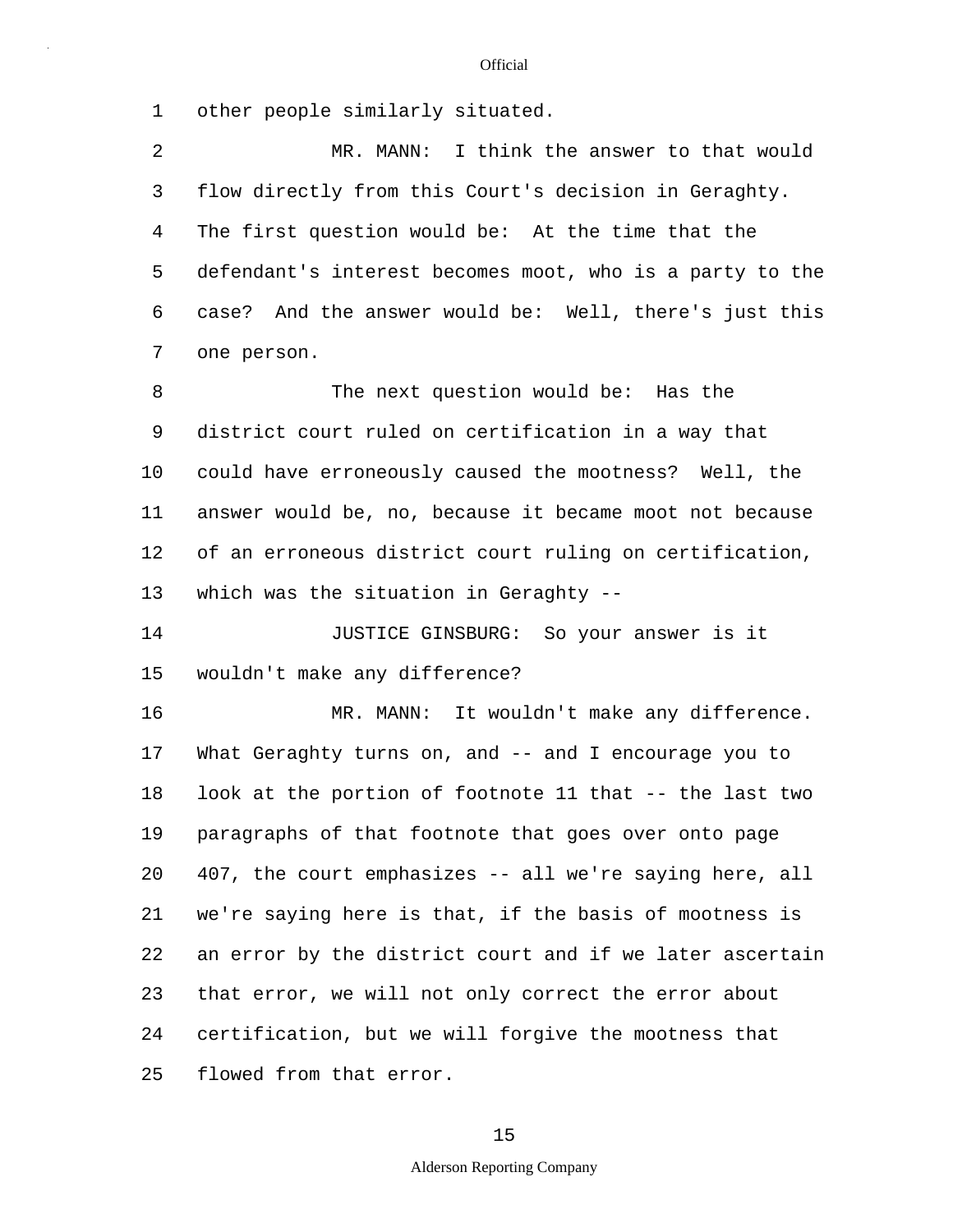other people similarly situated.

MR. MANN: I think the answer to that would flow directly from this Court's decision in Geraghty. The first question would be: At the time that the defendant's interest becomes moot, who is a party to the case? And the answer would be: Well, there's just this one person.

The next question would be: Has the district court ruled on certification in a way that could have erroneously caused the mootness? Well, the answer would be, no, because it became moot not because of an erroneous district court ruling on certification, which was the situation in Geraghty --

JUSTICE GINSBURG: So your answer is it wouldn't make any difference?

MR. MANN: It wouldn't make any difference. What Geraghty turns on, and -- and I encourage you to look at the portion of footnote 11 that -- the last two paragraphs of that footnote that goes over onto page 407, the court emphasizes -- all we're saying here, all we're saying here is that, if the basis of mootness is an error by the district court and if we later ascertain that error, we will not only correct the error about certification, but we will forgive the mootness that flowed from that error.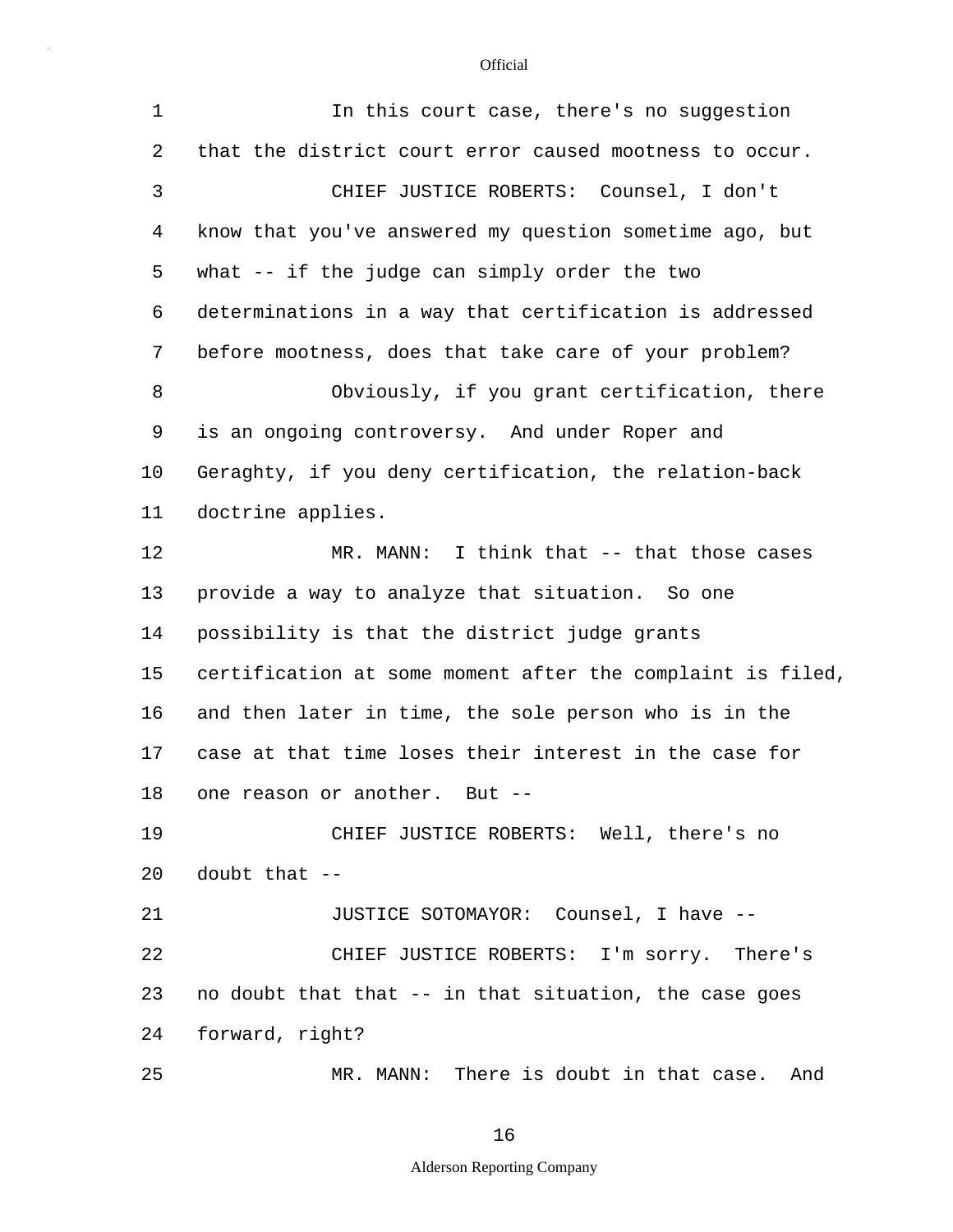In this court case, there's no suggestion that the district court error caused mootness to occur.

CHIEF JUSTICE ROBERTS: Counsel, I don't know that you've answered my question sometime ago, but what -- if the judge can simply order the two determinations in a way that certification is addressed before mootness, does that take care of your problem?

Obviously, if you grant certification, there is an ongoing controversy. And under Roper and Geraghty, if you deny certification, the relation-back doctrine applies.

MR. MANN: I think that -- that those cases provide a way to analyze that situation. So one possibility is that the district judge grants certification at some moment after the complaint is filed, and then later in time, the sole person who is in the case at that time loses their interest in the case for one reason or another. But --

CHIEF JUSTICE ROBERTS: Well, there's no doubt that --

JUSTICE SOTOMAYOR: Counsel, I have --

CHIEF JUSTICE ROBERTS: I'm sorry. There's no doubt that that -- in that situation, the case goes forward, right?

MR. MANN: There is doubt in that case. And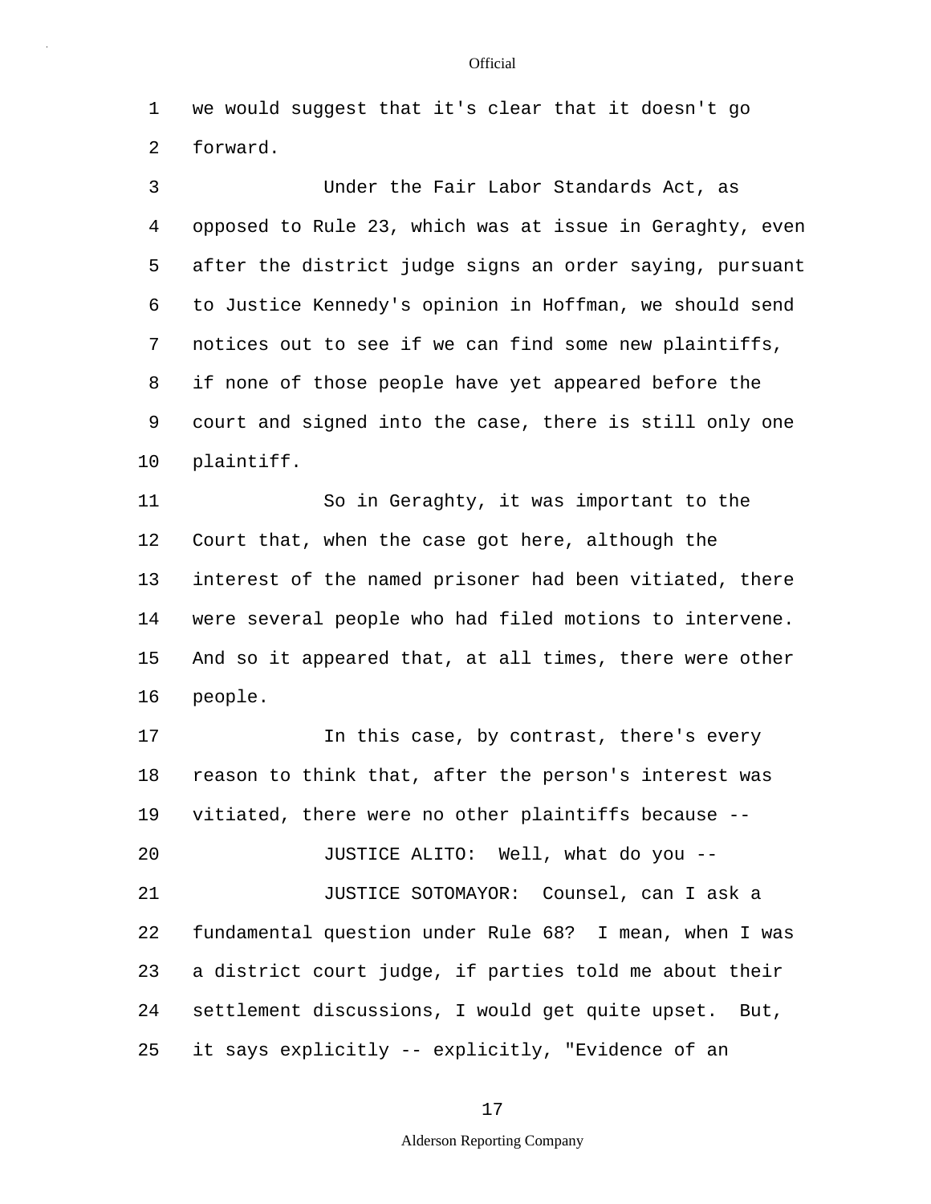we would suggest that it's clear that it doesn't go forward.

Under the Fair Labor Standards Act, as opposed to Rule 23, which was at issue in Geraghty, even after the district judge signs an order saying, pursuant to Justice Kennedy's opinion in Hoffman, we should send notices out to see if we can find some new plaintiffs, if none of those people have yet appeared before the court and signed into the case, there is still only one plaintiff.

So in Geraghty, it was important to the Court that, when the case got here, although the interest of the named prisoner had been vitiated, there were several people who had filed motions to intervene. And so it appeared that, at all times, there were other people.

In this case, by contrast, there's every reason to think that, after the person's interest was vitiated, there were no other plaintiffs because --

JUSTICE ALITO: Well, what do you --

JUSTICE SOTOMAYOR: Counsel, can I ask a fundamental question under Rule 68? I mean, when I was a district court judge, if parties told me about their settlement discussions, I would get quite upset. But, it says explicitly -- explicitly, "Evidence of an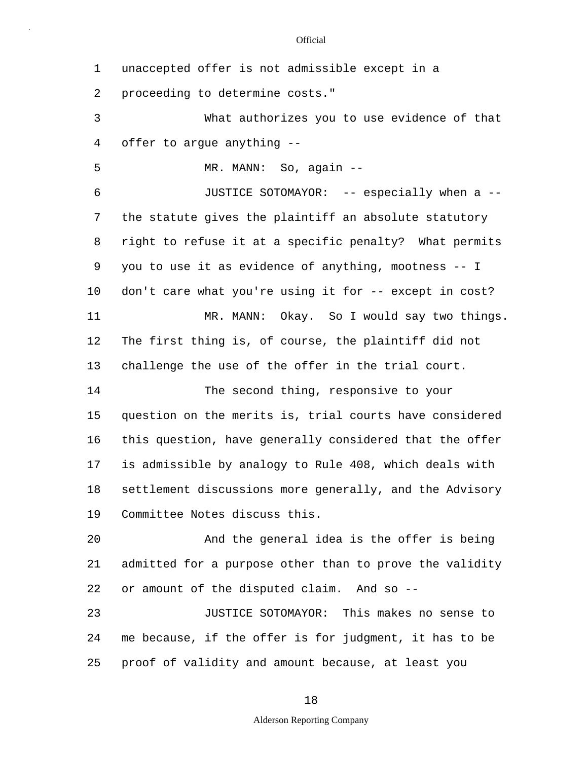1 unaccepted offer is not admissible except in a

2 proceeding to determine costs."

3 What authorizes you to use evidence of that

4 offer to argue anything --

5 MR. MANN: So, again --

6 JUSTICE SOTOMAYOR: -- especially when a --

7 the statute gives the plaintiff an absolute statutory

8 right to refuse it at a specific penalty? What permits

9 you to use it as evidence of anything, mootness -- I

10 don't care what you're using it for -- except in cost?

11 MR. MANN: Okay. So I would say two things.

12 The first thing is, of course, the plaintiff did not

13 challenge the use of the offer in the trial court.

14 The second thing, responsive to your

15 question on the merits is, trial courts have considered

16 this question, have generally considered that the offer

17 is admissible by analogy to Rule 408, which deals with

18 settlement discussions more generally, and the Advisory

19 Committee Notes discuss this.

20 And the general idea is the offer is being

21 admitted for a purpose other than to prove the validity

22 or amount of the disputed claim. And so --

23 JUSTICE SOTOMAYOR: This makes no sense to

24 me because, if the offer is for judgment, it has to be

25 proof of validity and amount because, at least you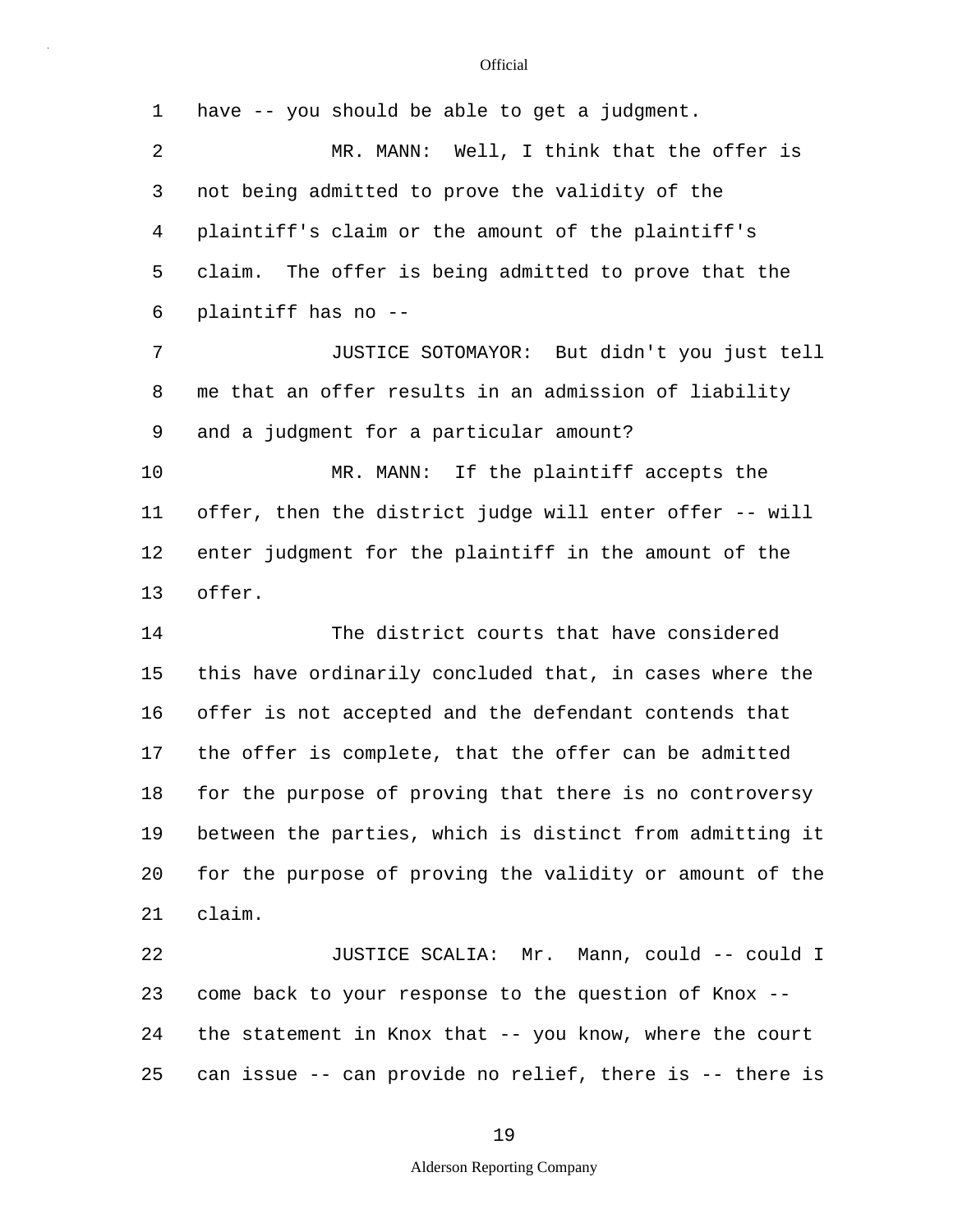have -- you should be able to get a judgment.

MR. MANN: Well, I think that the offer is not being admitted to prove the validity of the plaintiff's claim or the amount of the plaintiff's claim. The offer is being admitted to prove that the plaintiff has no --

JUSTICE SOTOMAYOR: But didn't you just tell me that an offer results in an admission of liability and a judgment for a particular amount?

MR. MANN: If the plaintiff accepts the offer, then the district judge will enter offer -- will enter judgment for the plaintiff in the amount of the offer.

The district courts that have considered this have ordinarily concluded that, in cases where the offer is not accepted and the defendant contends that the offer is complete, that the offer can be admitted for the purpose of proving that there is no controversy between the parties, which is distinct from admitting it for the purpose of proving the validity or amount of the claim.

JUSTICE SCALIA: Mr. Mann, could -- could I come back to your response to the question of Knox -- the statement in Knox that -- you know, where the court can issue -- can provide no relief, there is -- there is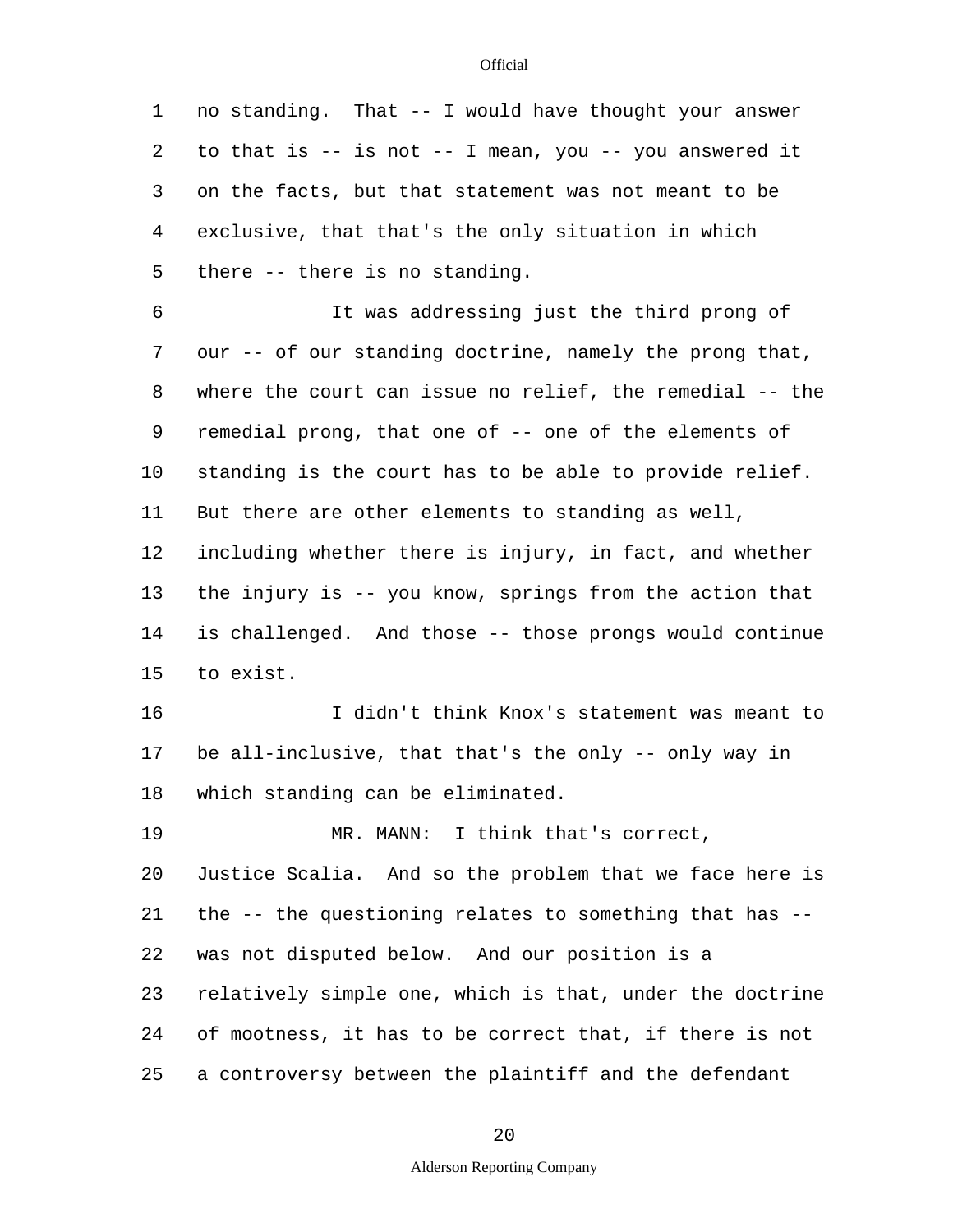no standing. That -- I would have thought your answer to that is -- is not -- I mean, you -- you answered it on the facts, but that statement was not meant to be exclusive, that that's the only situation in which there -- there is no standing.

It was addressing just the third prong of our -- of our standing doctrine, namely the prong that, where the court can issue no relief, the remedial -- the remedial prong, that one of -- one of the elements of standing is the court has to be able to provide relief. But there are other elements to standing as well, including whether there is injury, in fact, and whether the injury is -- you know, springs from the action that is challenged. And those -- those prongs would continue to exist.

I didn't think Knox's statement was meant to be all-inclusive, that that's the only -- only way in which standing can be eliminated.

MR. MANN: I think that's correct, Justice Scalia. And so the problem that we face here is the -- the questioning relates to something that has -- was not disputed below. And our position is a relatively simple one, which is that, under the doctrine of mootness, it has to be correct that, if there is not a controversy between the plaintiff and the defendant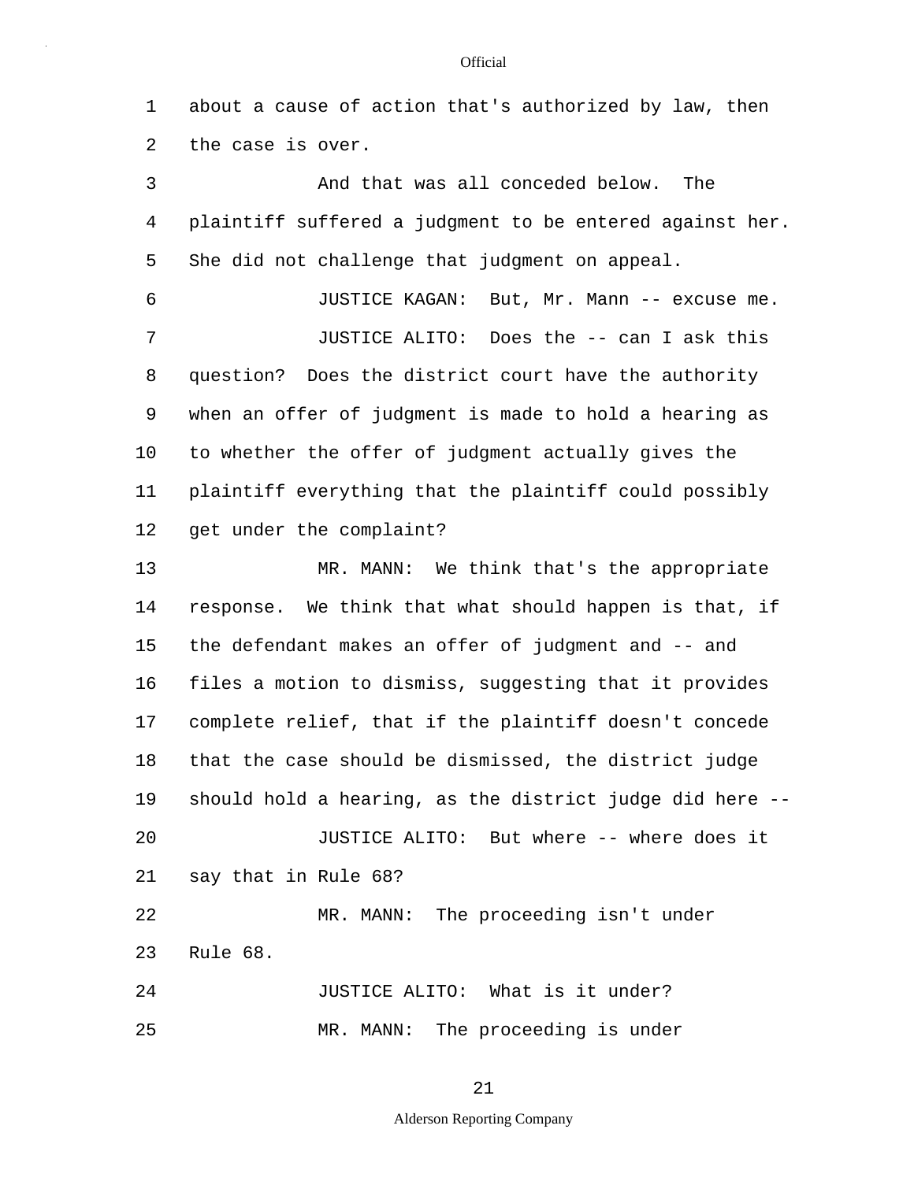about a cause of action that's authorized by law, then the case is over.

And that was all conceded below. The plaintiff suffered a judgment to be entered against her. She did not challenge that judgment on appeal.

JUSTICE KAGAN: But, Mr. Mann -- excuse me.

JUSTICE ALITO: Does the -- can I ask this question? Does the district court have the authority when an offer of judgment is made to hold a hearing as to whether the offer of judgment actually gives the plaintiff everything that the plaintiff could possibly get under the complaint?

MR. MANN: We think that's the appropriate response. We think that what should happen is that, if the defendant makes an offer of judgment and -- and files a motion to dismiss, suggesting that it provides complete relief, that if the plaintiff doesn't concede that the case should be dismissed, the district judge should hold a hearing, as the district judge did here --

JUSTICE ALITO: But where -- where does it say that in Rule 68?

MR. MANN: The proceeding isn't under Rule 68.

JUSTICE ALITO: What is it under?

MR. MANN: The proceeding is under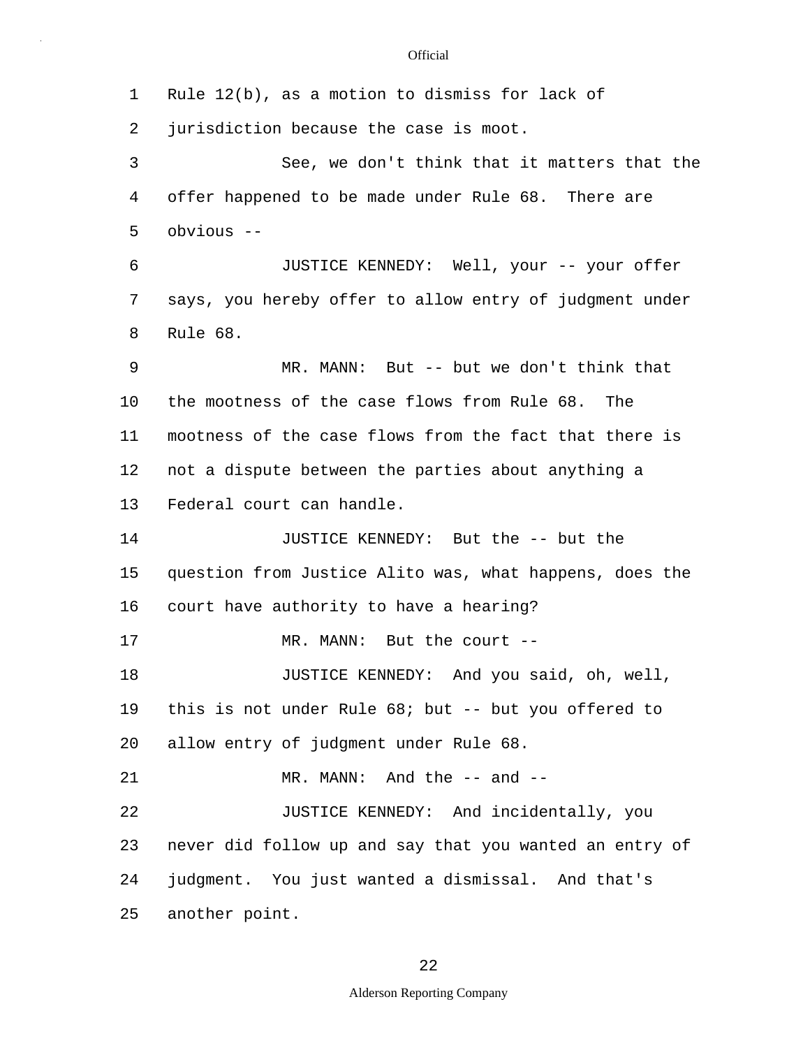Rule 12(b), as a motion to dismiss for lack of jurisdiction because the case is moot.

See, we don't think that it matters that the offer happened to be made under Rule 68. There are obvious --

JUSTICE KENNEDY: Well, your -- your offer says, you hereby offer to allow entry of judgment under Rule 68.

MR. MANN: But -- but we don't think that the mootness of the case flows from Rule 68. The mootness of the case flows from the fact that there is not a dispute between the parties about anything a Federal court can handle.

JUSTICE KENNEDY: But the -- but the question from Justice Alito was, what happens, does the court have authority to have a hearing?

MR. MANN: But the court --

JUSTICE KENNEDY: And you said, oh, well, this is not under Rule 68; but -- but you offered to allow entry of judgment under Rule 68.

MR. MANN: And the -- and --

JUSTICE KENNEDY: And incidentally, you never did follow up and say that you wanted an entry of judgment. You just wanted a dismissal. And that's another point.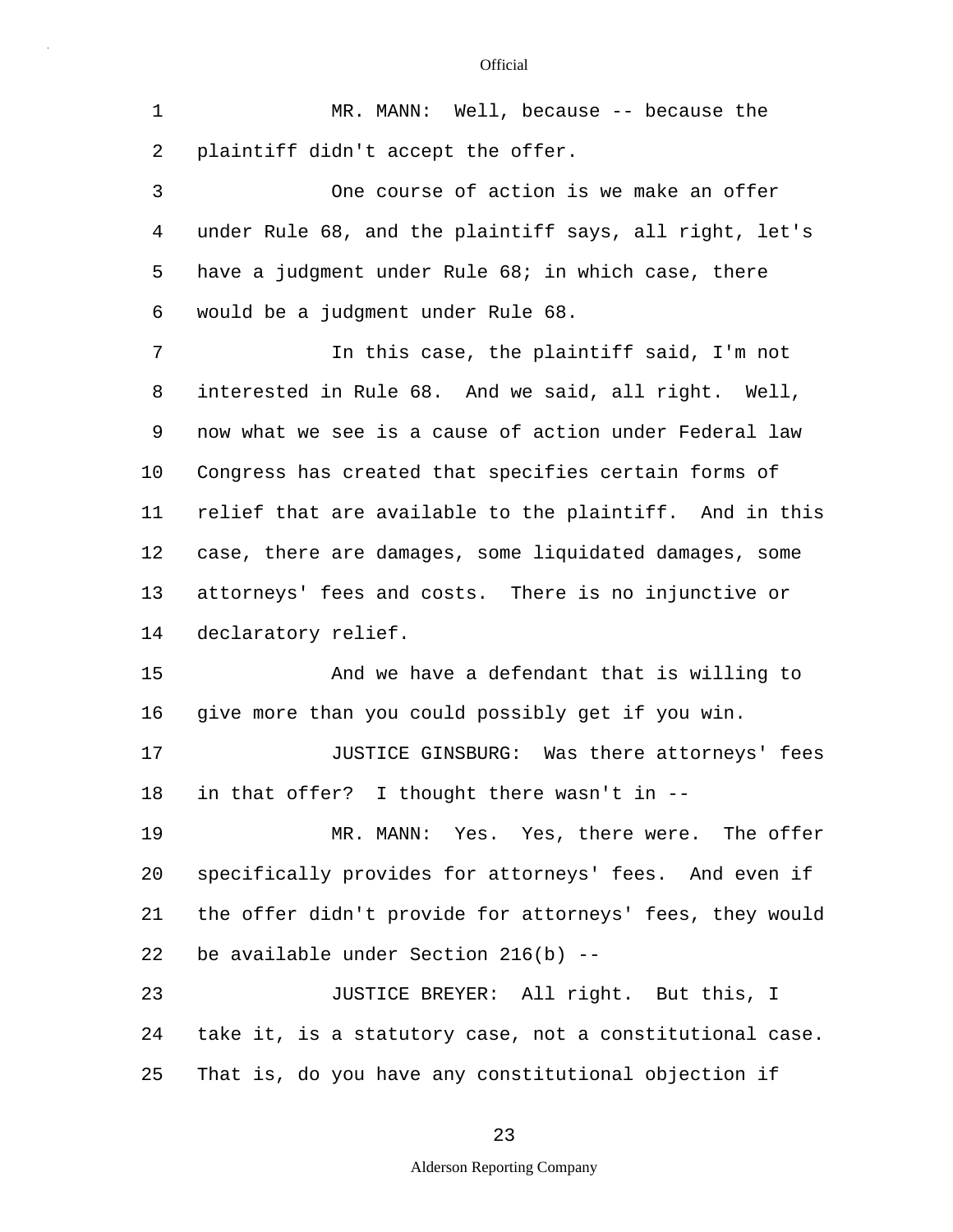MR. MANN: Well, because -- because the plaintiff didn't accept the offer.

One course of action is we make an offer under Rule 68, and the plaintiff says, all right, let's have a judgment under Rule 68; in which case, there would be a judgment under Rule 68.

In this case, the plaintiff said, I'm not interested in Rule 68. And we said, all right. Well, now what we see is a cause of action under Federal law Congress has created that specifies certain forms of relief that are available to the plaintiff. And in this case, there are damages, some liquidated damages, some attorneys' fees and costs. There is no injunctive or declaratory relief.

And we have a defendant that is willing to give more than you could possibly get if you win.

JUSTICE GINSBURG: Was there attorneys' fees in that offer? I thought there wasn't in --

MR. MANN: Yes. Yes, there were. The offer specifically provides for attorneys' fees. And even if the offer didn't provide for attorneys' fees, they would be available under Section 216(b) --

JUSTICE BREYER: All right. But this, I take it, is a statutory case, not a constitutional case. That is, do you have any constitutional objection if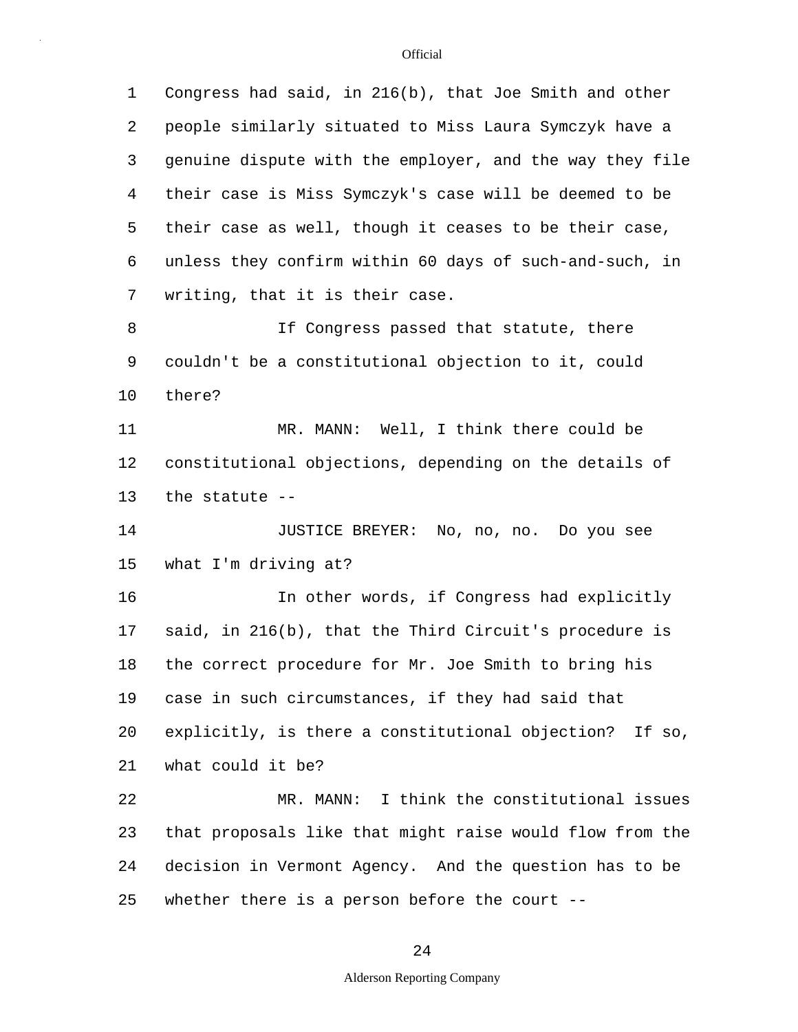Congress had said, in 216(b), that Joe Smith and other people similarly situated to Miss Laura Symczyk have a genuine dispute with the employer, and the way they file their case is Miss Symczyk's case will be deemed to be their case as well, though it ceases to be their case, unless they confirm within 60 days of such-and-such, in writing, that it is their case.

If Congress passed that statute, there couldn't be a constitutional objection to it, could there?

MR. MANN: Well, I think there could be constitutional objections, depending on the details of the statute --

JUSTICE BREYER: No, no, no. Do you see what I'm driving at?

In other words, if Congress had explicitly said, in 216(b), that the Third Circuit's procedure is the correct procedure for Mr. Joe Smith to bring his case in such circumstances, if they had said that explicitly, is there a constitutional objection? If so, what could it be?

MR. MANN: I think the constitutional issues that proposals like that might raise would flow from the decision in Vermont Agency. And the question has to be whether there is a person before the court --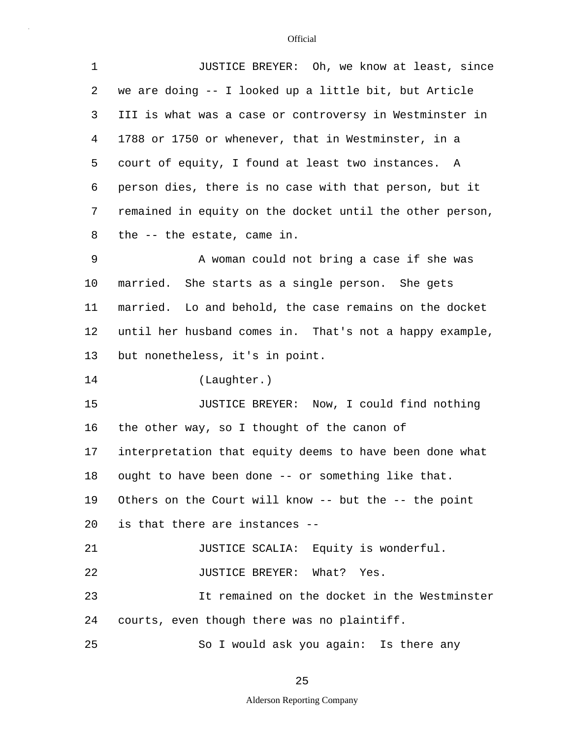JUSTICE BREYER: Oh, we know at least, since we are doing -- I looked up a little bit, but Article III is what was a case or controversy in Westminster in 1788 or 1750 or whenever, that in Westminster, in a court of equity, I found at least two instances. A person dies, there is no case with that person, but it remained in equity on the docket until the other person, the -- the estate, came in.

A woman could not bring a case if she was married. She starts as a single person. She gets married. Lo and behold, the case remains on the docket until her husband comes in. That's not a happy example, but nonetheless, it's in point.

(Laughter.)

JUSTICE BREYER: Now, I could find nothing the other way, so I thought of the canon of interpretation that equity deems to have been done what ought to have been done -- or something like that. Others on the Court will know -- but the -- the point is that there are instances --

JUSTICE SCALIA: Equity is wonderful.

JUSTICE BREYER: What? Yes.

It remained on the docket in the Westminster courts, even though there was no plaintiff.

So I would ask you again: Is there any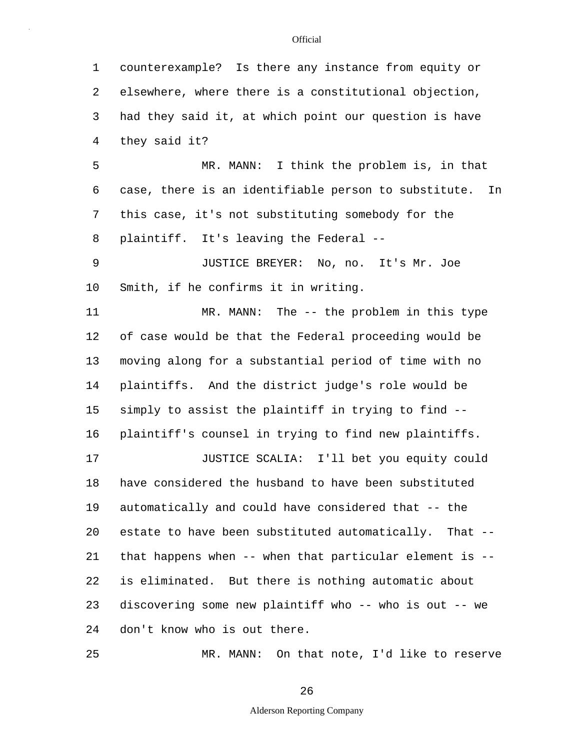counterexample? Is there any instance from equity or elsewhere, where there is a constitutional objection, had they said it, at which point our question is have they said it?

MR. MANN: I think the problem is, in that case, there is an identifiable person to substitute. In this case, it's not substituting somebody for the plaintiff. It's leaving the Federal --

JUSTICE BREYER: No, no. It's Mr. Joe Smith, if he confirms it in writing.

MR. MANN: The -- the problem in this type of case would be that the Federal proceeding would be moving along for a substantial period of time with no plaintiffs. And the district judge's role would be simply to assist the plaintiff in trying to find -- plaintiff's counsel in trying to find new plaintiffs.

JUSTICE SCALIA: I'll bet you equity could have considered the husband to have been substituted automatically and could have considered that -- the estate to have been substituted automatically. That -- that happens when -- when that particular element is -- is eliminated. But there is nothing automatic about discovering some new plaintiff who -- who is out -- we don't know who is out there.

MR. MANN: On that note, I'd like to reserve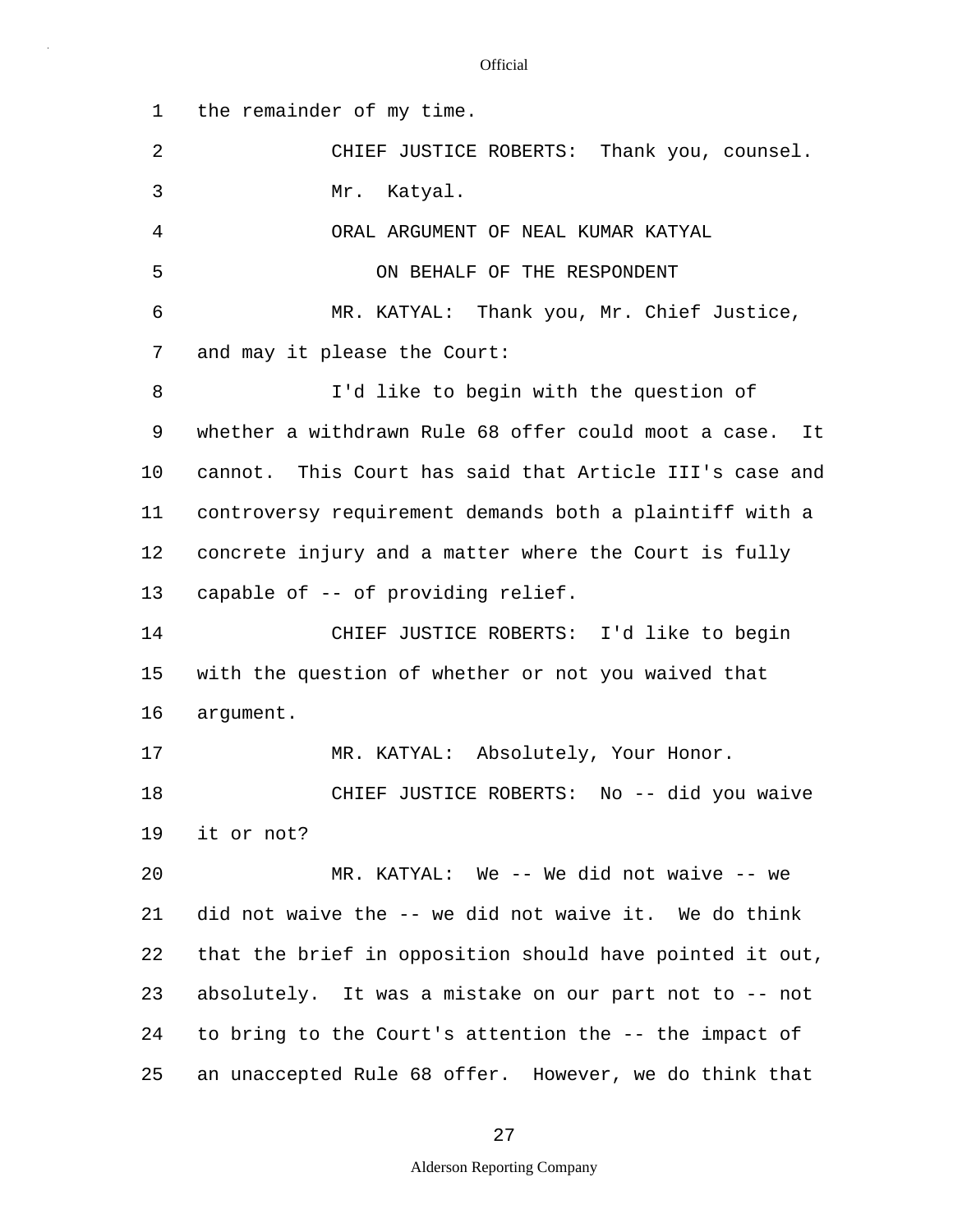1 the remainder of my time.

2 CHIEF JUSTICE ROBERTS: Thank you, counsel.

3 Mr. Katyal.

4 ORAL ARGUMENT OF NEAL KUMAR KATYAL

5 ON BEHALF OF THE RESPONDENT

6 MR. KATYAL: Thank you, Mr. Chief Justice,

7 and may it please the Court:

8 I'd like to begin with the question of

9 whether a withdrawn Rule 68 offer could moot a case. It

10 cannot. This Court has said that Article III's case and

11 controversy requirement demands both a plaintiff with a

12 concrete injury and a matter where the Court is fully

13 capable of -- of providing relief.

14 CHIEF JUSTICE ROBERTS: I'd like to begin

15 with the question of whether or not you waived that

16 argument.

17 MR. KATYAL: Absolutely, Your Honor.

18 CHIEF JUSTICE ROBERTS: No -- did you waive

19 it or not?

20 MR. KATYAL: We -- We did not waive -- we

21 did not waive the -- we did not waive it. We do think

22 that the brief in opposition should have pointed it out,

23 absolutely. It was a mistake on our part not to -- not

24 to bring to the Court's attention the -- the impact of

25 an unaccepted Rule 68 offer. However, we do think that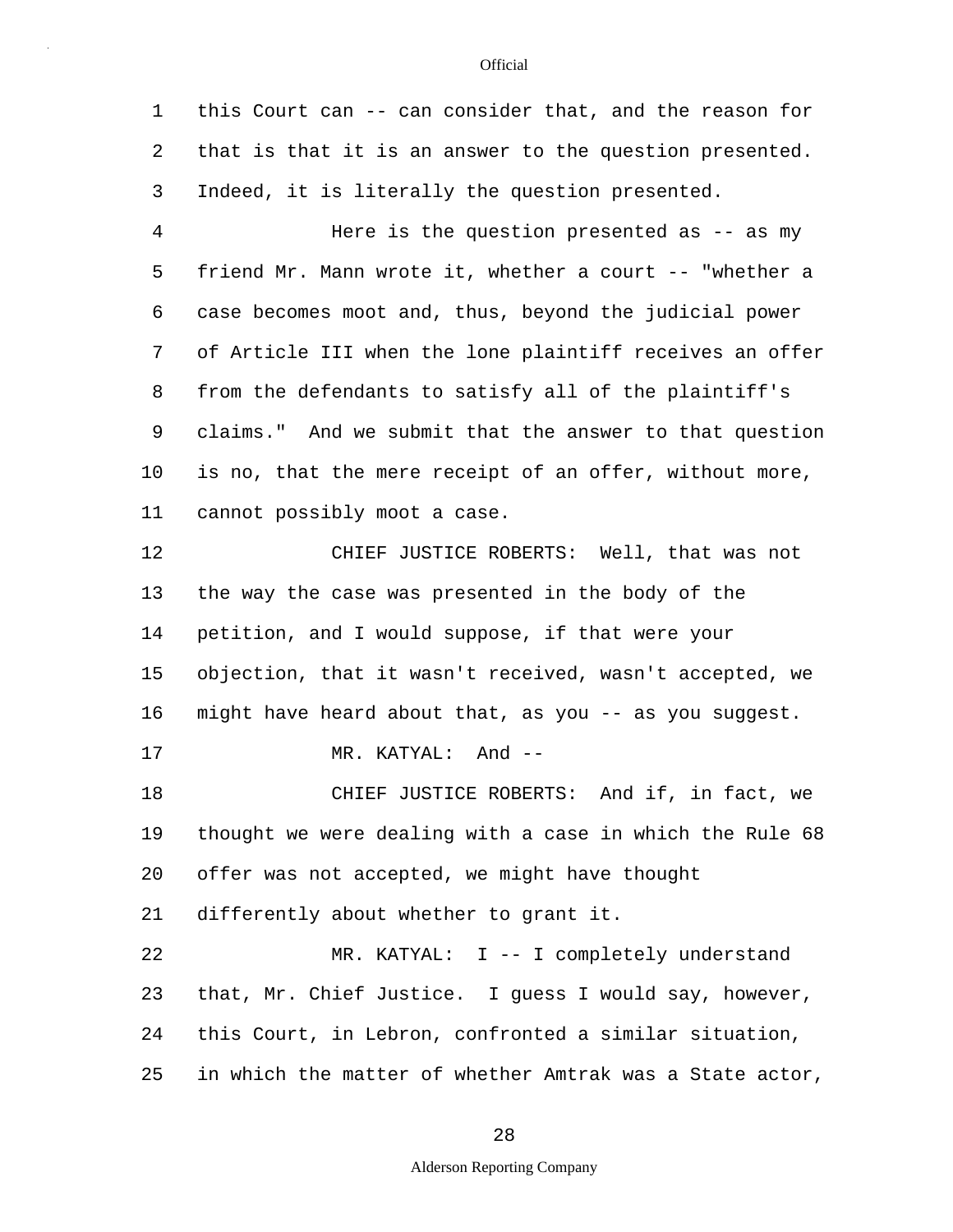this Court can -- can consider that, and the reason for that is that it is an answer to the question presented. Indeed, it is literally the question presented.

Here is the question presented as -- as my friend Mr. Mann wrote it, whether a court -- "whether a case becomes moot and, thus, beyond the judicial power of Article III when the lone plaintiff receives an offer from the defendants to satisfy all of the plaintiff's claims." And we submit that the answer to that question is no, that the mere receipt of an offer, without more, cannot possibly moot a case.

CHIEF JUSTICE ROBERTS: Well, that was not the way the case was presented in the body of the petition, and I would suppose, if that were your objection, that it wasn't received, wasn't accepted, we might have heard about that, as you -- as you suggest.

MR. KATYAL: And --

CHIEF JUSTICE ROBERTS: And if, in fact, we thought we were dealing with a case in which the Rule 68 offer was not accepted, we might have thought differently about whether to grant it.

MR. KATYAL: I -- I completely understand that, Mr. Chief Justice. I guess I would say, however, this Court, in Lebron, confronted a similar situation, in which the matter of whether Amtrak was a State actor,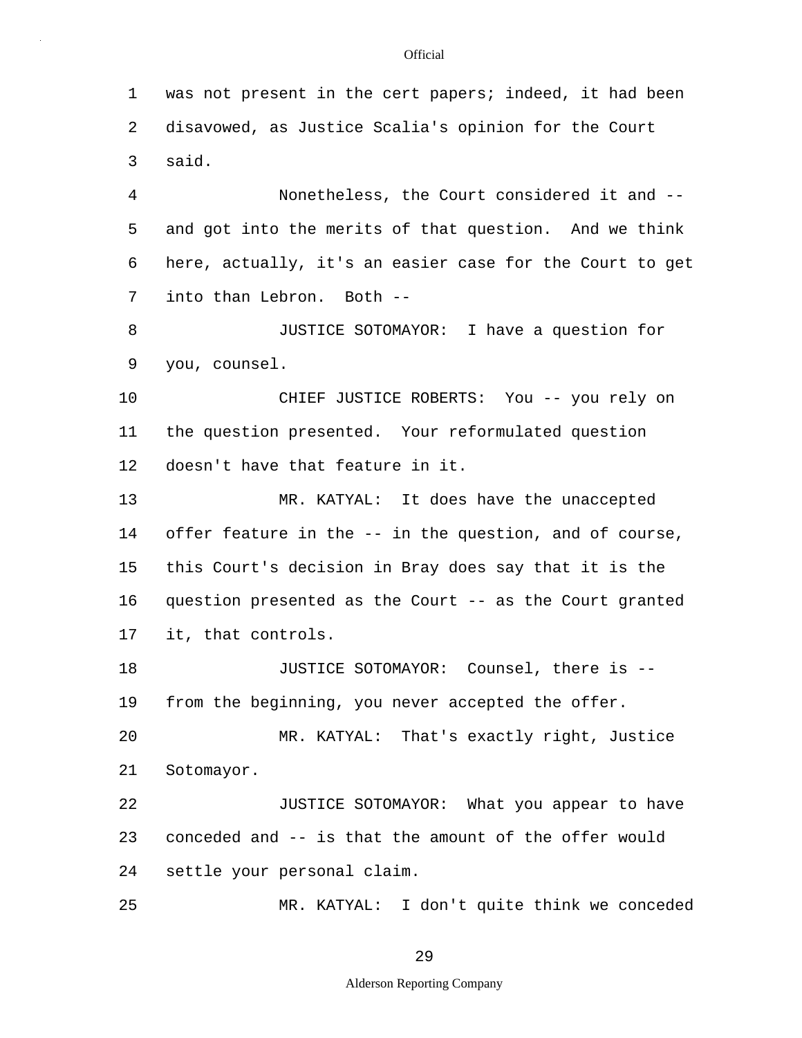was not present in the cert papers; indeed, it had been disavowed, as Justice Scalia's opinion for the Court said.

Nonetheless, the Court considered it and -- and got into the merits of that question. And we think here, actually, it's an easier case for the Court to get into than Lebron. Both --

JUSTICE SOTOMAYOR: I have a question for you, counsel.

CHIEF JUSTICE ROBERTS: You -- you rely on the question presented. Your reformulated question doesn't have that feature in it.

MR. KATYAL: It does have the unaccepted offer feature in the -- in the question, and of course, this Court's decision in Bray does say that it is the question presented as the Court -- as the Court granted it, that controls.

JUSTICE SOTOMAYOR: Counsel, there is -- from the beginning, you never accepted the offer.

MR. KATYAL: That's exactly right, Justice Sotomayor.

JUSTICE SOTOMAYOR: What you appear to have conceded and -- is that the amount of the offer would settle your personal claim.

MR. KATYAL: I don't quite think we conceded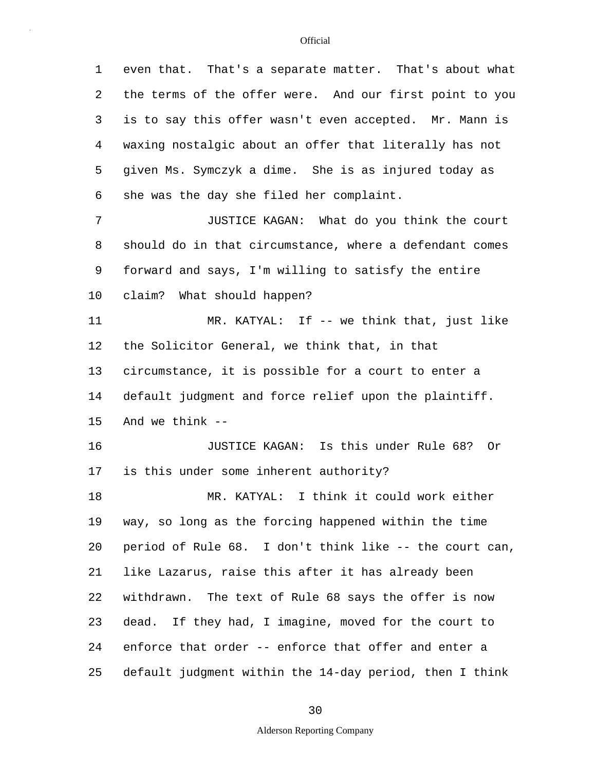1 even that. That's a separate matter. That's about what
2 the terms of the offer were. And our first point to you
3 is to say this offer wasn't even accepted. Mr. Mann is
4 waxing nostalgic about an offer that literally has not
5 given Ms. Symczyk a dime. She is as injured today as
6 she was the day she filed her complaint.

7 JUSTICE KAGAN: What do you think the court
8 should do in that circumstance, where a defendant comes
9 forward and says, I'm willing to satisfy the entire
10 claim? What should happen?

11 MR. KATYAL: If -- we think that, just like
12 the Solicitor General, we think that, in that
13 circumstance, it is possible for a court to enter a
14 default judgment and force relief upon the plaintiff.
15 And we think --

16 JUSTICE KAGAN: Is this under Rule 68? Or
17 is this under some inherent authority?

18 MR. KATYAL: I think it could work either
19 way, so long as the forcing happened within the time
20 period of Rule 68. I don't think like -- the court can,
21 like Lazarus, raise this after it has already been
22 withdrawn. The text of Rule 68 says the offer is now
23 dead. If they had, I imagine, moved for the court to
24 enforce that order -- enforce that offer and enter a
25 default judgment within the 14-day period, then I think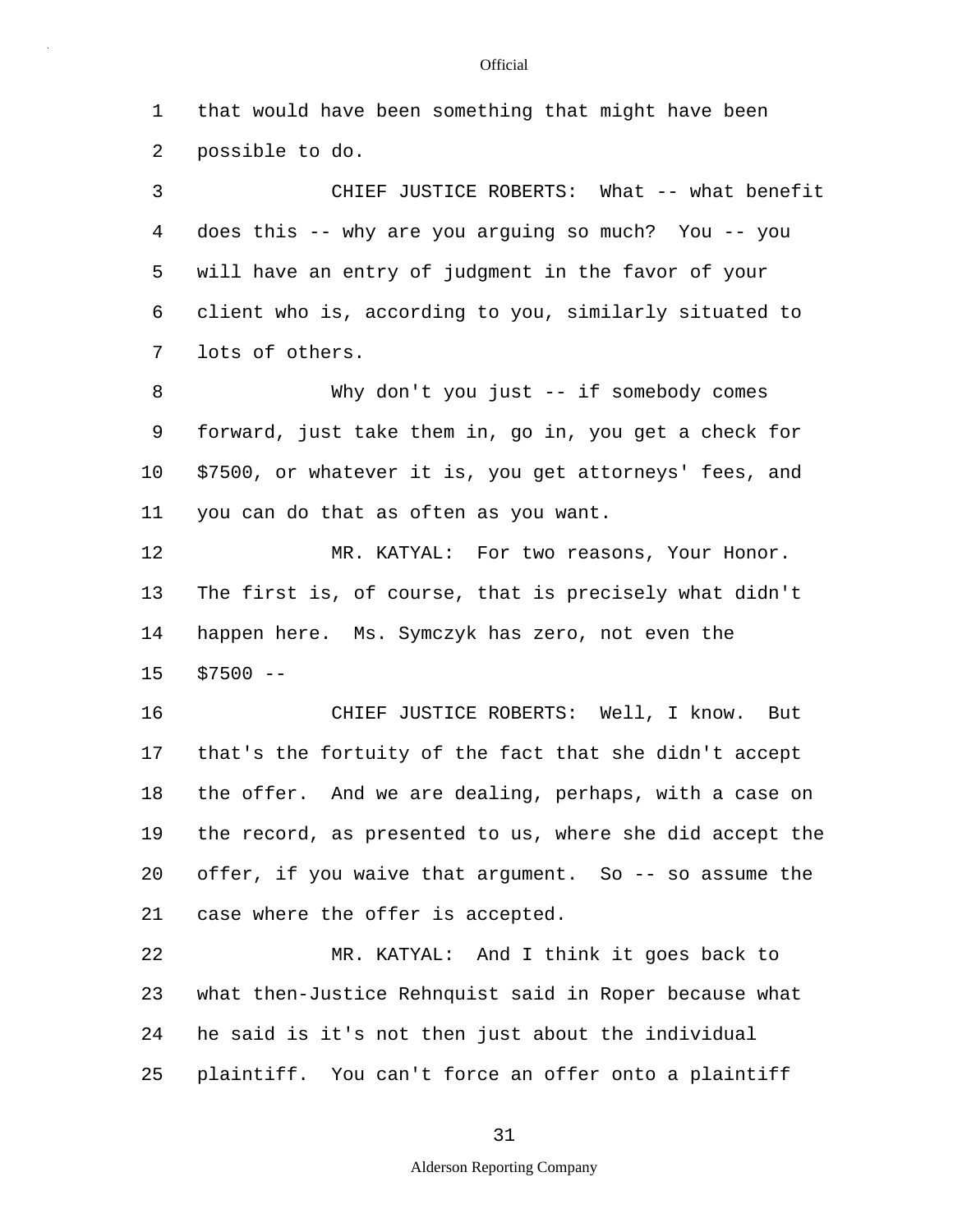that would have been something that might have been possible to do.

CHIEF JUSTICE ROBERTS: What -- what benefit does this -- why are you arguing so much? You -- you will have an entry of judgment in the favor of your client who is, according to you, similarly situated to lots of others.

Why don't you just -- if somebody comes forward, just take them in, go in, you get a check for $7500, or whatever it is, you get attorneys' fees, and you can do that as often as you want.

MR. KATYAL: For two reasons, Your Honor. The first is, of course, that is precisely what didn't happen here. Ms. Symczyk has zero, not even the $7500 --

CHIEF JUSTICE ROBERTS: Well, I know. But that's the fortuity of the fact that she didn't accept the offer. And we are dealing, perhaps, with a case on the record, as presented to us, where she did accept the offer, if you waive that argument. So -- so assume the case where the offer is accepted.

MR. KATYAL: And I think it goes back to what then-Justice Rehnquist said in Roper because what he said is it's not then just about the individual plaintiff. You can't force an offer onto a plaintiff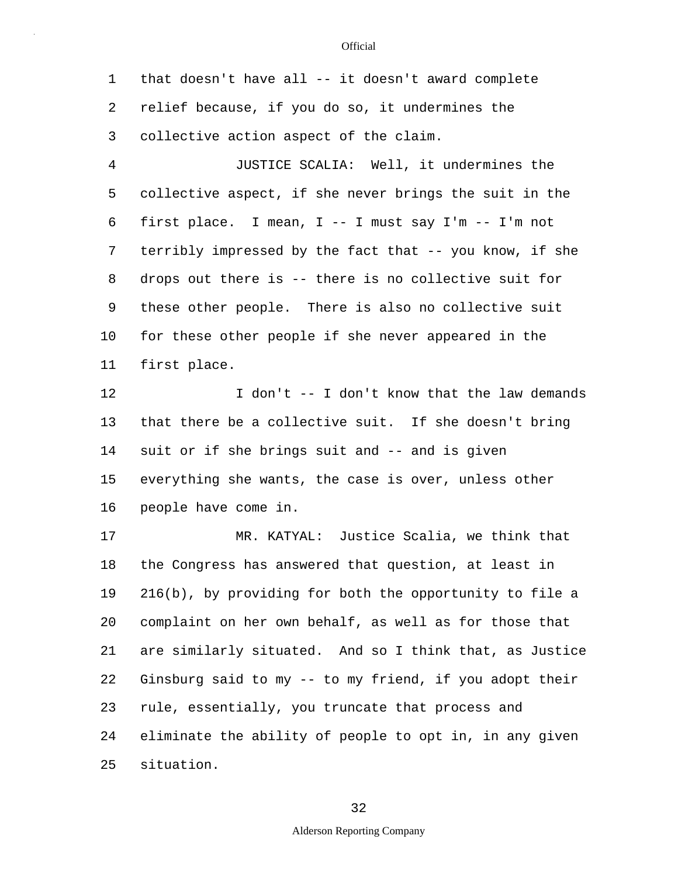that doesn't have all -- it doesn't award complete relief because, if you do so, it undermines the collective action aspect of the claim.

JUSTICE SCALIA: Well, it undermines the collective aspect, if she never brings the suit in the first place. I mean, I -- I must say I'm -- I'm not terribly impressed by the fact that -- you know, if she drops out there is -- there is no collective suit for these other people. There is also no collective suit for these other people if she never appeared in the first place.

I don't -- I don't know that the law demands that there be a collective suit. If she doesn't bring suit or if she brings suit and -- and is given everything she wants, the case is over, unless other people have come in.

MR. KATYAL: Justice Scalia, we think that the Congress has answered that question, at least in 216(b), by providing for both the opportunity to file a complaint on her own behalf, as well as for those that are similarly situated. And so I think that, as Justice Ginsburg said to my -- to my friend, if you adopt their rule, essentially, you truncate that process and eliminate the ability of people to opt in, in any given situation.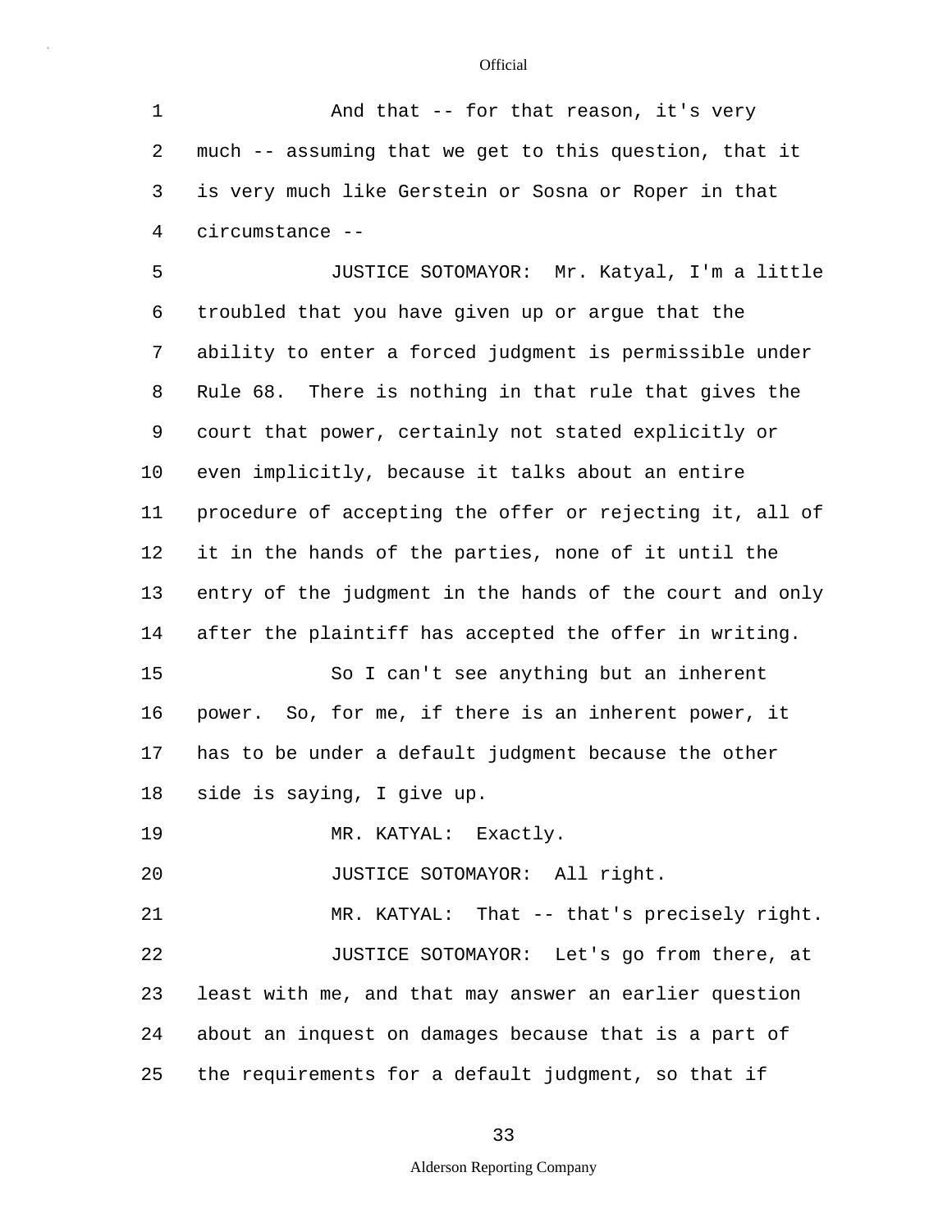And that -- for that reason, it's very much -- assuming that we get to this question, that it is very much like Gerstein or Sosna or Roper in that circumstance --

JUSTICE SOTOMAYOR: Mr. Katyal, I'm a little troubled that you have given up or argue that the ability to enter a forced judgment is permissible under Rule 68. There is nothing in that rule that gives the court that power, certainly not stated explicitly or even implicitly, because it talks about an entire procedure of accepting the offer or rejecting it, all of it in the hands of the parties, none of it until the entry of the judgment in the hands of the court and only after the plaintiff has accepted the offer in writing.

So I can't see anything but an inherent power. So, for me, if there is an inherent power, it has to be under a default judgment because the other side is saying, I give up.

MR. KATYAL: Exactly.

JUSTICE SOTOMAYOR: All right.

MR. KATYAL: That -- that's precisely right.

JUSTICE SOTOMAYOR: Let's go from there, at least with me, and that may answer an earlier question about an inquest on damages because that is a part of the requirements for a default judgment, so that if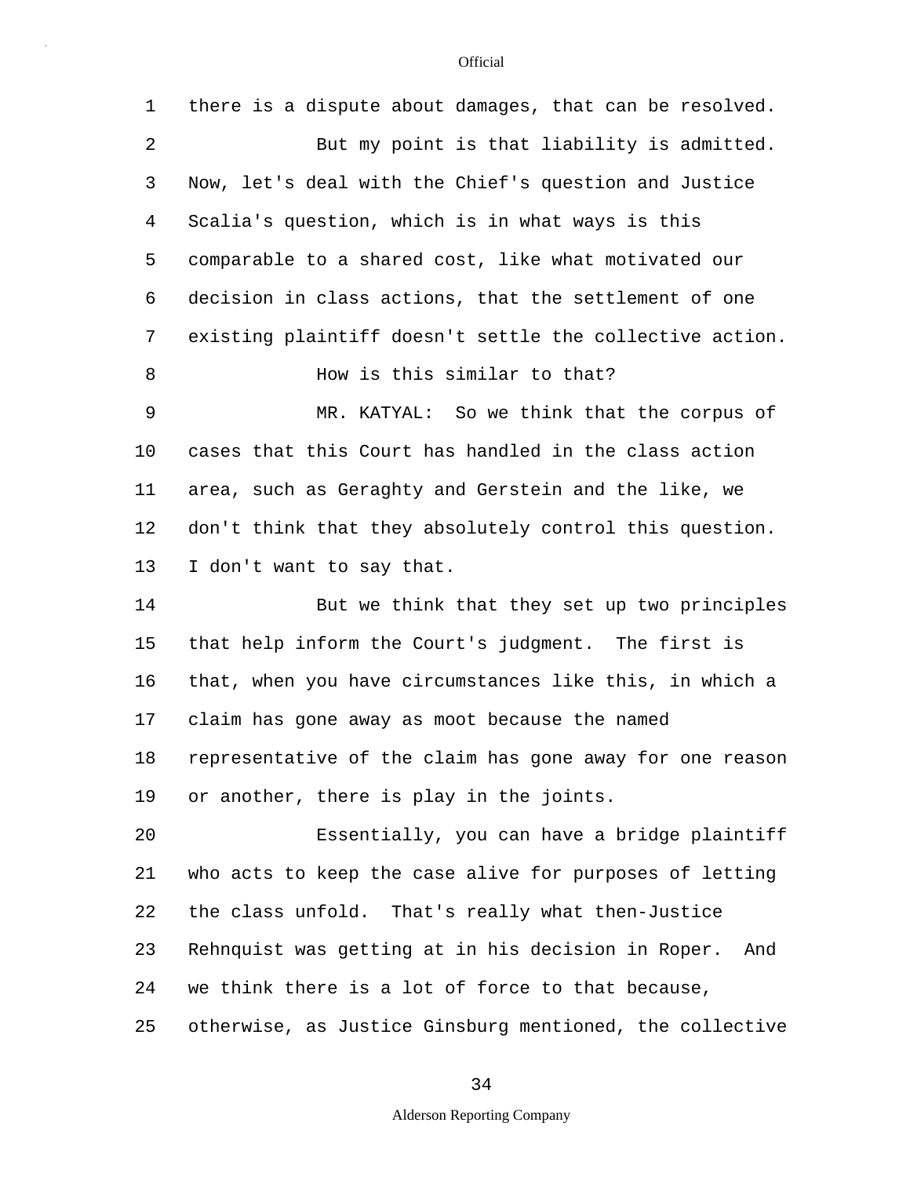there is a dispute about damages, that can be resolved.

But my point is that liability is admitted. Now, let's deal with the Chief's question and Justice Scalia's question, which is in what ways is this comparable to a shared cost, like what motivated our decision in class actions, that the settlement of one existing plaintiff doesn't settle the collective action.

How is this similar to that?

MR. KATYAL: So we think that the corpus of cases that this Court has handled in the class action area, such as Geraghty and Gerstein and the like, we don't think that they absolutely control this question. I don't want to say that.

But we think that they set up two principles that help inform the Court's judgment. The first is that, when you have circumstances like this, in which a claim has gone away as moot because the named representative of the claim has gone away for one reason or another, there is play in the joints.

Essentially, you can have a bridge plaintiff who acts to keep the case alive for purposes of letting the class unfold. That's really what then-Justice Rehnquist was getting at in his decision in Roper. And we think there is a lot of force to that because, otherwise, as Justice Ginsburg mentioned, the collective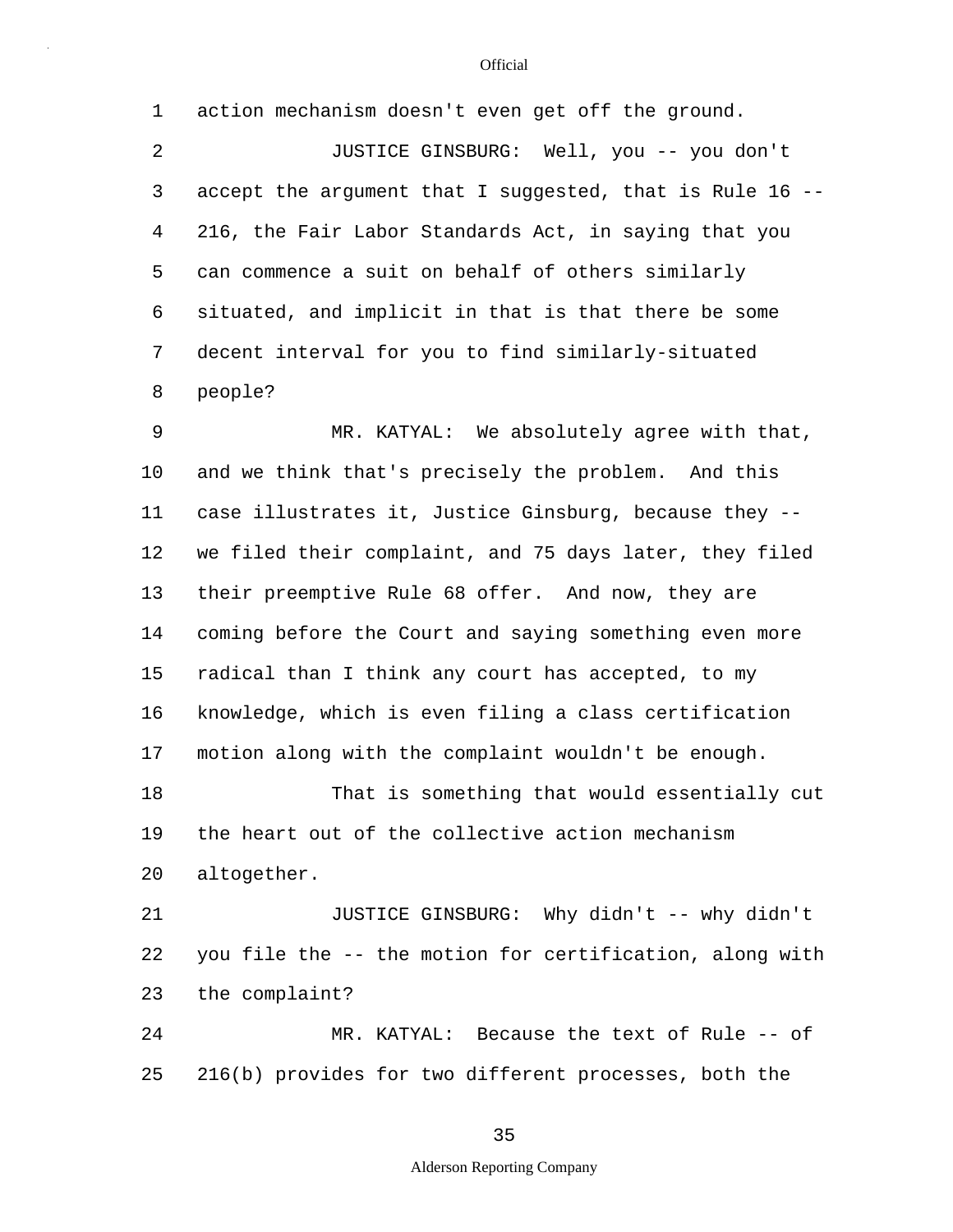action mechanism doesn't even get off the ground.

JUSTICE GINSBURG: Well, you -- you don't accept the argument that I suggested, that is Rule 16 -- 216, the Fair Labor Standards Act, in saying that you can commence a suit on behalf of others similarly situated, and implicit in that is that there be some decent interval for you to find similarly-situated people?

MR. KATYAL: We absolutely agree with that, and we think that's precisely the problem. And this case illustrates it, Justice Ginsburg, because they -- we filed their complaint, and 75 days later, they filed their preemptive Rule 68 offer. And now, they are coming before the Court and saying something even more radical than I think any court has accepted, to my knowledge, which is even filing a class certification motion along with the complaint wouldn't be enough.

That is something that would essentially cut the heart out of the collective action mechanism altogether.

JUSTICE GINSBURG: Why didn't -- why didn't you file the -- the motion for certification, along with the complaint?

MR. KATYAL: Because the text of Rule -- of 216(b) provides for two different processes, both the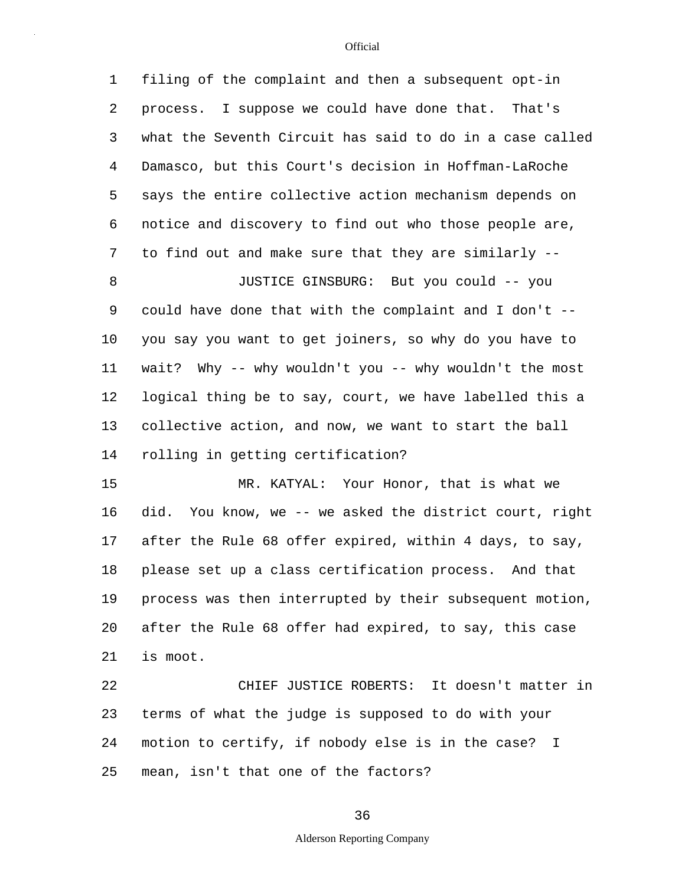filing of the complaint and then a subsequent opt-in process. I suppose we could have done that. That's what the Seventh Circuit has said to do in a case called Damasco, but this Court's decision in Hoffman-LaRoche says the entire collective action mechanism depends on notice and discovery to find out who those people are, to find out and make sure that they are similarly --

JUSTICE GINSBURG: But you could -- you could have done that with the complaint and I don't -- you say you want to get joiners, so why do you have to wait? Why -- why wouldn't you -- why wouldn't the most logical thing be to say, court, we have labelled this a collective action, and now, we want to start the ball rolling in getting certification?

MR. KATYAL: Your Honor, that is what we did. You know, we -- we asked the district court, right after the Rule 68 offer expired, within 4 days, to say, please set up a class certification process. And that process was then interrupted by their subsequent motion, after the Rule 68 offer had expired, to say, this case is moot.

CHIEF JUSTICE ROBERTS: It doesn't matter in terms of what the judge is supposed to do with your motion to certify, if nobody else is in the case? I mean, isn't that one of the factors?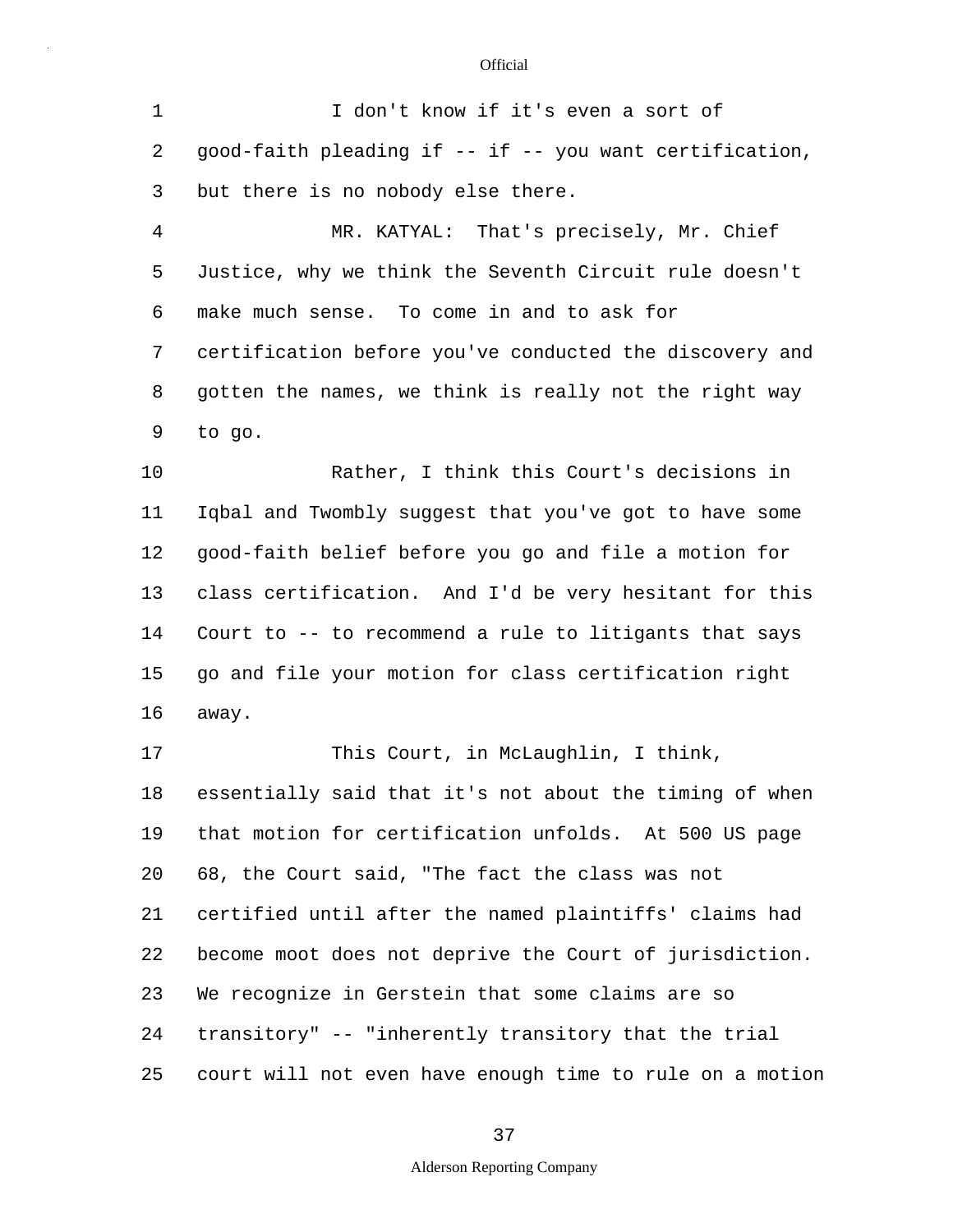I don't know if it's even a sort of good-faith pleading if -- if -- you want certification, but there is no nobody else there.

MR. KATYAL: That's precisely, Mr. Chief Justice, why we think the Seventh Circuit rule doesn't make much sense. To come in and to ask for certification before you've conducted the discovery and gotten the names, we think is really not the right way to go.

Rather, I think this Court's decisions in Iqbal and Twombly suggest that you've got to have some good-faith belief before you go and file a motion for class certification. And I'd be very hesitant for this Court to -- to recommend a rule to litigants that says go and file your motion for class certification right away.

This Court, in McLaughlin, I think, essentially said that it's not about the timing of when that motion for certification unfolds. At 500 US page 68, the Court said, "The fact the class was not certified until after the named plaintiffs' claims had become moot does not deprive the Court of jurisdiction. We recognize in Gerstein that some claims are so transitory" -- "inherently transitory that the trial court will not even have enough time to rule on a motion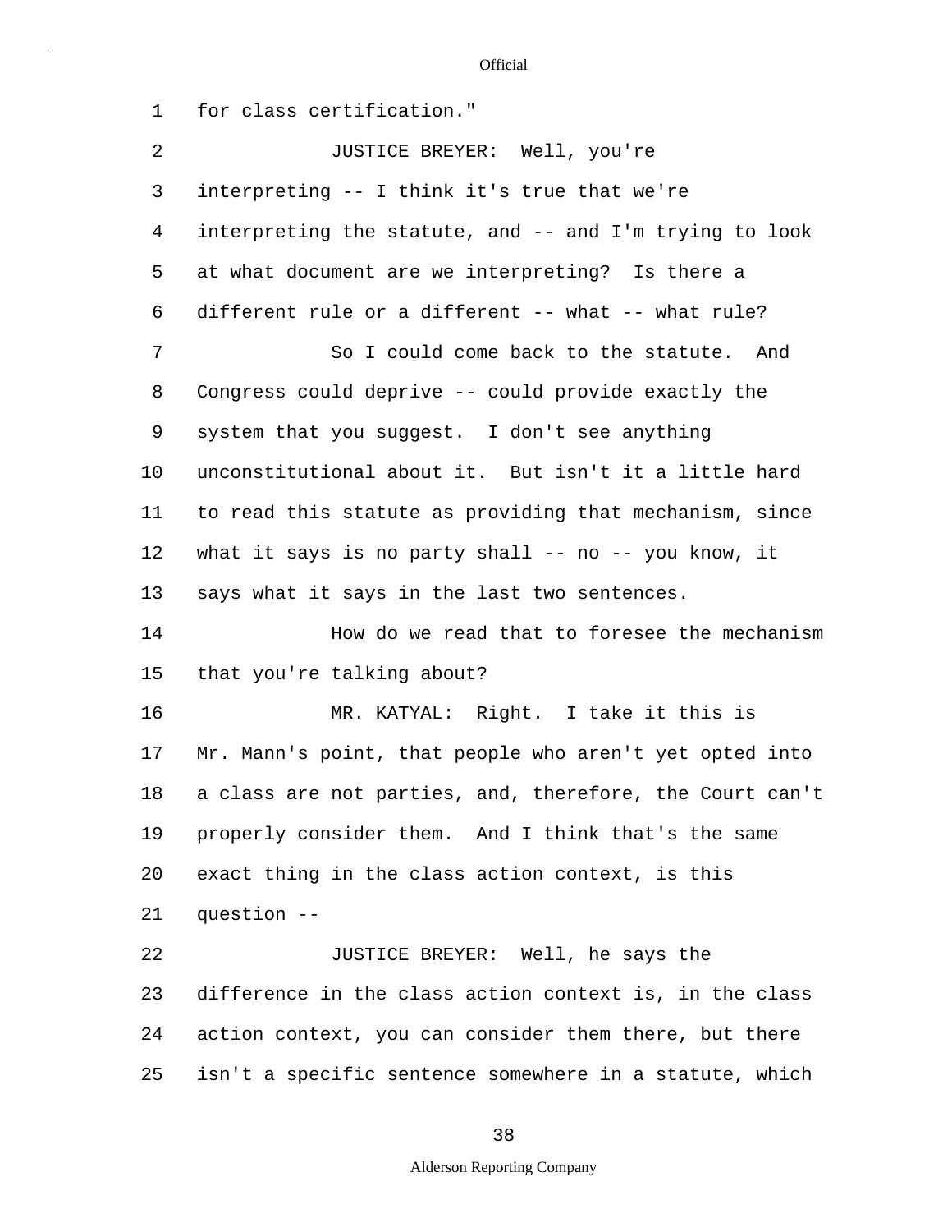for class certification."

JUSTICE BREYER: Well, you're interpreting -- I think it's true that we're interpreting the statute, and -- and I'm trying to look at what document are we interpreting? Is there a different rule or a different -- what -- what rule?

So I could come back to the statute. And Congress could deprive -- could provide exactly the system that you suggest. I don't see anything unconstitutional about it. But isn't it a little hard to read this statute as providing that mechanism, since what it says is no party shall -- no -- you know, it says what it says in the last two sentences.

How do we read that to foresee the mechanism that you're talking about?

MR. KATYAL: Right. I take it this is Mr. Mann's point, that people who aren't yet opted into a class are not parties, and, therefore, the Court can't properly consider them. And I think that's the same exact thing in the class action context, is this question --

JUSTICE BREYER: Well, he says the difference in the class action context is, in the class action context, you can consider them there, but there isn't a specific sentence somewhere in a statute, which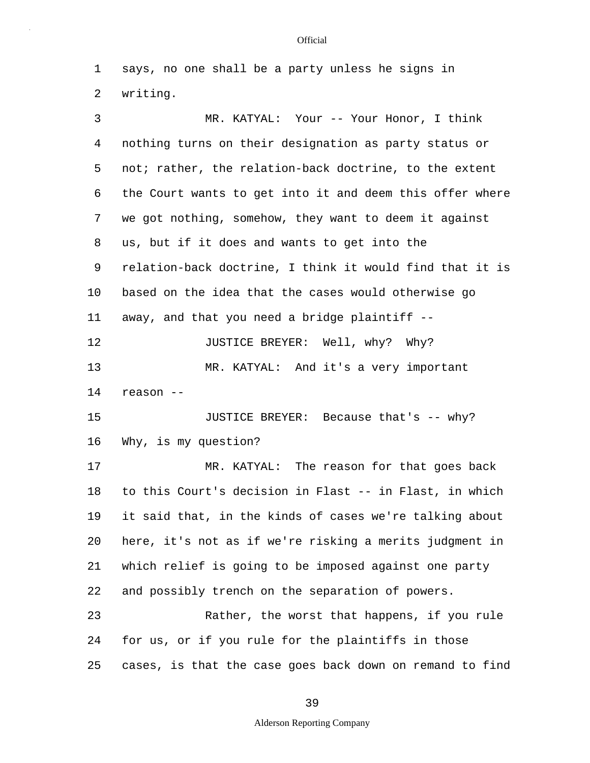says, no one shall be a party unless he signs in writing.

MR. KATYAL: Your -- Your Honor, I think nothing turns on their designation as party status or not; rather, the relation-back doctrine, to the extent the Court wants to get into it and deem this offer where we got nothing, somehow, they want to deem it against us, but if it does and wants to get into the relation-back doctrine, I think it would find that it is based on the idea that the cases would otherwise go away, and that you need a bridge plaintiff --

JUSTICE BREYER: Well, why? Why?

MR. KATYAL: And it's a very important reason --

JUSTICE BREYER: Because that's -- why? Why, is my question?

MR. KATYAL: The reason for that goes back to this Court's decision in Flast -- in Flast, in which it said that, in the kinds of cases we're talking about here, it's not as if we're risking a merits judgment in which relief is going to be imposed against one party and possibly trench on the separation of powers.

Rather, the worst that happens, if you rule for us, or if you rule for the plaintiffs in those cases, is that the case goes back down on remand to find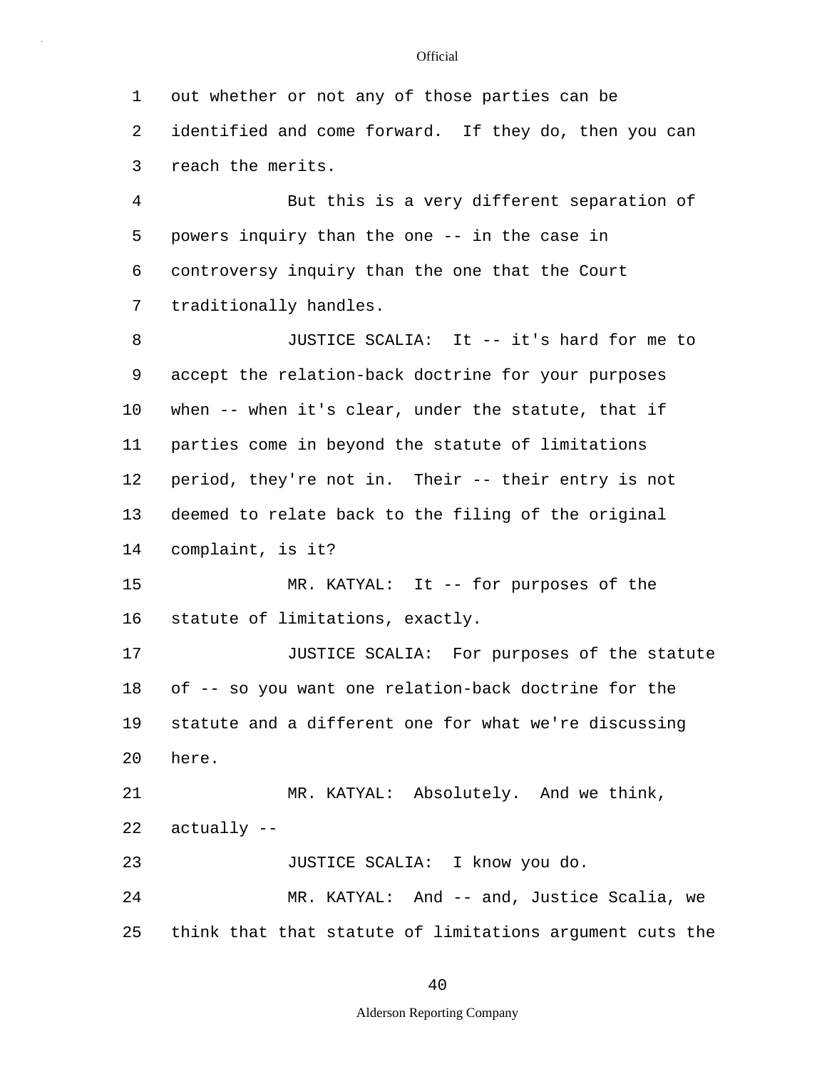out whether or not any of those parties can be identified and come forward. If they do, then you can reach the merits.

But this is a very different separation of powers inquiry than the one -- in the case in controversy inquiry than the one that the Court traditionally handles.

JUSTICE SCALIA: It -- it's hard for me to accept the relation-back doctrine for your purposes when -- when it's clear, under the statute, that if parties come in beyond the statute of limitations period, they're not in. Their -- their entry is not deemed to relate back to the filing of the original complaint, is it?

MR. KATYAL: It -- for purposes of the statute of limitations, exactly.

JUSTICE SCALIA: For purposes of the statute of -- so you want one relation-back doctrine for the statute and a different one for what we're discussing here.

MR. KATYAL: Absolutely. And we think, actually --

JUSTICE SCALIA: I know you do.

MR. KATYAL: And -- and, Justice Scalia, we think that that statute of limitations argument cuts the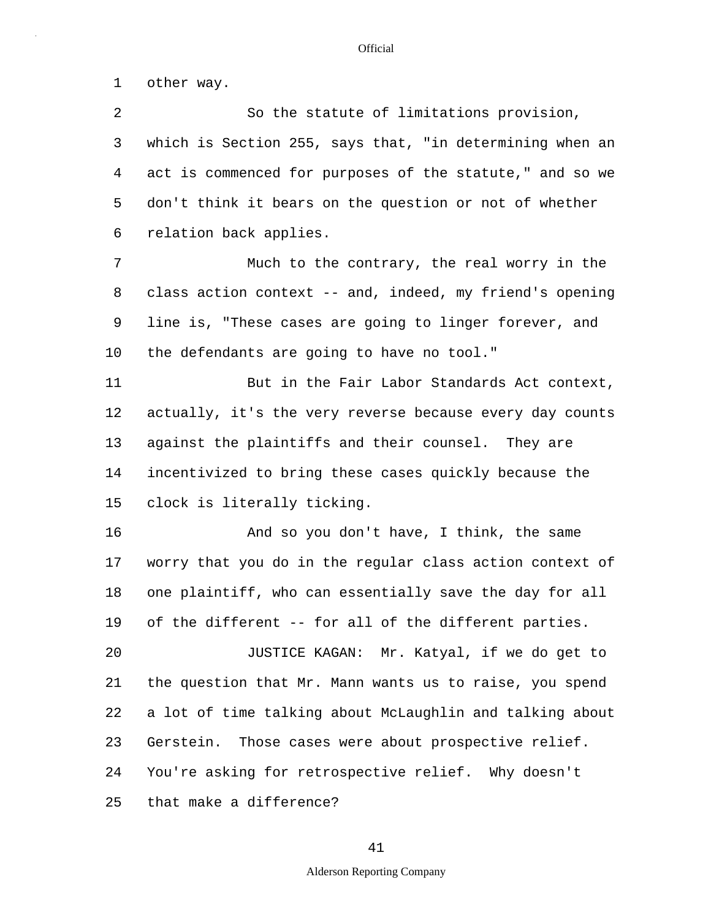other way.

So the statute of limitations provision, which is Section 255, says that, "in determining when an act is commenced for purposes of the statute," and so we don't think it bears on the question or not of whether relation back applies.

Much to the contrary, the real worry in the class action context -- and, indeed, my friend's opening line is, "These cases are going to linger forever, and the defendants are going to have no tool."

But in the Fair Labor Standards Act context, actually, it's the very reverse because every day counts against the plaintiffs and their counsel. They are incentivized to bring these cases quickly because the clock is literally ticking.

And so you don't have, I think, the same worry that you do in the regular class action context of one plaintiff, who can essentially save the day for all of the different -- for all of the different parties.

JUSTICE KAGAN: Mr. Katyal, if we do get to the question that Mr. Mann wants us to raise, you spend a lot of time talking about McLaughlin and talking about Gerstein. Those cases were about prospective relief. You're asking for retrospective relief. Why doesn't that make a difference?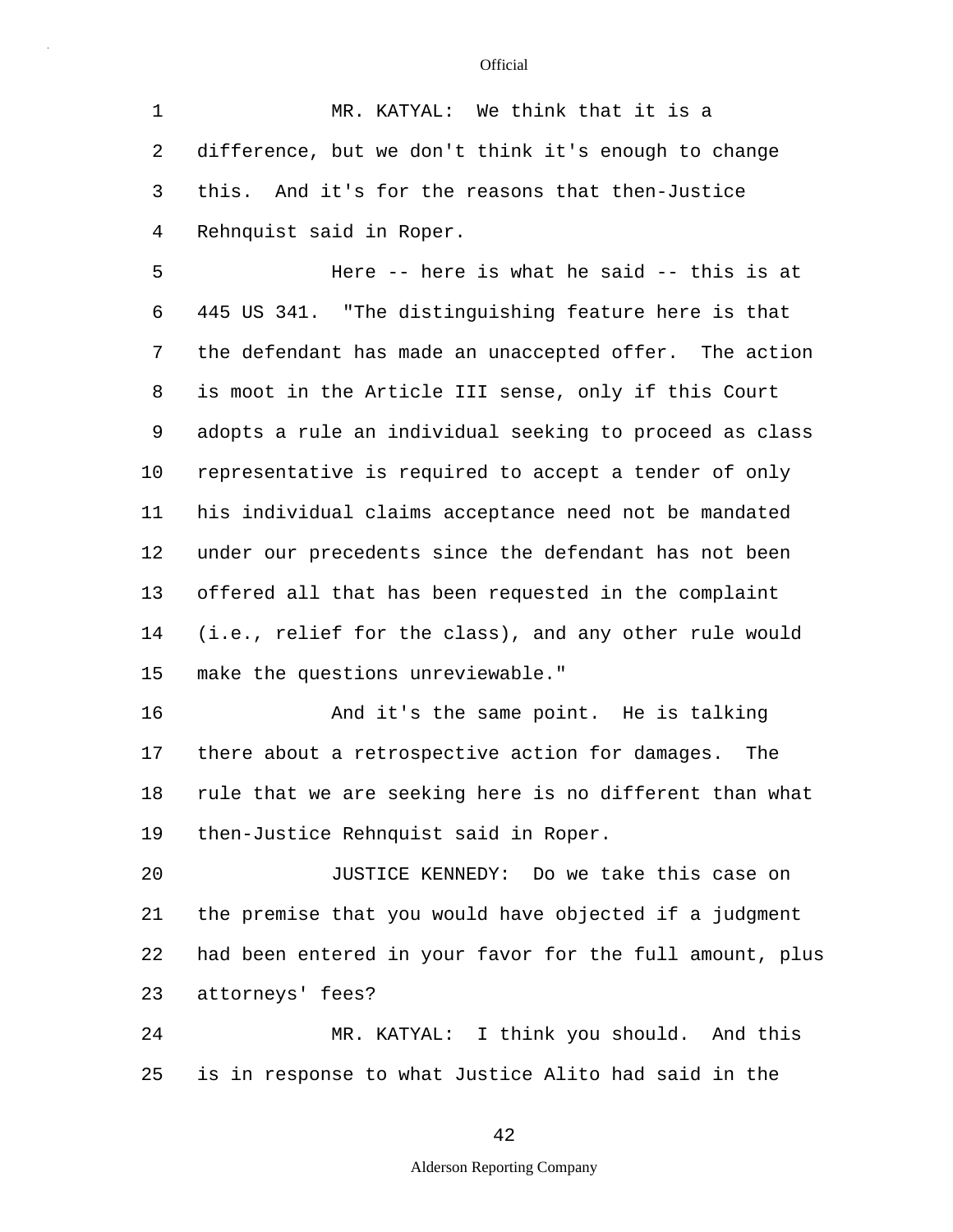MR. KATYAL: We think that it is a difference, but we don't think it's enough to change this. And it's for the reasons that then-Justice Rehnquist said in Roper.

Here -- here is what he said -- this is at 445 US 341. "The distinguishing feature here is that the defendant has made an unaccepted offer. The action is moot in the Article III sense, only if this Court adopts a rule an individual seeking to proceed as class representative is required to accept a tender of only his individual claims acceptance need not be mandated under our precedents since the defendant has not been offered all that has been requested in the complaint (i.e., relief for the class), and any other rule would make the questions unreviewable."

And it's the same point. He is talking there about a retrospective action for damages. The rule that we are seeking here is no different than what then-Justice Rehnquist said in Roper.

JUSTICE KENNEDY: Do we take this case on the premise that you would have objected if a judgment had been entered in your favor for the full amount, plus attorneys' fees?

MR. KATYAL: I think you should. And this is in response to what Justice Alito had said in the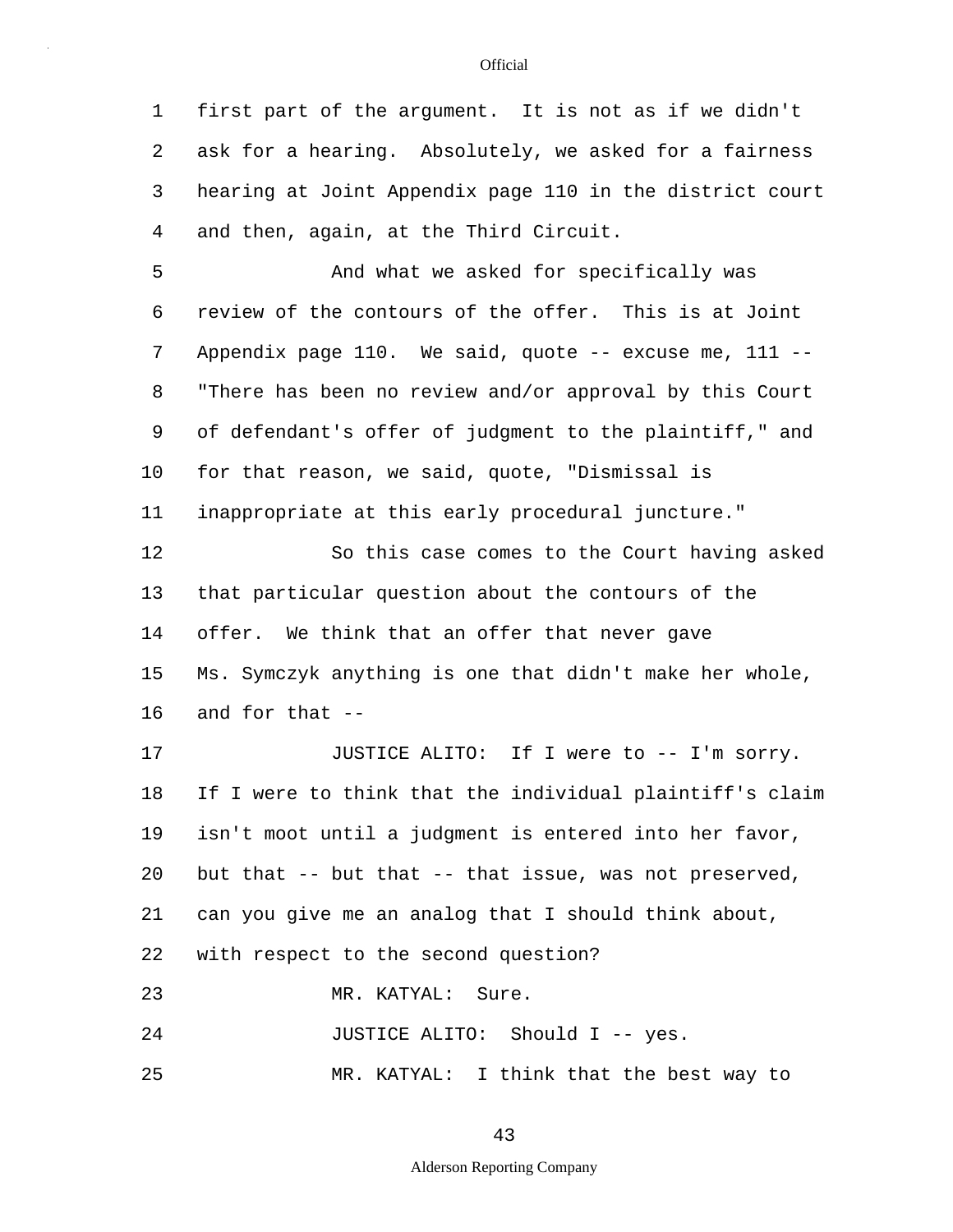first part of the argument. It is not as if we didn't ask for a hearing. Absolutely, we asked for a fairness hearing at Joint Appendix page 110 in the district court and then, again, at the Third Circuit.

And what we asked for specifically was review of the contours of the offer. This is at Joint Appendix page 110. We said, quote -- excuse me, 111 -- "There has been no review and/or approval by this Court of defendant's offer of judgment to the plaintiff," and for that reason, we said, quote, "Dismissal is inappropriate at this early procedural juncture."

So this case comes to the Court having asked that particular question about the contours of the offer. We think that an offer that never gave Ms. Symczyk anything is one that didn't make her whole, and for that --

JUSTICE ALITO: If I were to -- I'm sorry. If I were to think that the individual plaintiff's claim isn't moot until a judgment is entered into her favor, but that -- but that -- that issue, was not preserved, can you give me an analog that I should think about, with respect to the second question?

MR. KATYAL: Sure.

JUSTICE ALITO: Should I -- yes.

MR. KATYAL: I think that the best way to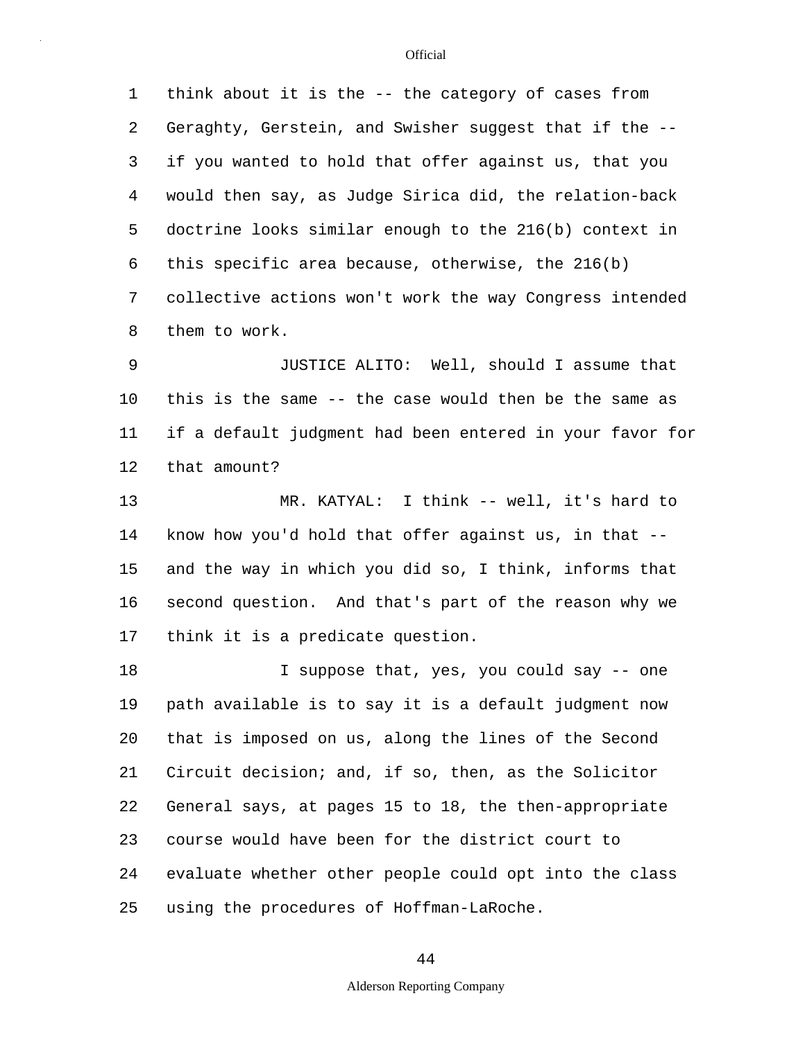think about it is the -- the category of cases from Geraghty, Gerstein, and Swisher suggest that if the -- if you wanted to hold that offer against us, that you would then say, as Judge Sirica did, the relation-back doctrine looks similar enough to the 216(b) context in this specific area because, otherwise, the 216(b) collective actions won't work the way Congress intended them to work.

JUSTICE ALITO: Well, should I assume that this is the same -- the case would then be the same as if a default judgment had been entered in your favor for that amount?

MR. KATYAL: I think -- well, it's hard to know how you'd hold that offer against us, in that -- and the way in which you did so, I think, informs that second question. And that's part of the reason why we think it is a predicate question.

I suppose that, yes, you could say -- one path available is to say it is a default judgment now that is imposed on us, along the lines of the Second Circuit decision; and, if so, then, as the Solicitor General says, at pages 15 to 18, the then-appropriate course would have been for the district court to evaluate whether other people could opt into the class using the procedures of Hoffman-LaRoche.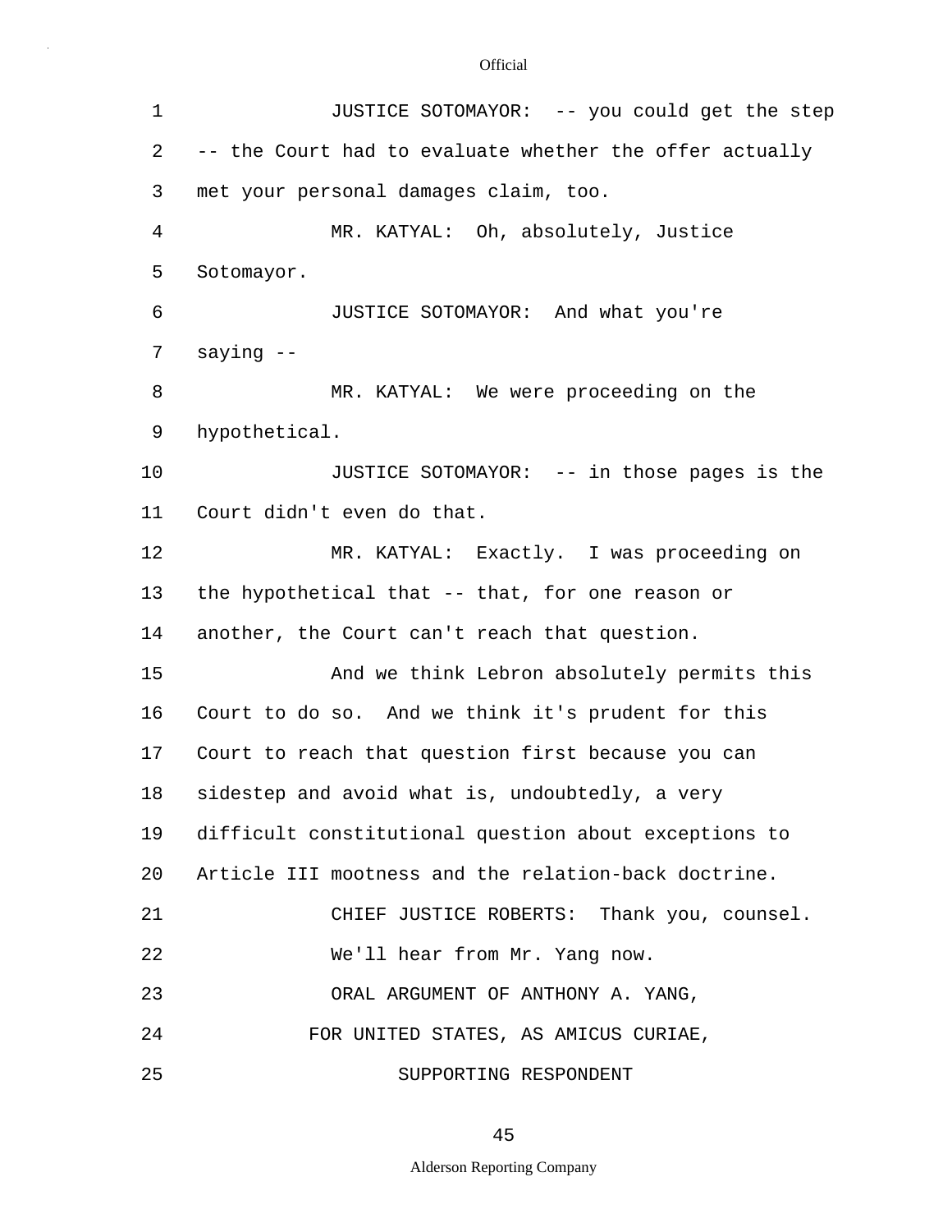JUSTICE SOTOMAYOR: -- you could get the step -- the Court had to evaluate whether the offer actually met your personal damages claim, too.

MR. KATYAL: Oh, absolutely, Justice Sotomayor.

JUSTICE SOTOMAYOR: And what you're saying --

MR. KATYAL: We were proceeding on the hypothetical.

JUSTICE SOTOMAYOR: -- in those pages is the Court didn't even do that.

MR. KATYAL: Exactly. I was proceeding on the hypothetical that -- that, for one reason or another, the Court can't reach that question.

And we think Lebron absolutely permits this Court to do so. And we think it's prudent for this Court to reach that question first because you can sidestep and avoid what is, undoubtedly, a very difficult constitutional question about exceptions to Article III mootness and the relation-back doctrine.

CHIEF JUSTICE ROBERTS: Thank you, counsel.

We'll hear from Mr. Yang now.

ORAL ARGUMENT OF ANTHONY A. YANG,
FOR UNITED STATES, AS AMICUS CURIAE,
SUPPORTING RESPONDENT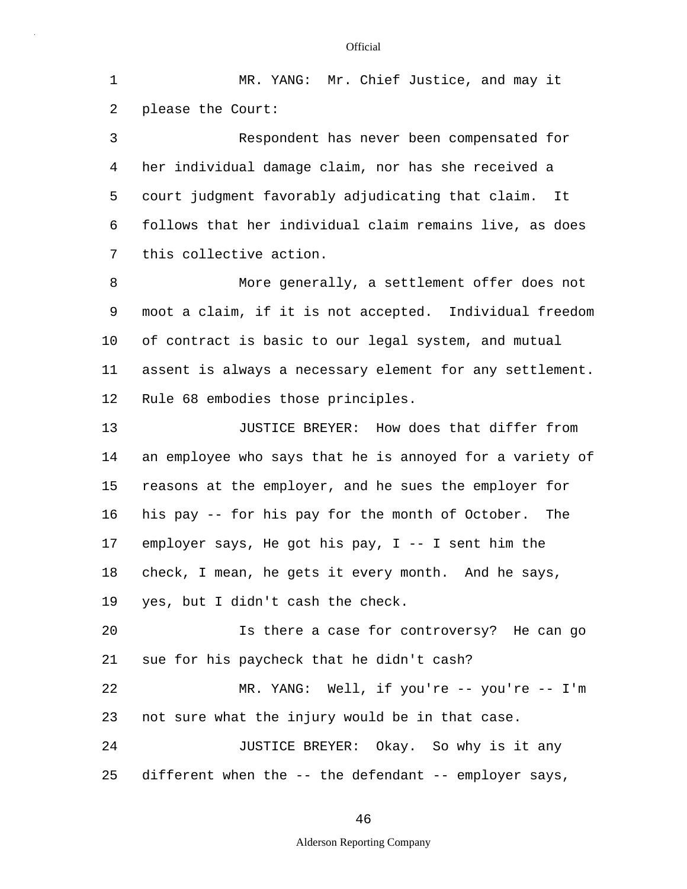MR. YANG: Mr. Chief Justice, and may it please the Court:

Respondent has never been compensated for her individual damage claim, nor has she received a court judgment favorably adjudicating that claim. It follows that her individual claim remains live, as does this collective action.

More generally, a settlement offer does not moot a claim, if it is not accepted. Individual freedom of contract is basic to our legal system, and mutual assent is always a necessary element for any settlement. Rule 68 embodies those principles.

JUSTICE BREYER: How does that differ from an employee who says that he is annoyed for a variety of reasons at the employer, and he sues the employer for his pay -- for his pay for the month of October. The employer says, He got his pay, I -- I sent him the check, I mean, he gets it every month. And he says, yes, but I didn't cash the check.

Is there a case for controversy? He can go sue for his paycheck that he didn't cash?

MR. YANG: Well, if you're -- you're -- I'm not sure what the injury would be in that case.

JUSTICE BREYER: Okay. So why is it any different when the -- the defendant -- employer says,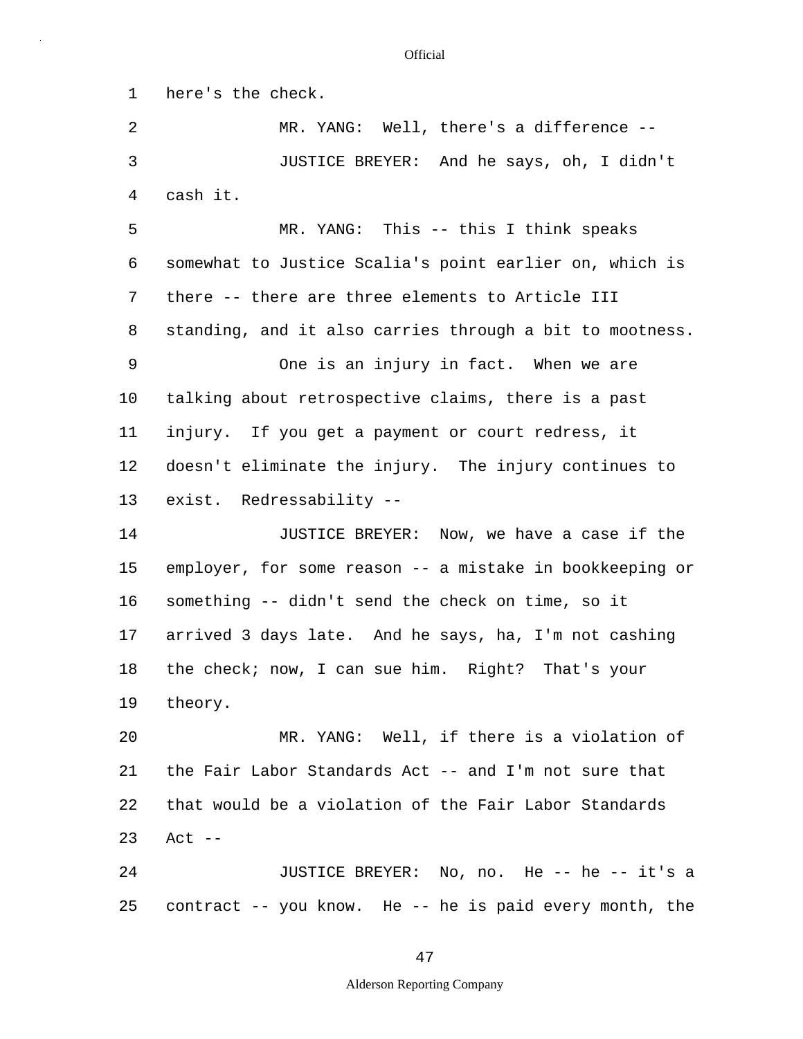here's the check.

MR. YANG: Well, there's a difference --

JUSTICE BREYER: And he says, oh, I didn't cash it.

MR. YANG: This -- this I think speaks somewhat to Justice Scalia's point earlier on, which is there -- there are three elements to Article III standing, and it also carries through a bit to mootness.

One is an injury in fact. When we are talking about retrospective claims, there is a past injury. If you get a payment or court redress, it doesn't eliminate the injury. The injury continues to exist. Redressability --

JUSTICE BREYER: Now, we have a case if the employer, for some reason -- a mistake in bookkeeping or something -- didn't send the check on time, so it arrived 3 days late. And he says, ha, I'm not cashing the check; now, I can sue him. Right? That's your theory.

MR. YANG: Well, if there is a violation of the Fair Labor Standards Act -- and I'm not sure that that would be a violation of the Fair Labor Standards Act --

JUSTICE BREYER: No, no. He -- he -- it's a contract -- you know. He -- he is paid every month, the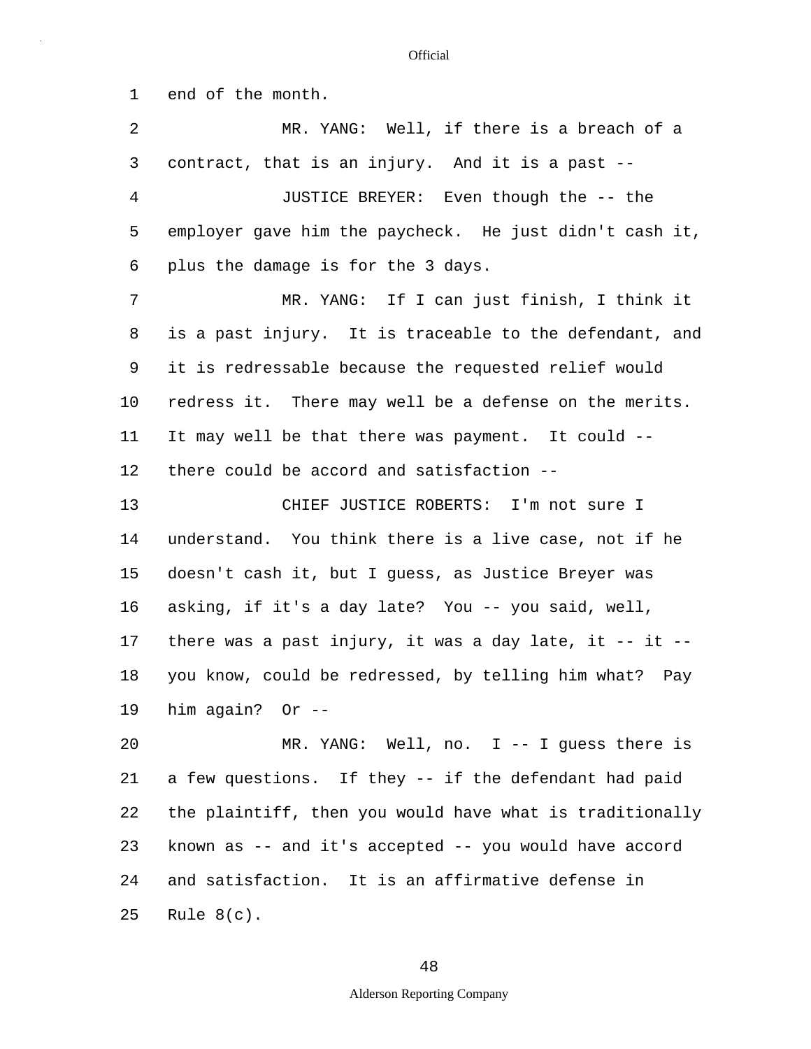end of the month.

MR. YANG: Well, if there is a breach of a contract, that is an injury. And it is a past --

JUSTICE BREYER: Even though the -- the employer gave him the paycheck. He just didn't cash it, plus the damage is for the 3 days.

MR. YANG: If I can just finish, I think it is a past injury. It is traceable to the defendant, and it is redressable because the requested relief would redress it. There may well be a defense on the merits. It may well be that there was payment. It could -- there could be accord and satisfaction --

CHIEF JUSTICE ROBERTS: I'm not sure I understand. You think there is a live case, not if he doesn't cash it, but I guess, as Justice Breyer was asking, if it's a day late? You -- you said, well, there was a past injury, it was a day late, it -- it -- you know, could be redressed, by telling him what? Pay him again? Or --

MR. YANG: Well, no. I -- I guess there is a few questions. If they -- if the defendant had paid the plaintiff, then you would have what is traditionally known as -- and it's accepted -- you would have accord and satisfaction. It is an affirmative defense in Rule 8(c).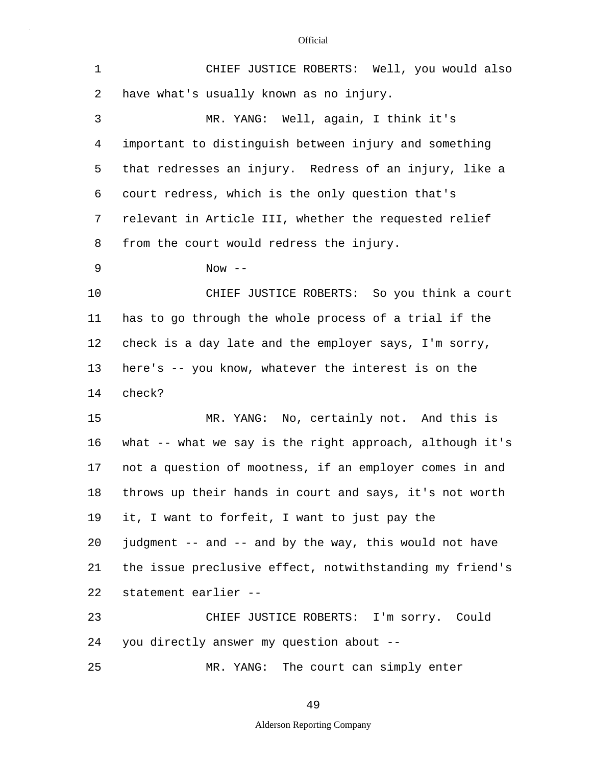CHIEF JUSTICE ROBERTS: Well, you would also have what's usually known as no injury.

MR. YANG: Well, again, I think it's important to distinguish between injury and something that redresses an injury. Redress of an injury, like a court redress, which is the only question that's relevant in Article III, whether the requested relief from the court would redress the injury.

Now --

CHIEF JUSTICE ROBERTS: So you think a court has to go through the whole process of a trial if the check is a day late and the employer says, I'm sorry, here's -- you know, whatever the interest is on the check?

MR. YANG: No, certainly not. And this is what -- what we say is the right approach, although it's not a question of mootness, if an employer comes in and throws up their hands in court and says, it's not worth it, I want to forfeit, I want to just pay the judgment -- and -- and by the way, this would not have the issue preclusive effect, notwithstanding my friend's statement earlier --

CHIEF JUSTICE ROBERTS: I'm sorry. Could you directly answer my question about --

MR. YANG: The court can simply enter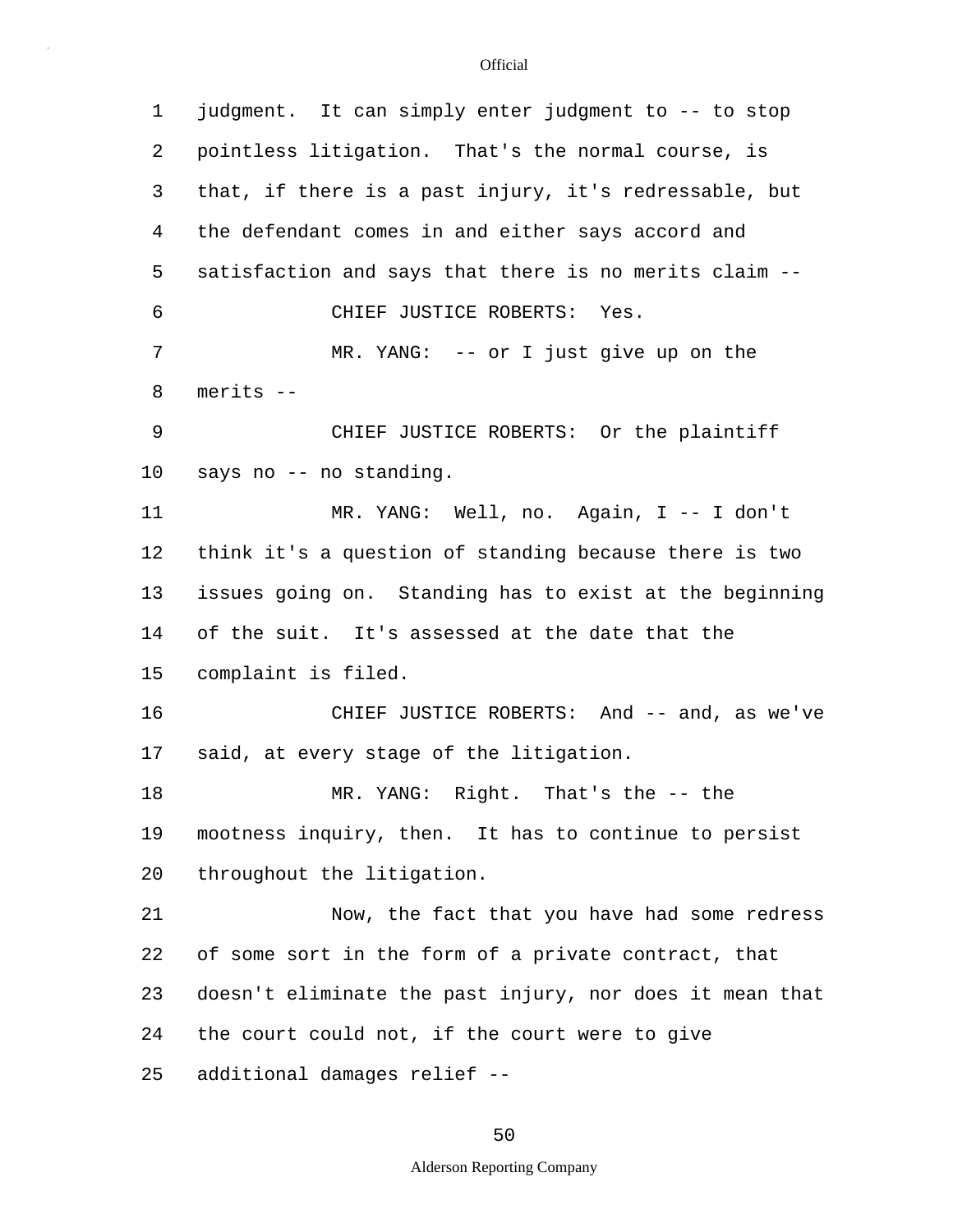judgment. It can simply enter judgment to -- to stop pointless litigation. That's the normal course, is that, if there is a past injury, it's redressable, but the defendant comes in and either says accord and satisfaction and says that there is no merits claim --

CHIEF JUSTICE ROBERTS: Yes.

MR. YANG: -- or I just give up on the merits --

CHIEF JUSTICE ROBERTS: Or the plaintiff says no -- no standing.

MR. YANG: Well, no. Again, I -- I don't think it's a question of standing because there is two issues going on. Standing has to exist at the beginning of the suit. It's assessed at the date that the complaint is filed.

CHIEF JUSTICE ROBERTS: And -- and, as we've said, at every stage of the litigation.

MR. YANG: Right. That's the -- the mootness inquiry, then. It has to continue to persist throughout the litigation.

Now, the fact that you have had some redress of some sort in the form of a private contract, that doesn't eliminate the past injury, nor does it mean that the court could not, if the court were to give additional damages relief --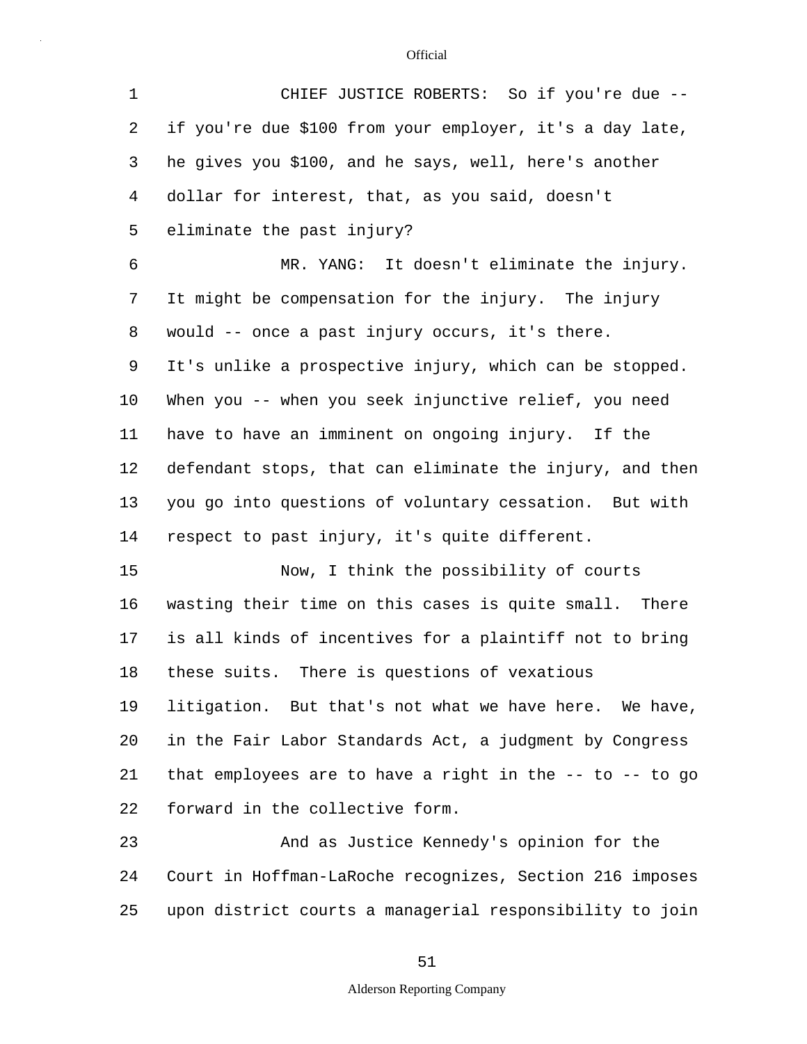CHIEF JUSTICE ROBERTS: So if you're due -- if you're due $100 from your employer, it's a day late, he gives you $100, and he says, well, here's another dollar for interest, that, as you said, doesn't eliminate the past injury?

MR. YANG: It doesn't eliminate the injury. It might be compensation for the injury. The injury would -- once a past injury occurs, it's there. It's unlike a prospective injury, which can be stopped. When you -- when you seek injunctive relief, you need have to have an imminent on ongoing injury. If the defendant stops, that can eliminate the injury, and then you go into questions of voluntary cessation. But with respect to past injury, it's quite different.

Now, I think the possibility of courts wasting their time on this cases is quite small. There is all kinds of incentives for a plaintiff not to bring these suits. There is questions of vexatious litigation. But that's not what we have here. We have, in the Fair Labor Standards Act, a judgment by Congress that employees are to have a right in the -- to -- to go forward in the collective form.

And as Justice Kennedy's opinion for the Court in Hoffman-LaRoche recognizes, Section 216 imposes upon district courts a managerial responsibility to join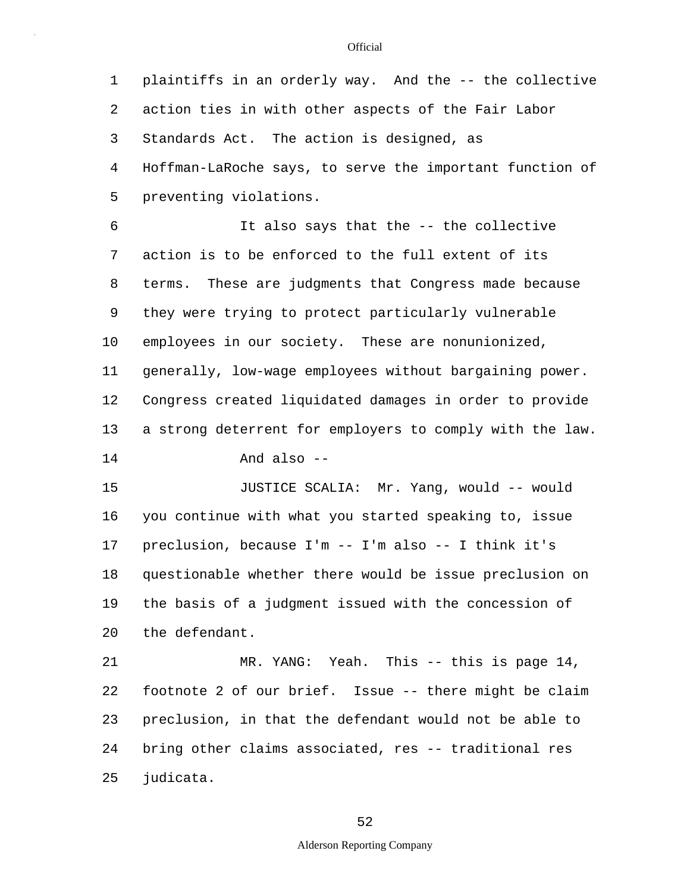plaintiffs in an orderly way. And the -- the collective action ties in with other aspects of the Fair Labor Standards Act. The action is designed, as Hoffman-LaRoche says, to serve the important function of preventing violations.

It also says that the -- the collective action is to be enforced to the full extent of its terms. These are judgments that Congress made because they were trying to protect particularly vulnerable employees in our society. These are nonunionized, generally, low-wage employees without bargaining power. Congress created liquidated damages in order to provide a strong deterrent for employers to comply with the law.

And also --

JUSTICE SCALIA: Mr. Yang, would -- would you continue with what you started speaking to, issue preclusion, because I'm -- I'm also -- I think it's questionable whether there would be issue preclusion on the basis of a judgment issued with the concession of the defendant.

MR. YANG: Yeah. This -- this is page 14, footnote 2 of our brief. Issue -- there might be claim preclusion, in that the defendant would not be able to bring other claims associated, res -- traditional res judicata.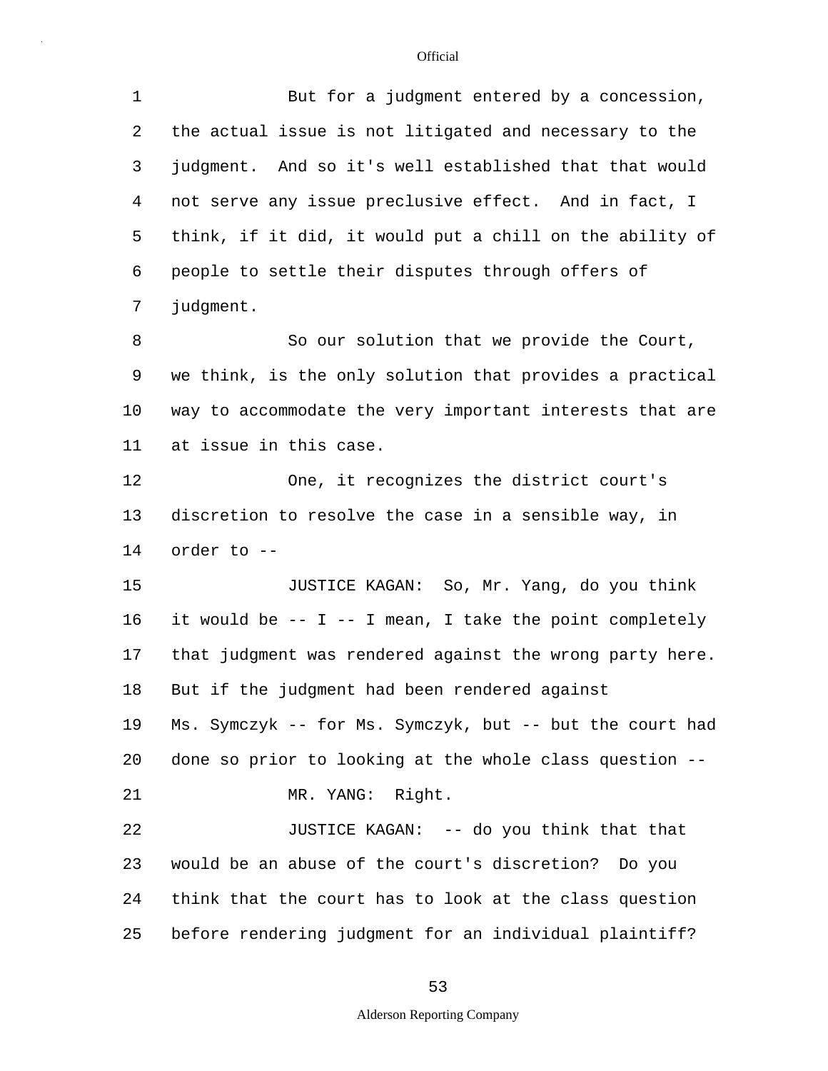1 But for a judgment entered by a concession,
2 the actual issue is not litigated and necessary to the
3 judgment. And so it's well established that that would
4 not serve any issue preclusive effect. And in fact, I
5 think, if it did, it would put a chill on the ability of
6 people to settle their disputes through offers of
7 judgment.
8 So our solution that we provide the Court,
9 we think, is the only solution that provides a practical
10 way to accommodate the very important interests that are
11 at issue in this case.
12 One, it recognizes the district court's
13 discretion to resolve the case in a sensible way, in
14 order to --
15 JUSTICE KAGAN: So, Mr. Yang, do you think
16 it would be -- I -- I mean, I take the point completely
17 that judgment was rendered against the wrong party here.
18 But if the judgment had been rendered against
19 Ms. Symczyk -- for Ms. Symczyk, but -- but the court had
20 done so prior to looking at the whole class question --
21 MR. YANG: Right.
22 JUSTICE KAGAN: -- do you think that that
23 would be an abuse of the court's discretion? Do you
24 think that the court has to look at the class question
25 before rendering judgment for an individual plaintiff?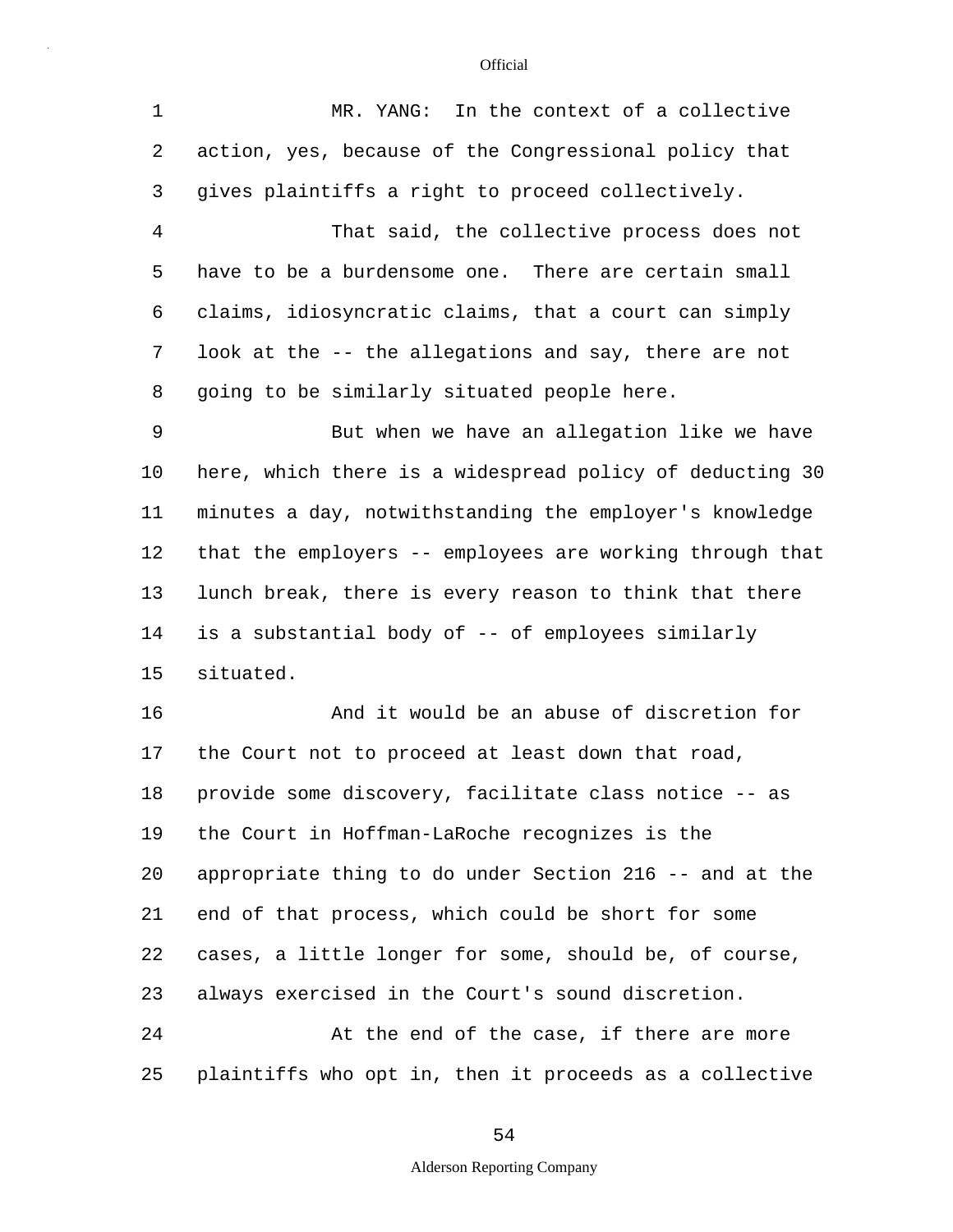MR. YANG: In the context of a collective action, yes, because of the Congressional policy that gives plaintiffs a right to proceed collectively.

That said, the collective process does not have to be a burdensome one. There are certain small claims, idiosyncratic claims, that a court can simply look at the -- the allegations and say, there are not going to be similarly situated people here.

But when we have an allegation like we have here, which there is a widespread policy of deducting 30 minutes a day, notwithstanding the employer's knowledge that the employers -- employees are working through that lunch break, there is every reason to think that there is a substantial body of -- of employees similarly situated.

And it would be an abuse of discretion for the Court not to proceed at least down that road, provide some discovery, facilitate class notice -- as the Court in Hoffman-LaRoche recognizes is the appropriate thing to do under Section 216 -- and at the end of that process, which could be short for some cases, a little longer for some, should be, of course, always exercised in the Court's sound discretion.

At the end of the case, if there are more plaintiffs who opt in, then it proceeds as a collective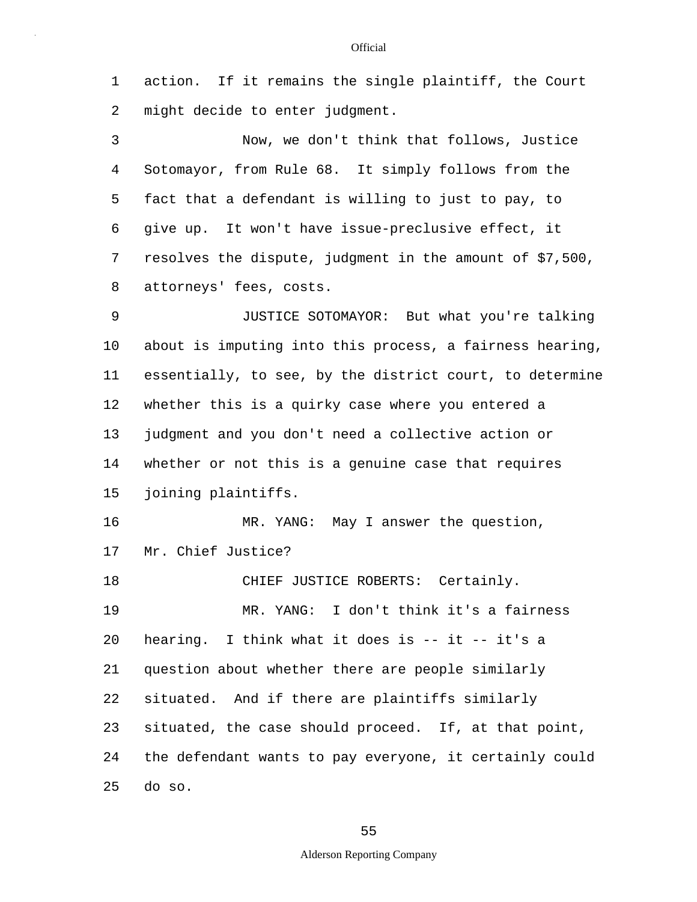action. If it remains the single plaintiff, the Court might decide to enter judgment.

Now, we don't think that follows, Justice Sotomayor, from Rule 68. It simply follows from the fact that a defendant is willing to just to pay, to give up. It won't have issue-preclusive effect, it resolves the dispute, judgment in the amount of $7,500, attorneys' fees, costs.

JUSTICE SOTOMAYOR: But what you're talking about is imputing into this process, a fairness hearing, essentially, to see, by the district court, to determine whether this is a quirky case where you entered a judgment and you don't need a collective action or whether or not this is a genuine case that requires joining plaintiffs.

MR. YANG: May I answer the question, Mr. Chief Justice?

CHIEF JUSTICE ROBERTS: Certainly.

MR. YANG: I don't think it's a fairness hearing. I think what it does is -- it -- it's a question about whether there are people similarly situated. And if there are plaintiffs similarly situated, the case should proceed. If, at that point, the defendant wants to pay everyone, it certainly could do so.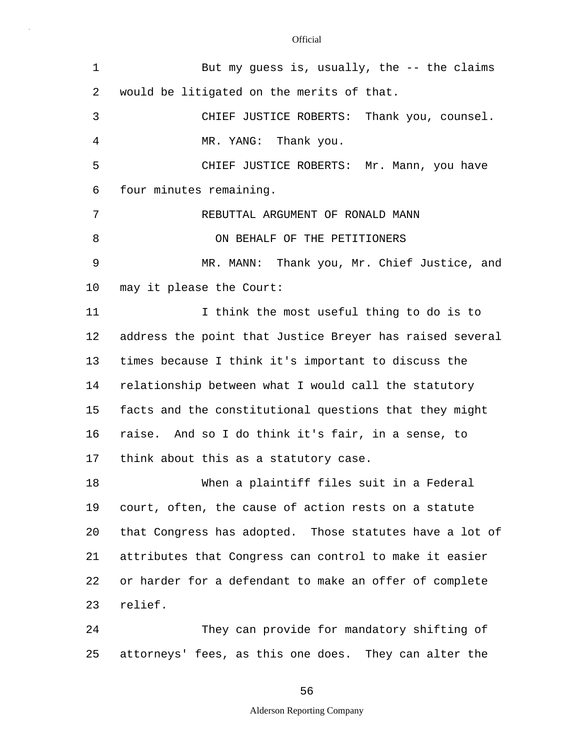But my guess is, usually, the -- the claims would be litigated on the merits of that.

CHIEF JUSTICE ROBERTS: Thank you, counsel.

MR. YANG: Thank you.

CHIEF JUSTICE ROBERTS: Mr. Mann, you have four minutes remaining.

REBUTTAL ARGUMENT OF RONALD MANN

ON BEHALF OF THE PETITIONERS

MR. MANN: Thank you, Mr. Chief Justice, and may it please the Court:

I think the most useful thing to do is to address the point that Justice Breyer has raised several times because I think it's important to discuss the relationship between what I would call the statutory facts and the constitutional questions that they might raise. And so I do think it's fair, in a sense, to think about this as a statutory case.

When a plaintiff files suit in a Federal court, often, the cause of action rests on a statute that Congress has adopted. Those statutes have a lot of attributes that Congress can control to make it easier or harder for a defendant to make an offer of complete relief.

They can provide for mandatory shifting of attorneys' fees, as this one does. They can alter the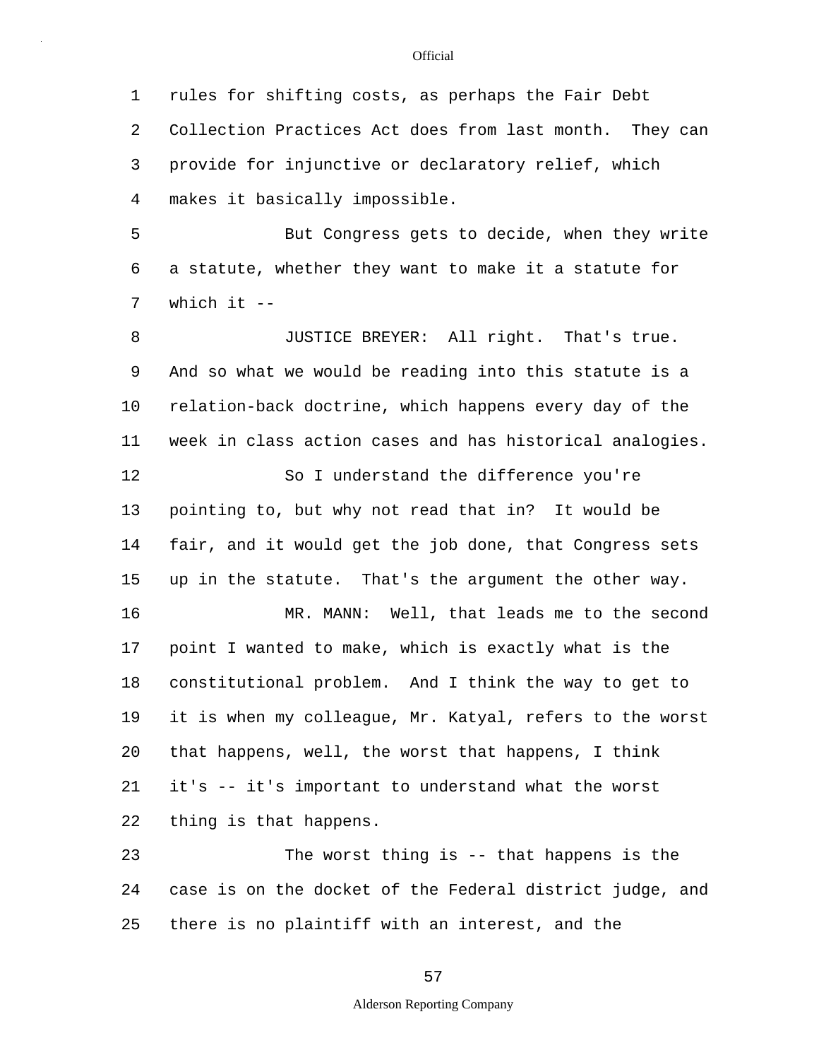rules for shifting costs, as perhaps the Fair Debt Collection Practices Act does from last month. They can provide for injunctive or declaratory relief, which makes it basically impossible.

But Congress gets to decide, when they write a statute, whether they want to make it a statute for which it --

JUSTICE BREYER: All right. That's true. And so what we would be reading into this statute is a relation-back doctrine, which happens every day of the week in class action cases and has historical analogies.

So I understand the difference you're pointing to, but why not read that in? It would be fair, and it would get the job done, that Congress sets up in the statute. That's the argument the other way.

MR. MANN: Well, that leads me to the second point I wanted to make, which is exactly what is the constitutional problem. And I think the way to get to it is when my colleague, Mr. Katyal, refers to the worst that happens, well, the worst that happens, I think it's -- it's important to understand what the worst thing is that happens.

The worst thing is -- that happens is the case is on the docket of the Federal district judge, and there is no plaintiff with an interest, and the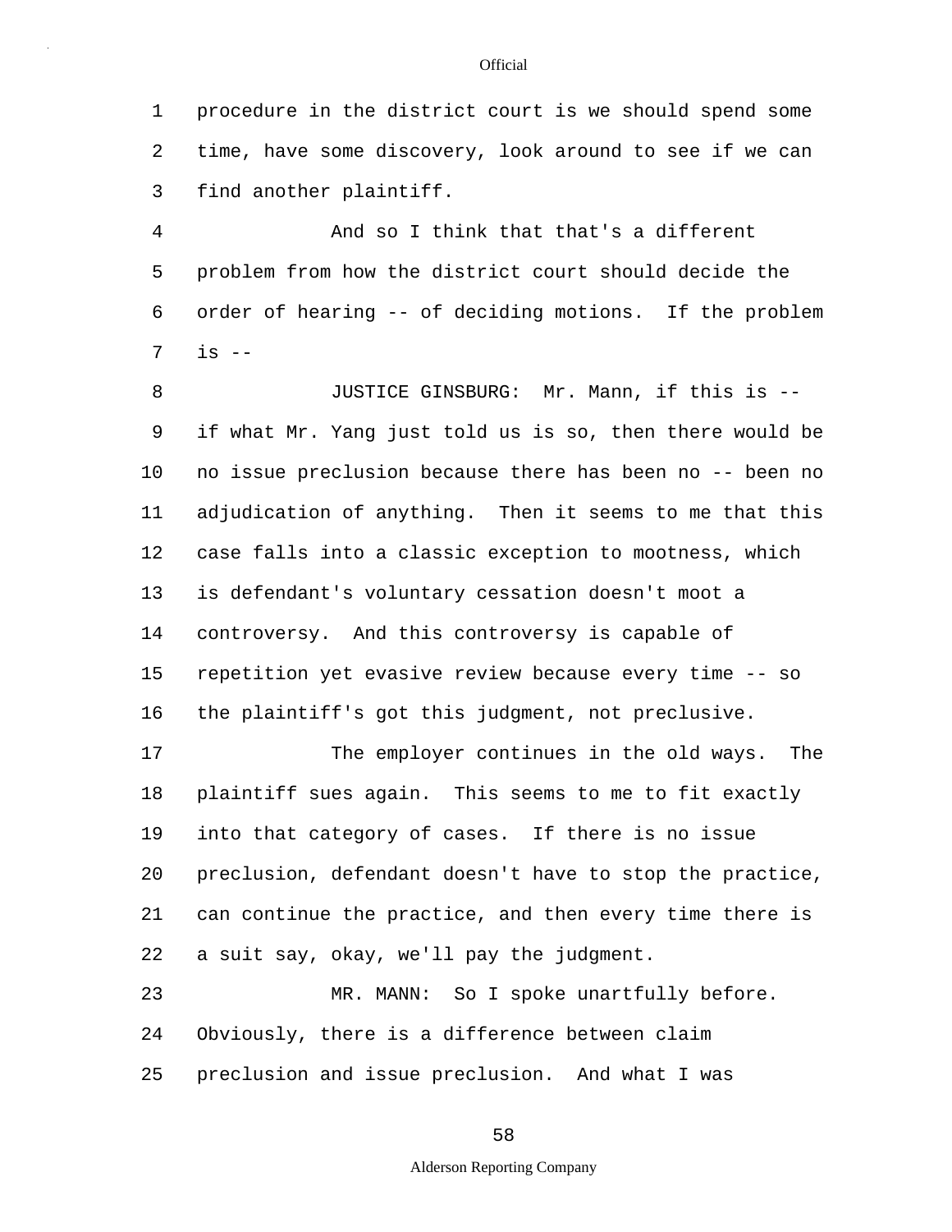procedure in the district court is we should spend some time, have some discovery, look around to see if we can find another plaintiff.

And so I think that that's a different problem from how the district court should decide the order of hearing -- of deciding motions. If the problem is --

JUSTICE GINSBURG: Mr. Mann, if this is -- if what Mr. Yang just told us is so, then there would be no issue preclusion because there has been no -- been no adjudication of anything. Then it seems to me that this case falls into a classic exception to mootness, which is defendant's voluntary cessation doesn't moot a controversy. And this controversy is capable of repetition yet evasive review because every time -- so the plaintiff's got this judgment, not preclusive.

The employer continues in the old ways. The plaintiff sues again. This seems to me to fit exactly into that category of cases. If there is no issue preclusion, defendant doesn't have to stop the practice, can continue the practice, and then every time there is a suit say, okay, we'll pay the judgment.

MR. MANN: So I spoke unartfully before. Obviously, there is a difference between claim preclusion and issue preclusion. And what I was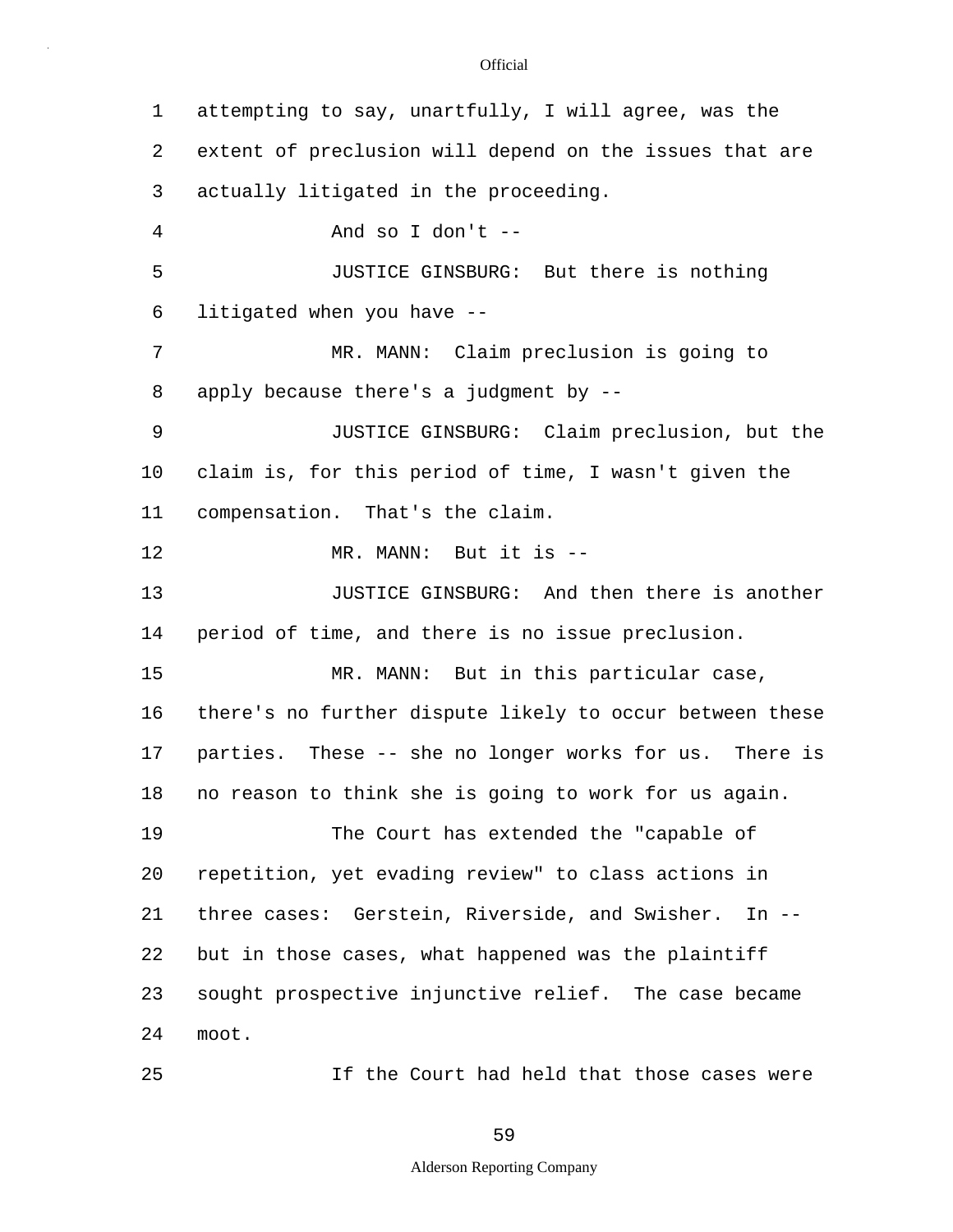attempting to say, unartfully, I will agree, was the extent of preclusion will depend on the issues that are actually litigated in the proceeding.

And so I don't --

JUSTICE GINSBURG: But there is nothing litigated when you have --

MR. MANN: Claim preclusion is going to apply because there's a judgment by --

JUSTICE GINSBURG: Claim preclusion, but the claim is, for this period of time, I wasn't given the compensation. That's the claim.

MR. MANN: But it is --

JUSTICE GINSBURG: And then there is another period of time, and there is no issue preclusion.

MR. MANN: But in this particular case, there's no further dispute likely to occur between these parties. These -- she no longer works for us. There is no reason to think she is going to work for us again.

The Court has extended the "capable of repetition, yet evading review" to class actions in three cases: Gerstein, Riverside, and Swisher. In -- but in those cases, what happened was the plaintiff sought prospective injunctive relief. The case became moot.

If the Court had held that those cases were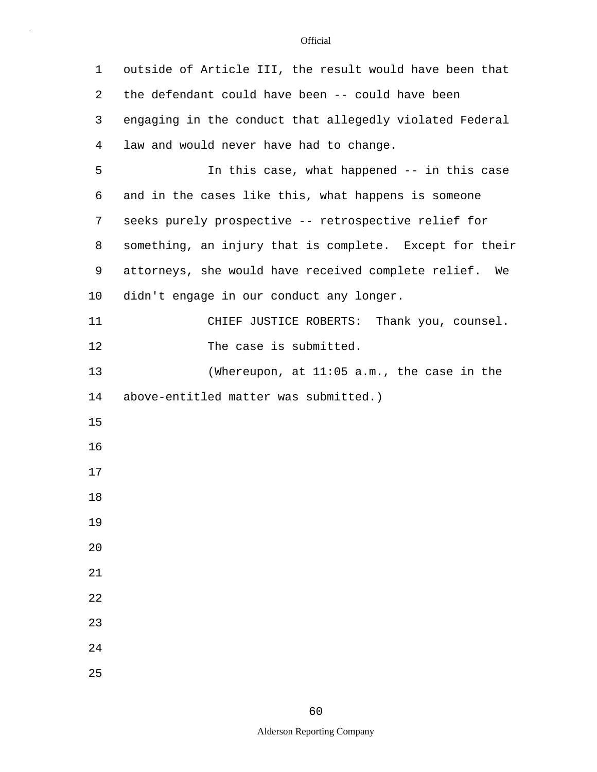outside of Article III, the result would have been that the defendant could have been -- could have been engaging in the conduct that allegedly violated Federal law and would never have had to change.

In this case, what happened -- in this case and in the cases like this, what happens is someone seeks purely prospective -- retrospective relief for something, an injury that is complete. Except for their attorneys, she would have received complete relief. We didn't engage in our conduct any longer.

CHIEF JUSTICE ROBERTS: Thank you, counsel.

The case is submitted.

(Whereupon, at 11:05 a.m., the case in the above-entitled matter was submitted.)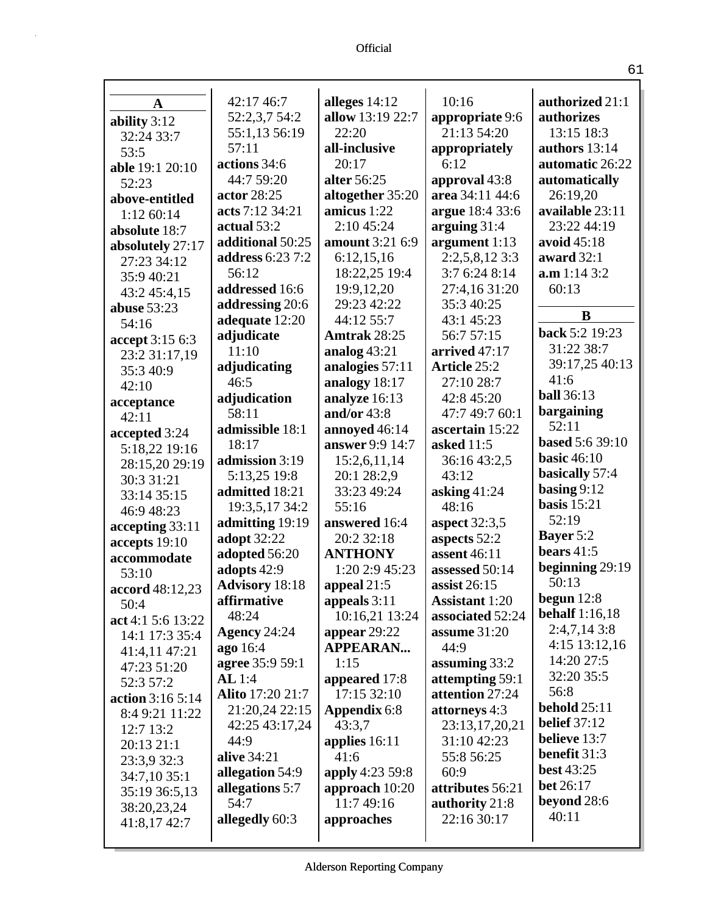## A

**ability** 3:12 32:24 33:7 53:5
**able** 19:1 20:10 52:23
**above-entitled** 1:12 60:14
**absolute** 18:7
**absolutely** 27:17 27:23 34:12 35:9 40:21 43:2 45:4,15
**abuse** 53:23 54:16
**accept** 3:15 6:3 23:2 31:17,19 35:3 40:9 42:10
**acceptance** 42:11
**accepted** 3:24 5:18,22 19:16 28:15,20 29:19 30:3 31:21 33:14 35:15 46:9 48:23
**accepting** 33:11
**accepts** 19:10
**accommodate** 53:10
**accord** 48:12,23 50:4
**act** 4:1 5:6 13:22 14:1 17:3 35:4 41:4,11 47:21 47:23 51:20 52:3 57:2
**action** 3:16 5:14 8:4 9:21 11:22 12:7 13:2 20:13 21:1 23:3,9 32:3 34:7,10 35:1 35:19 36:5,13 38:20,23,24 41:8,17 42:7 42:17 46:7 52:2,3,7 54:2 55:1,13 56:19 57:11
**actions** 34:6 44:7 59:20
**actor** 28:25
**acts** 7:12 34:21
**actual** 53:2
**additional** 50:25
**address** 6:23 7:2 56:12
**addressed** 16:6
**addressing** 20:6
**adequate** 12:20
**adjudicate** 11:10
**adjudicating** 46:5
**adjudication** 58:11
**admissible** 18:1 18:17
**admission** 3:19 5:13,25 19:8
**admitted** 18:21 19:3,5,17 34:2
**admitting** 19:19
**adopt** 32:22
**adopted** 56:20
**adopts** 42:9
**Advisory** 18:18
**affirmative** 48:24
**Agency** 24:24
**ago** 16:4
**agree** 35:9 59:1
**AL** 1:4
**Alito** 17:20 21:7 21:20,24 22:15 42:25 43:17,24 44:9
**alive** 34:21
**allegation** 54:9
**allegations** 5:7 54:7
**allegedly** 60:3
**alleges** 14:12
**allow** 13:19 22:7 22:20
**all-inclusive** 20:17
**alter** 56:25
**altogether** 35:20
**amicus** 1:22 2:10 45:24
**amount** 3:21 6:9 6:12,15,16 18:22,25 19:4 19:9,12,20 29:23 42:22 44:12 55:7
**Amtrak** 28:25
**analog** 43:21
**analogies** 57:11
**analogy** 18:17
**analyze** 16:13
**and/or** 43:8
**annoyed** 46:14
**answer** 9:9 14:7 15:2,6,11,14 20:1 28:2,9 33:23 49:24 55:16
**answered** 16:4 20:2 32:18
**ANTHONY** 1:20 2:9 45:23
**appeal** 21:5
**appeals** 3:11 10:16,21 13:24
**appear** 29:22
**APPEARAN...** 1:15
**appeared** 17:8 17:15 32:10
**Appendix** 6:8 43:3,7
**applies** 16:11 41:6
**apply** 4:23 59:8
**approach** 10:20 11:7 49:16
**approaches** 10:16
**appropriate** 9:6 21:13 54:20
**appropriately** 6:12
**approval** 43:8
**area** 34:11 44:6
**argue** 18:4 33:6
**arguing** 31:4
**argument** 1:13 2:2,5,8,12 3:3 3:7 6:24 8:14 27:4,16 31:20 35:3 40:25 43:1 45:23 56:7 57:15
**arrived** 47:17
**Article** 25:2 27:10 28:7 42:8 45:20 47:7 49:7 60:1
**ascertain** 15:22
**asked** 11:5 36:16 43:2,5 43:12
**asking** 41:24 48:16
**aspect** 32:3,5
**aspects** 52:2
**assent** 46:11
**assessed** 50:14
**assist** 26:15
**Assistant** 1:20
**associated** 52:24
**assume** 31:20 44:9
**assuming** 33:2
**attempting** 59:1
**attention** 27:24
**attorneys** 4:3 23:13,17,20,21 31:10 42:23 55:8 56:25 60:9
**attributes** 56:21
**authority** 21:8 22:16 30:17
**authorized** 21:1
**authorizes** 13:15 18:3
**authors** 13:14
**automatic** 26:22
**automatically** 26:19,20
**available** 23:11 23:22 44:19
**avoid** 45:18
**award** 32:1
**a.m** 1:14 3:2 60:13

## B

**back** 5:2 19:23 31:22 38:7 39:17,25 40:13 41:6
**ball** 36:13
**bargaining** 52:11
**based** 5:6 39:10
**basic** 46:10
**basically** 57:4
**basing** 9:12
**basis** 15:21 52:19
**Bayer** 5:2
**bears** 41:5
**beginning** 29:19 50:13
**begun** 12:8
**behalf** 1:16,18 2:4,7,14 3:8 4:15 13:12,16 14:20 27:5 32:20 35:5 56:8
**behold** 25:11
**belief** 37:12
**believe** 13:7
**benefit** 31:3
**best** 43:25
**bet** 26:17
**beyond** 28:6 40:11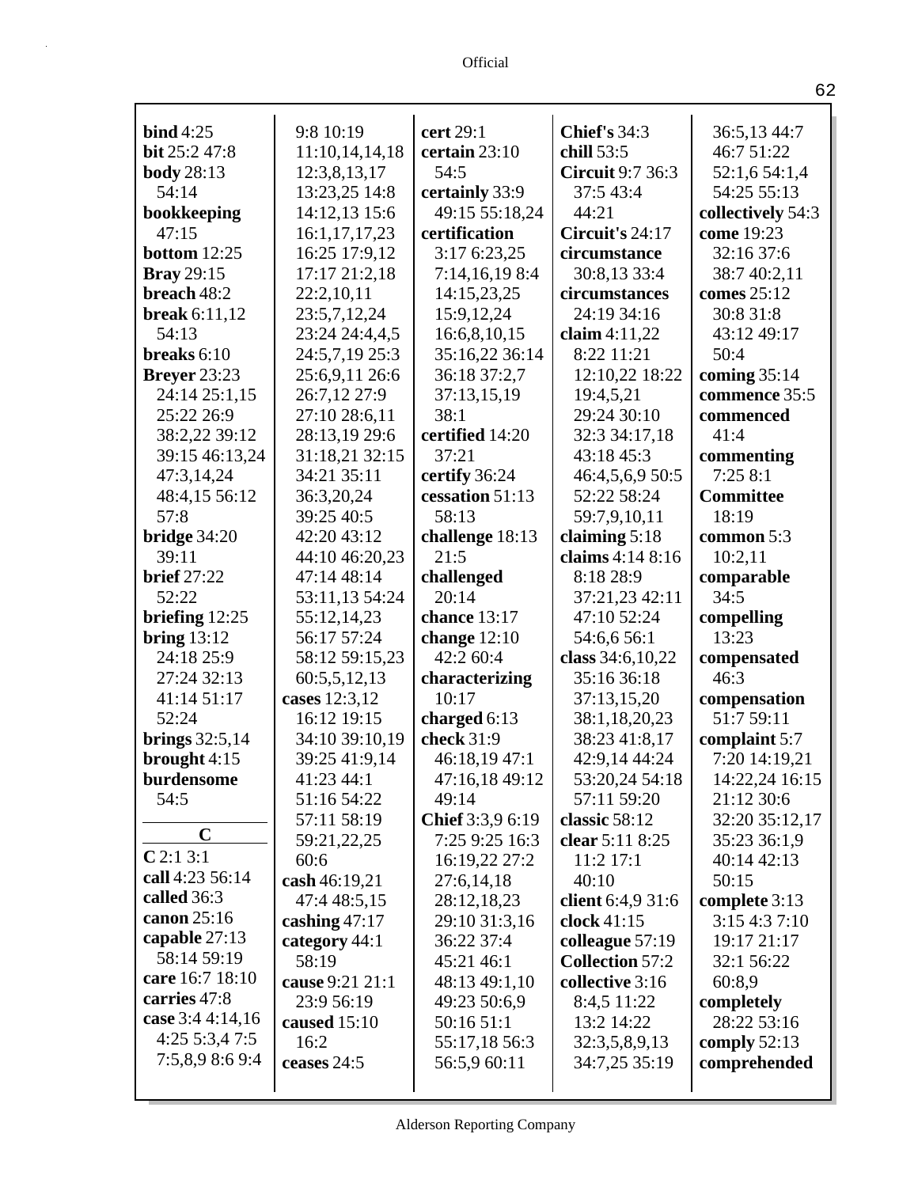**bind** 4:25
**bit** 25:2 47:8
**body** 28:13 54:14
**bookkeeping** 47:15
**bottom** 12:25
**Bray** 29:15
**breach** 48:2
**break** 6:11,12 54:13
**breaks** 6:10
**Breyer** 23:23 24:14 25:1,15 25:22 26:9 38:2,22 39:12 39:15 46:13,24 47:3,14,24 48:4,15 56:12 57:8
**bridge** 34:20 39:11
**brief** 27:22 52:22
**briefing** 12:25
**bring** 13:12 24:18 25:9 27:24 32:13 41:14 51:17 52:24
**brings** 32:5,14
**brought** 4:15
**burdensome** 54:5

**C**

**C** 2:1 3:1
**call** 4:23 56:14
**called** 36:3
**canon** 25:16
**capable** 27:13 58:14 59:19
**care** 16:7 18:10
**carries** 47:8
**case** 3:4 4:14,16 4:25 5:3,4 7:5 7:5,8,9 8:6 9:4 9:8 10:19 11:10,14,14,18 12:3,8,13,17 13:23,25 14:8 14:12,13 15:6 16:1,17,17,23 16:25 17:9,12 17:17 21:2,18 22:2,10,11 23:5,7,12,24 23:24 24:4,4,5 24:5,7,19 25:3 25:6,9,11 26:6 26:7,12 27:9 27:10 28:6,11 28:13,19 29:6 31:18,21 32:15 34:21 35:11 36:3,20,24 39:25 40:5 42:20 43:12 44:10 46:20,23 47:14 48:14 53:11,13 54:24 55:12,14,23 56:17 57:24 58:12 59:15,23 60:5,5,12,13
**cases** 12:3,12 16:12 19:15 34:10 39:10,19 39:25 41:9,14 41:23 44:1 51:16 54:22 57:11 58:19 59:21,22,25 60:6
**cash** 46:19,21 47:4 48:5,15
**cashing** 47:17
**category** 44:1 58:19
**cause** 9:21 21:1 23:9 56:19
**caused** 15:10 16:2
**ceases** 24:5
**cert** 29:1
**certain** 23:10 54:5
**certainly** 33:9 49:15 55:18,24
**certification** 3:17 6:23,25 7:14,16,19 8:4 14:15,23,25 15:9,12,24 16:6,8,10,15 35:16,22 36:14 36:18 37:2,7 37:13,15,19 38:1
**certified** 14:20 37:21
**certify** 36:24
**cessation** 51:13 58:13
**challenge** 18:13 21:5
**challenged** 20:14
**chance** 13:17
**change** 12:10 42:2 60:4
**characterizing** 10:17
**charged** 6:13
**check** 31:9 46:18,19 47:1 47:16,18 49:12 49:14
**Chief** 3:3,9 6:19 7:25 9:25 16:3 16:19,22 27:2 27:6,14,18 28:12,18,23 29:10 31:3,16 36:22 37:4 45:21 46:1 48:13 49:1,10 49:23 50:6,9 50:16 51:1 55:17,18 56:3 56:5,9 60:11
**Chief's** 34:3
**chill** 53:5
**Circuit** 9:7 36:3 37:5 43:4 44:21
**Circuit's** 24:17
**circumstance** 30:8,13 33:4
**circumstances** 24:19 34:16
**claim** 4:11,22 8:22 11:21 12:10,22 18:22 19:4,5,21 29:24 30:10 32:3 34:17,18 43:18 45:3 46:4,5,6,9 50:5 52:22 58:24 59:7,9,10,11
**claiming** 5:18
**claims** 4:14 8:16 8:18 28:9 37:21,23 42:11 47:10 52:24 54:6,6 56:1
**class** 34:6,10,22 35:16 36:18 37:13,15,20 38:1,18,20,23 38:23 41:8,17 42:9,14 44:24 53:20,24 54:18 57:11 59:20
**classic** 58:12
**clear** 5:11 8:25 11:2 17:1 40:10
**client** 6:4,9 31:6
**clock** 41:15
**colleague** 57:19
**Collection** 57:2
**collective** 3:16 8:4,5 11:22 13:2 14:22 32:3,5,8,9,13 34:7,25 35:19 36:5,13 44:7 46:7 51:22 52:1,6 54:1,4 54:25 55:13
**collectively** 54:3
**come** 19:23 32:16 37:6 38:7 40:2,11
**comes** 25:12 30:8 31:8 43:12 49:17 50:4
**coming** 35:14
**commence** 35:5
**commenced** 41:4
**commenting** 7:25 8:1
**Committee** 18:19
**common** 5:3 10:2,11
**comparable** 34:5
**compelling** 13:23
**compensated** 46:3
**compensation** 51:7 59:11
**complaint** 5:7 7:20 14:19,21 14:22,24 16:15 21:12 30:6 32:20 35:12,17 35:23 36:1,9 40:14 42:13 50:15
**complete** 3:13 3:15 4:3 7:10 19:17 21:17 32:1 56:22 60:8,9
**completely** 28:22 53:16
**comply** 52:13
**comprehended**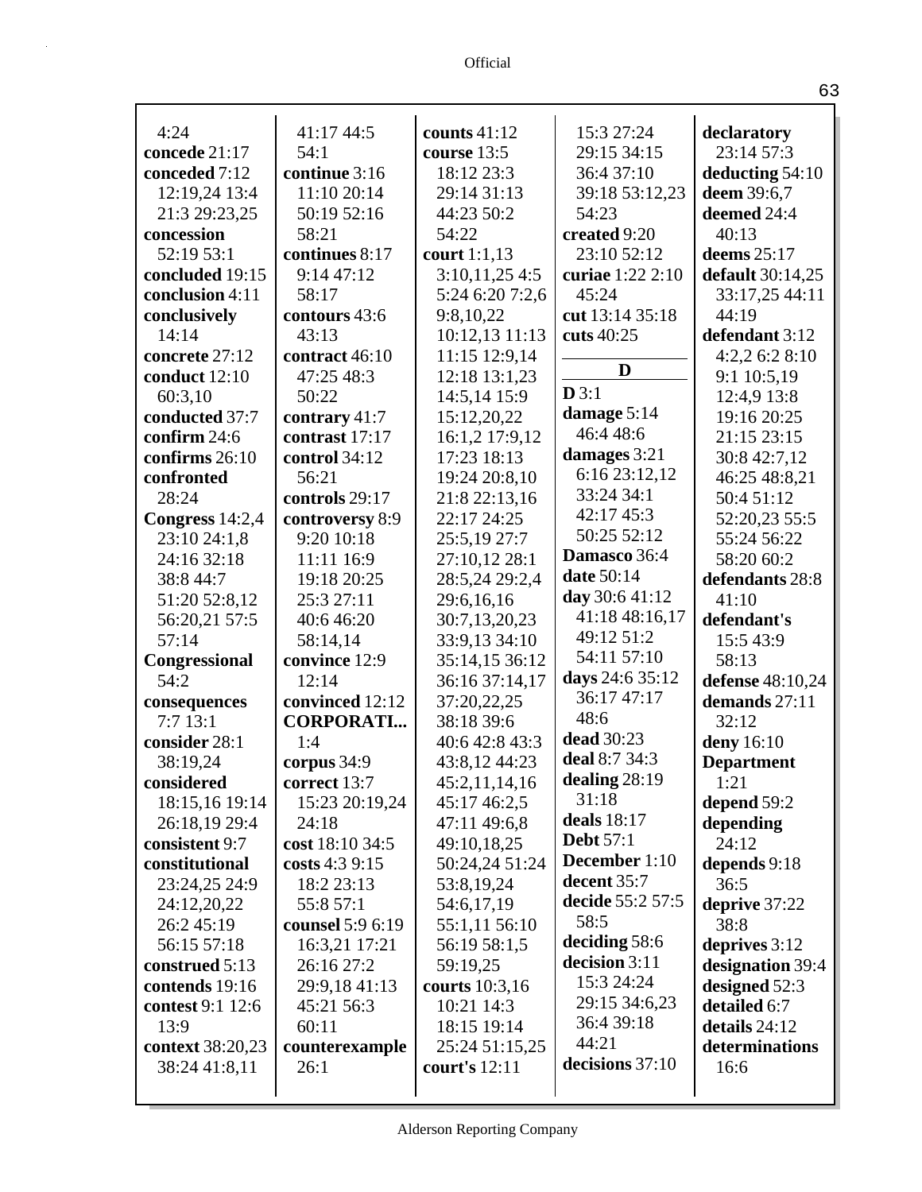4:24
**concede** 21:17
**conceded** 7:12 12:19,24 13:4 21:3 29:23,25
**concession** 52:19 53:1
**concluded** 19:15
**conclusion** 4:11
**conclusively** 14:14
**concrete** 27:12
**conduct** 12:10 60:3,10
**conducted** 37:7
**confirm** 24:6
**confirms** 26:10
**confronted** 28:24
**Congress** 14:2,4 23:10 24:1,8 24:16 32:18 38:8 44:7 51:20 52:8,12 56:20,21 57:5 57:14
**Congressional** 54:2
**consequences** 7:7 13:1
**consider** 28:1 38:19,24
**considered** 18:15,16 19:14 26:18,19 29:4
**consistent** 9:7
**constitutional** 23:24,25 24:9 24:12,20,22 26:2 45:19 56:15 57:18
**construed** 5:13
**contends** 19:16
**contest** 9:1 12:6 13:9
**context** 38:20,23 38:24 41:8,11 41:17 44:5 54:1
**continue** 3:16 11:10 20:14 50:19 52:16 58:21
**continues** 8:17 9:14 47:12 58:17
**contours** 43:6 43:13
**contract** 46:10 47:25 48:3 50:22
**contrary** 41:7
**contrast** 17:17
**control** 34:12 56:21
**controls** 29:17
**controversy** 8:9 9:20 10:18 11:11 16:9 19:18 20:25 25:3 27:11 40:6 46:20 58:14,14
**convince** 12:9 12:14
**convinced** 12:12
**CORPORATI...** 1:4
**corpus** 34:9
**correct** 13:7 15:23 20:19,24 24:18
**cost** 18:10 34:5
**costs** 4:3 9:15 18:2 23:13 55:8 57:1
**counsel** 5:9 6:19 16:3,21 17:21 26:16 27:2 29:9,18 41:13 45:21 56:3 60:11
**counterexample** 26:1
**counts** 41:12
**course** 13:5 18:12 23:3 29:14 31:13 44:23 50:2 54:22
**court** 1:1,13 3:10,11,25 4:5 5:24 6:20 7:2,6 9:8,10,22 10:12,13 11:13 11:15 12:9,14 12:18 13:1,23 14:5,14 15:9 15:12,20,22 16:1,2 17:9,12 17:23 18:13 19:24 20:8,10 21:8 22:13,16 22:17 24:25 25:5,19 27:7 27:10,12 28:1 28:5,24 29:2,4 29:6,16,16 30:7,13,20,23 33:9,13 34:10 35:14,15 36:12 36:16 37:14,17 37:20,22,25 38:18 39:6 40:6 42:8 43:3 43:8,12 44:23 45:2,11,14,16 45:17 46:2,5 47:11 49:6,8 49:10,18,25 50:24,24 51:24 53:8,19,24 54:6,17,19 55:1,11 56:10 56:19 58:1,5 59:19,25
**courts** 10:3,16 10:21 14:3 18:15 19:14 25:24 51:15,25
**court's** 12:11 15:3 27:24 29:15 34:15 36:4 37:10 39:18 53:12,23 54:23
**created** 9:20 23:10 52:12
**curiae** 1:22 2:10 45:24
**cut** 13:14 35:18
**cuts** 40:25

**D**

**D** 3:1
**damage** 5:14 46:4 48:6
**damages** 3:21 6:16 23:12,12 33:24 34:1 42:17 45:3 50:25 52:12
**Damasco** 36:4
**date** 50:14
**day** 30:6 41:12 41:18 48:16,17 49:12 51:2 54:11 57:10
**days** 24:6 35:12 36:17 47:17 48:6
**dead** 30:23
**deal** 8:7 34:3
**dealing** 28:19 31:18
**deals** 18:17
**Debt** 57:1
**December** 1:10
**decent** 35:7
**decide** 55:2 57:5 58:5
**deciding** 58:6
**decision** 3:11 15:3 24:24 29:15 34:6,23 36:4 39:18 44:21
**decisions** 37:10
**declaratory** 23:14 57:3
**deducting** 54:10
**deem** 39:6,7
**deemed** 24:4 40:13
**deems** 25:17
**default** 30:14,25 33:17,25 44:11 44:19
**defendant** 3:12 4:2,2 6:2 8:10 9:1 10:5,19 12:4,9 13:8 19:16 20:25 21:15 23:15 30:8 42:7,12 46:25 48:8,21 50:4 51:12 52:20,23 55:5 55:24 56:22 58:20 60:2
**defendants** 28:8 41:10
**defendant's** 15:5 43:9 58:13
**defense** 48:10,24
**demands** 27:11 32:12
**deny** 16:10
**Department** 1:21
**depend** 59:2
**depending** 24:12
**depends** 9:18 36:5
**deprive** 37:22 38:8
**deprives** 3:12
**designation** 39:4
**designed** 52:3
**detailed** 6:7
**details** 24:12
**determinations** 16:6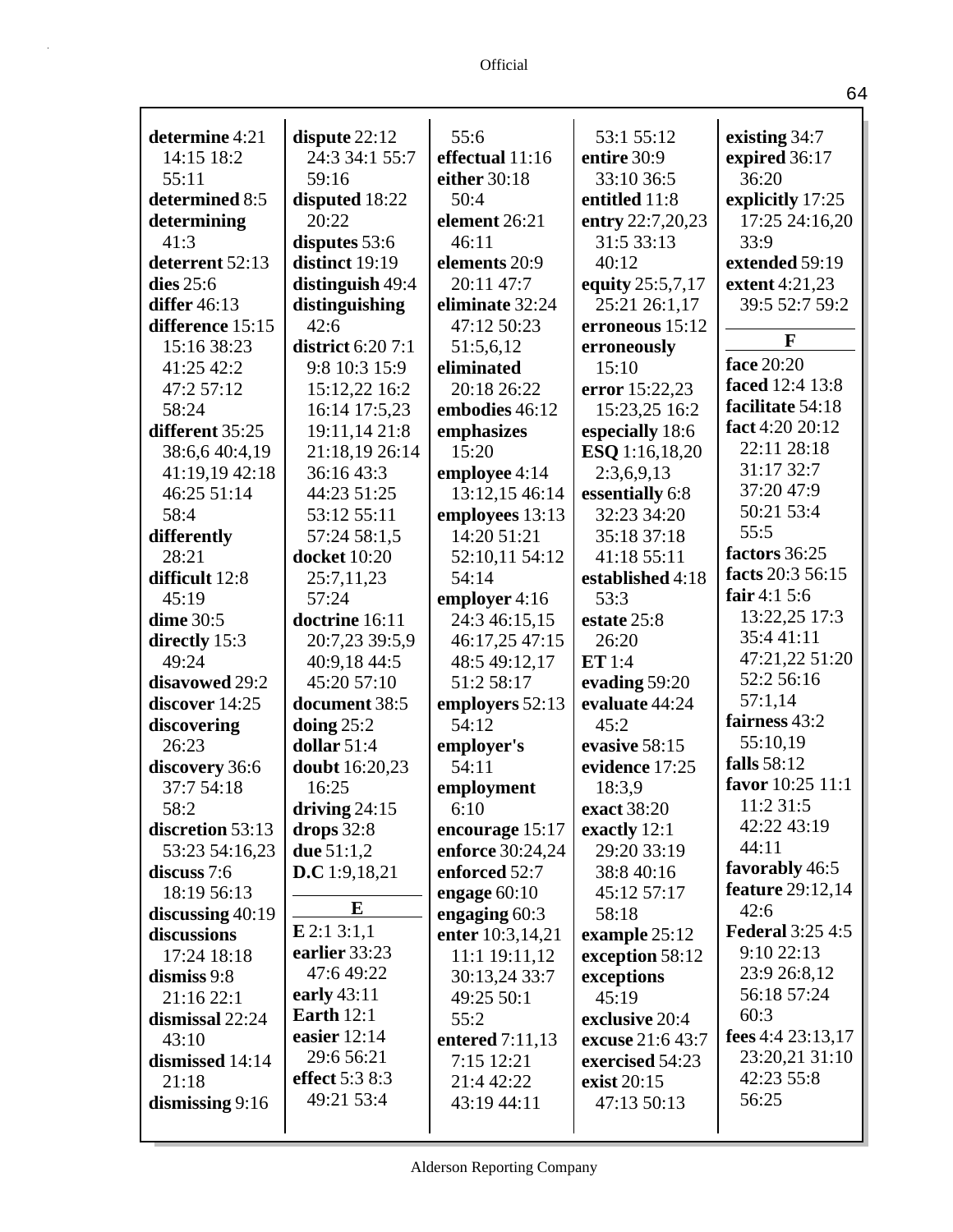**determine** 4:21 14:15 18:2 55:11
**determined** 8:5
**determining** 41:3
**deterrent** 52:13
**dies** 25:6
**differ** 46:13
**difference** 15:15 15:16 38:23 41:25 42:2 47:2 57:12 58:24
**different** 35:25 38:6,6 40:4,19 41:19,19 42:18 46:25 51:14 58:4
**differently** 28:21
**difficult** 12:8 45:19
**dime** 30:5
**directly** 15:3 49:24
**disavowed** 29:2
**discover** 14:25
**discovering** 26:23
**discovery** 36:6 37:7 54:18 58:2
**discretion** 53:13 53:23 54:16,23
**discuss** 7:6 18:19 56:13
**discussing** 40:19
**discussions** 17:24 18:18
**dismiss** 9:8 21:16 22:1
**dismissal** 22:24 43:10
**dismissed** 14:14 21:18
**dismissing** 9:16
**dispute** 22:12 24:3 34:1 55:7 59:16
**disputed** 18:22 20:22
**disputes** 53:6
**distinct** 19:19
**distinguish** 49:4
**distinguishing** 42:6
**district** 6:20 7:1 9:8 10:3 15:9 15:12,22 16:2 16:14 17:5,23 19:11,14 21:8 21:18,19 26:14 36:16 43:3 44:23 51:25 53:12 55:11 57:24 58:1,5
**docket** 10:20 25:7,11,23 57:24
**doctrine** 16:11 20:7,23 39:5,9 40:9,18 44:5 45:20 57:10
**document** 38:5
**doing** 25:2
**dollar** 51:4
**doubt** 16:20,23 16:25
**driving** 24:15
**drops** 32:8
**due** 51:1,2
**D.C** 1:9,18,21

**E**

**E** 2:1 3:1,1
**earlier** 33:23 47:6 49:22
**early** 43:11
**Earth** 12:1
**easier** 12:14 29:6 56:21
**effect** 5:3 8:3 49:21 53:4 55:6
**effectual** 11:16
**either** 30:18 50:4
**element** 26:21 46:11
**elements** 20:9 20:11 47:7
**eliminate** 32:24 47:12 50:23 51:5,6,12
**eliminated** 20:18 26:22
**embodies** 46:12
**emphasizes** 15:20
**employee** 4:14 13:12,15 46:14
**employees** 13:13 14:20 51:21 52:10,11 54:12 54:14
**employer** 4:16 24:3 46:15,15 46:17,25 47:15 48:5 49:12,17 51:2 58:17
**employers** 52:13 54:12
**employer's** 54:11
**employment** 6:10
**encourage** 15:17
**enforce** 30:24,24
**enforced** 52:7
**engage** 60:10
**engaging** 60:3
**enter** 10:3,14,21 11:1 19:11,12 30:13,24 33:7 49:25 50:1 55:2
**entered** 7:11,13 7:15 12:21 21:4 42:22 43:19 44:11 53:1 55:12
**entire** 30:9 33:10 36:5
**entitled** 11:8
**entry** 22:7,20,23 31:5 33:13 40:12
**equity** 25:5,7,17 25:21 26:1,17
**erroneous** 15:12
**erroneously** 15:10
**error** 15:22,23 15:23,25 16:2
**especially** 18:6
**ESQ** 1:16,18,20 2:3,6,9,13
**essentially** 6:8 32:23 34:20 35:18 37:18 41:18 55:11
**established** 4:18 53:3
**estate** 25:8 26:20
**ET** 1:4
**evading** 59:20
**evaluate** 44:24 45:2
**evasive** 58:15
**evidence** 17:25 18:3,9
**exact** 38:20
**exactly** 12:1 29:20 33:19 38:8 40:16 45:12 57:17 58:18
**example** 25:12
**exception** 58:12
**exceptions** 45:19
**exclusive** 20:4
**excuse** 21:6 43:7
**exercised** 54:23
**exist** 20:15 47:13 50:13
**existing** 34:7
**expired** 36:17 36:20
**explicitly** 17:25 17:25 24:16,20 33:9
**extended** 59:19
**extent** 4:21,23 39:5 52:7 59:2

**F**

**face** 20:20
**faced** 12:4 13:8
**facilitate** 54:18
**fact** 4:20 20:12 22:11 28:18 31:17 32:7 37:20 47:9 50:21 53:4 55:5
**factors** 36:25
**facts** 20:3 56:15
**fair** 4:1 5:6 13:22,25 17:3 35:4 41:11 47:21,22 51:20 52:2 56:16 57:1,14
**fairness** 43:2 55:10,19
**falls** 58:12
**favor** 10:25 11:1 11:2 31:5 42:22 43:19 44:11
**favorably** 46:5
**feature** 29:12,14 42:6
**Federal** 3:25 4:5 9:10 22:13 23:9 26:8,12 56:18 57:24 60:3
**fees** 4:4 23:13,17 23:20,21 31:10 42:23 55:8 56:25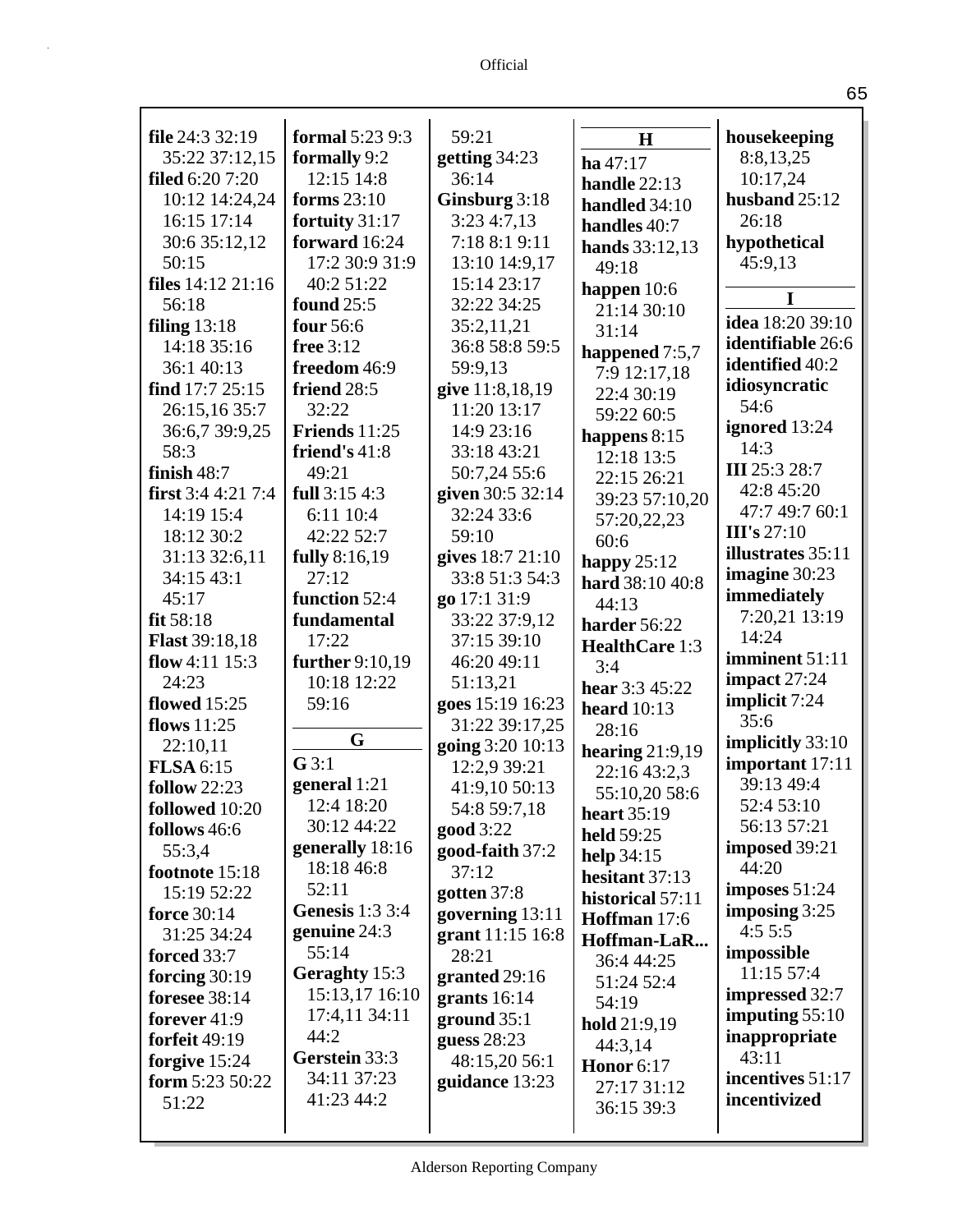**file** 24:3 32:19 35:22 37:12,15
**filed** 6:20 7:20 10:12 14:24,24 16:15 17:14 30:6 35:12,12 50:15
**files** 14:12 21:16 56:18
**filing** 13:18 14:18 35:16 36:1 40:13
**find** 17:7 25:15 26:15,16 35:7 36:6,7 39:9,25 58:3
**finish** 48:7
**first** 3:4 4:21 7:4 14:19 15:4 18:12 30:2 31:13 32:6,11 34:15 43:1 45:17
**fit** 58:18
**Flast** 39:18,18
**flow** 4:11 15:3 24:23
**flowed** 15:25
**flows** 11:25 22:10,11
**FLSA** 6:15
**follow** 22:23
**followed** 10:20
**follows** 46:6 55:3,4
**footnote** 15:18 15:19 52:22
**force** 30:14 31:25 34:24
**forced** 33:7
**forcing** 30:19
**foresee** 38:14
**forever** 41:9
**forfeit** 49:19
**forgive** 15:24
**form** 5:23 50:22 51:22
**formal** 5:23 9:3
**formally** 9:2 12:15 14:8
**forms** 23:10
**fortuity** 31:17
**forward** 16:24 17:2 30:9 31:9 40:2 51:22
**found** 25:5
**four** 56:6
**free** 3:12
**freedom** 46:9
**friend** 28:5 32:22
**Friends** 11:25
**friend's** 41:8 49:21
**full** 3:15 4:3 6:11 10:4 42:22 52:7
**fully** 8:16,19 27:12
**function** 52:4
**fundamental** 17:22
**further** 9:10,19 10:18 12:22 59:16

## G

**G** 3:1
**general** 1:21 12:4 18:20 30:12 44:22
**generally** 18:16 18:18 46:8 52:11
**Genesis** 1:3 3:4
**genuine** 24:3 55:14
**Geraghty** 15:3 15:13,17 16:10 17:4,11 34:11 44:2
**Gerstein** 33:3 34:11 37:23 41:23 44:2
59:21
**getting** 34:23 36:14
**Ginsburg** 3:18 3:23 4:7,13 7:18 8:1 9:11 13:10 14:9,17 15:14 23:17 32:22 34:25 35:2,11,21 36:8 58:8 59:5 59:9,13
**give** 11:8,18,19 11:20 13:17 14:9 23:16 33:18 43:21 50:7,24 55:6
**given** 30:5 32:14 32:24 33:6 59:10
**gives** 18:7 21:10 33:8 51:3 54:3
**go** 17:1 31:9 33:22 37:9,12 37:15 39:10 46:20 49:11 51:13,21
**goes** 15:19 16:23 31:22 39:17,25
**going** 3:20 10:13 12:2,9 39:21 41:9,10 50:13 54:8 59:7,18
**good** 3:22
**good-faith** 37:2 37:12
**gotten** 37:8
**governing** 13:11
**grant** 11:15 16:8 28:21
**granted** 29:16
**grants** 16:14
**ground** 35:1
**guess** 28:23 48:15,20 56:1
**guidance** 13:23

## H

**ha** 47:17
**handle** 22:13
**handled** 34:10
**handles** 40:7
**hands** 33:12,13 49:18
**happen** 10:6 21:14 30:10 31:14
**happened** 7:5,7 7:9 12:17,18 22:4 30:19 59:22 60:5
**happens** 8:15 12:18 13:5 22:15 26:21 39:23 57:10,20 57:20,22,23 60:6
**happy** 25:12
**hard** 38:10 40:8 44:13
**harder** 56:22
**HealthCare** 1:3 3:4
**hear** 3:3 45:22
**heard** 10:13 28:16
**hearing** 21:9,19 22:16 43:2,3 55:10,20 58:6
**heart** 35:19
**held** 59:25
**help** 34:15
**hesitant** 37:13
**historical** 57:11
**Hoffman** 17:6
**Hoffman-LaR...** 36:4 44:25 51:24 52:4 54:19
**hold** 21:9,19 44:3,14
**Honor** 6:17 27:17 31:12 36:15 39:3
**housekeeping** 8:8,13,25 10:17,24
**husband** 25:12 26:18
**hypothetical** 45:9,13

## I

**idea** 18:20 39:10
**identifiable** 26:6
**identified** 40:2
**idiosyncratic** 54:6
**ignored** 13:24 14:3
**III** 25:3 28:7 42:8 45:20 47:7 49:7 60:1
**III's** 27:10
**illustrates** 35:11
**imagine** 30:23
**immediately** 7:20,21 13:19 14:24
**imminent** 51:11
**impact** 27:24
**implicit** 7:24 35:6
**implicitly** 33:10
**important** 17:11 39:13 49:4 52:4 53:10 56:13 57:21
**imposed** 39:21 44:20
**imposes** 51:24
**imposing** 3:25 4:5 5:5
**impossible** 11:15 57:4
**impressed** 32:7
**imputing** 55:10
**inappropriate** 43:11
**incentives** 51:17
**incentivized**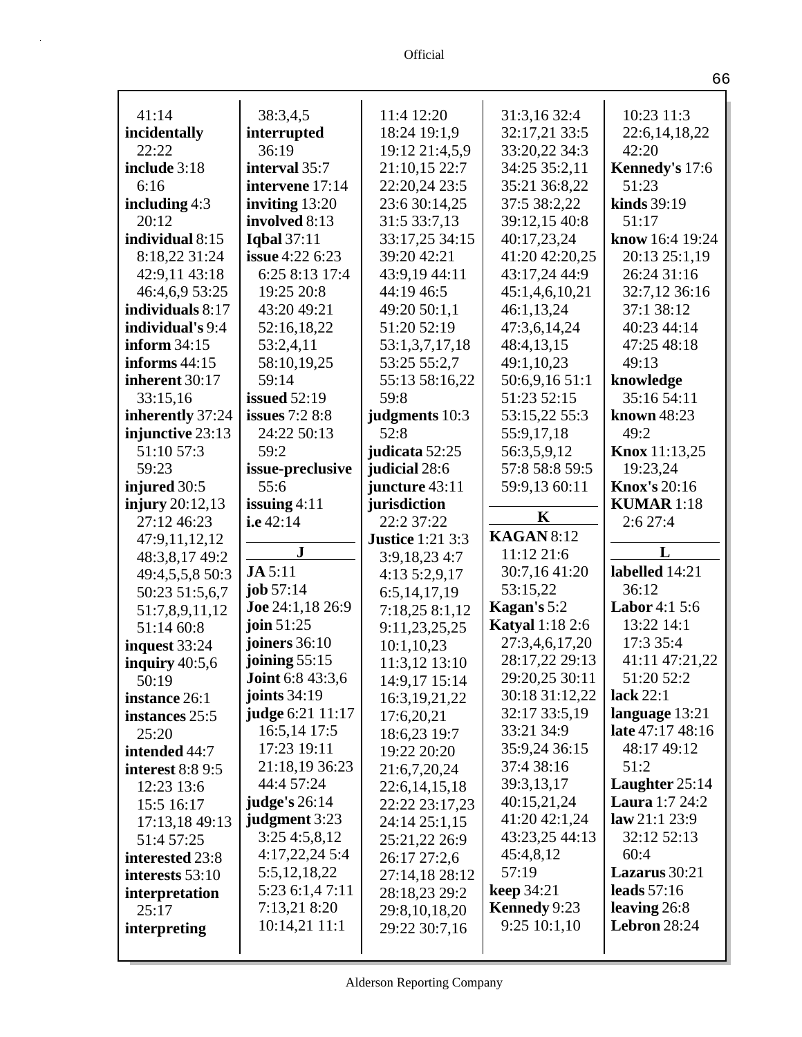41:14
**incidentally** 22:22
**include** 3:18 6:16
**including** 4:3 20:12
**individual** 8:15 8:18,22 31:24 42:9,11 43:18 46:4,6,9 53:25
**individuals** 8:17
**individual's** 9:4
**inform** 34:15
**informs** 44:15
**inherent** 30:17 33:15,16
**inherently** 37:24
**injunctive** 23:13 51:10 57:3 59:23
**injured** 30:5
**injury** 20:12,13 27:12 46:23 47:9,11,12,12 48:3,8,17 49:2 49:4,5,5,8 50:3 50:23 51:5,6,7 51:7,8,9,11,12 51:14 60:8
**inquest** 33:24
**inquiry** 40:5,6 50:19
**instance** 26:1
**instances** 25:5 25:20
**intended** 44:7
**interest** 8:8 9:5 12:23 13:6 15:5 16:17 17:13,18 49:13 51:4 57:25
**interested** 23:8
**interests** 53:10
**interpretation** 25:17
**interpreting** 38:3,4,5
**interrupted** 36:19
**interval** 35:7
**intervene** 17:14
**inviting** 13:20
**involved** 8:13
**Iqbal** 37:11
**issue** 4:22 6:23 6:25 8:13 17:4 19:25 20:8 43:20 49:21 52:16,18,22 53:2,4,11 58:10,19,25 59:14
**issued** 52:19
**issues** 7:2 8:8 24:22 50:13 59:2
**issue-preclusive** 55:6
**issuing** 4:11
**i.e** 42:14

**J**

**JA** 5:11
**job** 57:14
**Joe** 24:1,18 26:9
**join** 51:25
**joiners** 36:10
**joining** 55:15
**Joint** 6:8 43:3,6
**joints** 34:19
**judge** 6:21 11:17 16:5,14 17:5 17:23 19:11 21:18,19 36:23 44:4 57:24
**judge's** 26:14
**judgment** 3:23 3:25 4:5,8,12 4:17,22,24 5:4 5:5,12,18,22 5:23 6:1,4 7:11 7:13,21 8:20 10:14,21 11:1 11:4 12:20 18:24 19:1,9 19:12 21:4,5,9 21:10,15 22:7 22:20,24 23:5 23:6 30:14,25 31:5 33:7,13 33:17,25 34:15 39:20 42:21 43:9,19 44:11 44:19 46:5 49:20 50:1,1 51:20 52:19 53:1,3,7,17,18 53:25 55:2,7 55:13 58:16,22 59:8
**judgments** 10:3 52:8
**judicata** 52:25
**judicial** 28:6
**juncture** 43:11
**jurisdiction** 22:2 37:22
**Justice** 1:21 3:3 3:9,18,23 4:7 4:13 5:2,9,17 6:5,14,17,19 7:18,25 8:1,12 9:11,23,25,25 10:1,10,23 11:3,12 13:10 14:9,17 15:14 16:3,19,21,22 17:6,20,21 18:6,23 19:7 19:22 20:20 21:6,7,20,24 22:6,14,15,18 22:22 23:17,23 24:14 25:1,15 25:21,22 26:9 26:17 27:2,6 27:14,18 28:12 28:18,23 29:2 29:8,10,18,20 29:22 30:7,16 31:3,16 32:4 32:17,21 33:5 33:20,22 34:3 34:25 35:2,11 35:21 36:8,22 37:5 38:2,22 39:12,15 40:8 40:17,23,24 41:20 42:20,25 43:17,24 44:9 45:1,4,6,10,21 46:1,13,24 47:3,6,14,24 48:4,13,15 49:1,10,23 50:6,9,16 51:1 51:23 52:15 53:15,22 55:3 55:9,17,18 56:3,5,9,12 57:8 58:8 59:5 59:9,13 60:11

**K**

**KAGAN** 8:12 11:12 21:6 30:7,16 41:20 53:15,22
**Kagan's** 5:2
**Katyal** 1:18 2:6 27:3,4,6,17,20 28:17,22 29:13 29:20,25 30:11 30:18 31:12,22 32:17 33:5,19 33:21 34:9 35:9,24 36:15 37:4 38:16 39:3,13,17 40:15,21,24 41:20 42:1,24 43:23,25 44:13 45:4,8,12 57:19
**keep** 34:21
**Kennedy** 9:23 9:25 10:1,10 10:23 11:3 22:6,14,18,22 42:20
**Kennedy's** 17:6 51:23
**kinds** 39:19 51:17
**know** 16:4 19:24 20:13 25:1,19 26:24 31:16 32:7,12 36:16 37:1 38:12 40:23 44:14 47:25 48:18 49:13
**knowledge** 35:16 54:11
**known** 48:23 49:2
**Knox** 11:13,25 19:23,24
**Knox's** 20:16
**KUMAR** 1:18 2:6 27:4

**L**

**labelled** 14:21 36:12
**Labor** 4:1 5:6 13:22 14:1 17:3 35:4 41:11 47:21,22 51:20 52:2
**lack** 22:1
**language** 13:21
**late** 47:17 48:16 48:17 49:12 51:2
**Laughter** 25:14
**Laura** 1:7 24:2
**law** 21:1 23:9 32:12 52:13 60:4
**Lazarus** 30:21
**leads** 57:16
**leaving** 26:8
**Lebron** 28:24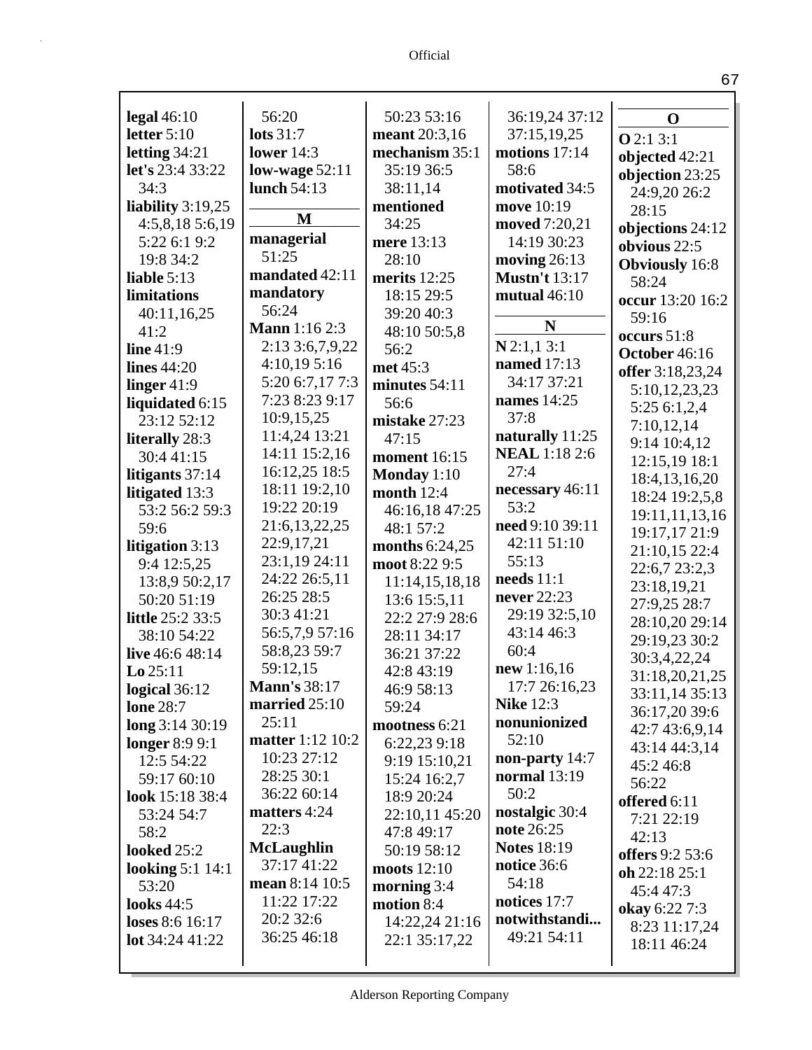**legal** 46:10
**letter** 5:10
**letting** 34:21
**let's** 23:4 33:22 34:3
**liability** 3:19,25 4:5,8,18 5:6,19 5:22 6:1 9:2 19:8 34:2
**liable** 5:13
**limitations** 40:11,16,25 41:2
**line** 41:9
**lines** 44:20
**linger** 41:9
**liquidated** 6:15 23:12 52:12
**literally** 28:3 30:4 41:15
**litigants** 37:14
**litigated** 13:3 53:2 56:2 59:3 59:6
**litigation** 3:13 9:4 12:5,25 13:8,9 50:2,17 50:20 51:19
**little** 25:2 33:5 38:10 54:22
**live** 46:6 48:14
**Lo** 25:11
**logical** 36:12
**lone** 28:7
**long** 3:14 30:19
**longer** 8:9 9:1 12:5 54:22 59:17 60:10
**look** 15:18 38:4 53:24 54:7 58:2
**looked** 25:2
**looking** 5:1 14:1 53:20
**looks** 44:5
**loses** 8:6 16:17
**lot** 34:24 41:22 56:20
**lots** 31:7
**lower** 14:3
**low-wage** 52:11
**lunch** 54:13

**M**

**managerial** 51:25
**mandated** 42:11
**mandatory** 56:24
**Mann** 1:16 2:3 2:13 3:6,7,9,22 4:10,19 5:16 5:20 6:7,17 7:3 7:23 8:23 9:17 10:9,15,25 11:4,24 13:21 14:11 15:2,16 16:12,25 18:5 18:11 19:2,10 19:22 20:19 21:6,13,22,25 22:9,17,21 23:1,19 24:11 24:22 26:5,11 26:25 28:5 30:3 41:21 56:5,7,9 57:16 58:8,23 59:7 59:12,15
**Mann's** 38:17
**married** 25:10 25:11
**matter** 1:12 10:2 10:23 27:12 28:25 30:1 36:22 60:14
**matters** 4:24 22:3
**McLaughlin** 37:17 41:22
**mean** 8:14 10:5 11:22 17:22 20:2 32:6 36:25 46:18 50:23 53:16
**meant** 20:3,16
**mechanism** 35:1 35:19 36:5 38:11,14
**mentioned** 34:25
**mere** 13:13 28:10
**merits** 12:25 18:15 29:5 39:20 40:3 48:10 50:5,8 56:2
**met** 45:3
**minutes** 54:11 56:6
**mistake** 27:23 47:15
**moment** 16:15
**Monday** 1:10
**month** 12:4 46:16,18 47:25 48:1 57:2
**months** 6:24,25
**moot** 8:22 9:5 11:14,15,18,18 13:6 15:5,11 22:2 27:9 28:6 28:11 34:17 36:21 37:22 42:8 43:19 46:9 58:13 59:24
**mootness** 6:21 6:22,23 9:18 9:19 15:10,21 15:24 16:2,7 18:9 20:24 22:10,11 45:20 47:8 49:17 50:19 58:12
**moots** 12:10
**morning** 3:4
**motion** 8:4 14:22,24 21:16 22:1 35:17,22 36:19,24 37:12 37:15,19,25
**motions** 17:14 58:6
**motivated** 34:5
**move** 10:19
**moved** 7:20,21 14:19 30:23
**moving** 26:13
**Mustn't** 13:17
**mutual** 46:10

**N**

**N** 2:1,1 3:1
**named** 17:13 34:17 37:21
**names** 14:25 37:8
**naturally** 11:25
**NEAL** 1:18 2:6 27:4
**necessary** 46:11 53:2
**need** 9:10 39:11 42:11 51:10 55:13
**needs** 11:1
**never** 22:23 29:19 32:5,10 43:14 46:3 60:4
**new** 1:16,16 17:7 26:16,23
**Nike** 12:3
**nonunionized** 52:10
**non-party** 14:7
**normal** 13:19 50:2
**nostalgic** 30:4
**note** 26:25
**Notes** 18:19
**notice** 36:6 54:18
**notices** 17:7
**notwithstandi...** 49:21 54:11

**O**

**O** 2:1 3:1
**objected** 42:21
**objection** 23:25 24:9,20 26:2 28:15
**objections** 24:12
**obvious** 22:5
**Obviously** 16:8 58:24
**occur** 13:20 16:2 59:16
**occurs** 51:8
**October** 46:16
**offer** 3:18,23,24 5:10,12,23,23 5:25 6:1,2,4 7:10,12,14 9:14 10:4,12 12:15,19 18:1 18:4,13,16,20 18:24 19:2,5,8 19:11,11,13,16 19:17,17 21:9 21:10,15 22:4 22:6,7 23:2,3 23:18,19,21 27:9,25 28:7 28:10,20 29:14 29:19,23 30:2 30:3,4,22,24 31:18,20,21,25 33:11,14 35:13 36:17,20 39:6 42:7 43:6,9,14 43:14 44:3,14 45:2 46:8 56:22
**offered** 6:11 7:21 22:19 42:13
**offers** 9:2 53:6
**oh** 22:18 25:1 45:4 47:3
**okay** 6:22 7:3 8:23 11:17,24 18:11 46:24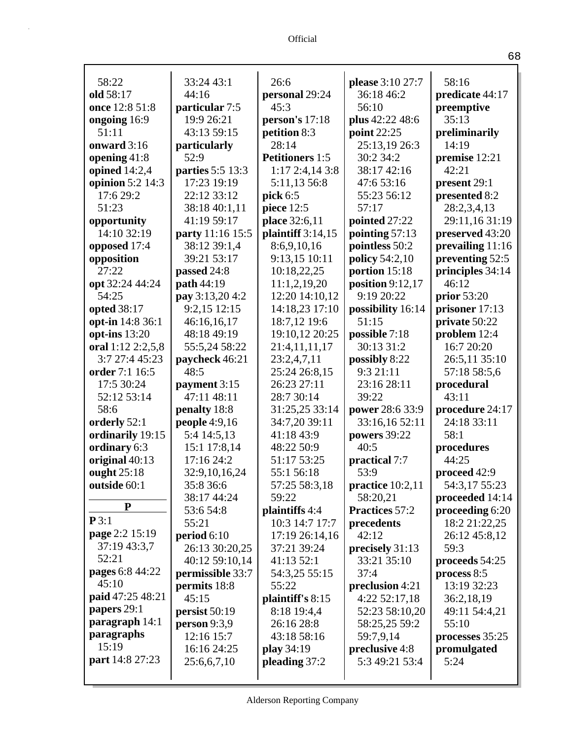58:22
**old** 58:17
**once** 12:8 51:8
**ongoing** 16:9 51:11
**onward** 3:16
**opening** 41:8
**opined** 14:2,4
**opinion** 5:2 14:3 17:6 29:2 51:23
**opportunity** 14:10 32:19
**opposed** 17:4
**opposition** 27:22
**opt** 32:24 44:24 54:25
**opted** 38:17
**opt-in** 14:8 36:1
**opt-ins** 13:20
**oral** 1:12 2:2,5,8 3:7 27:4 45:23
**order** 7:1 16:5 17:5 30:24 52:12 53:14 58:6
**orderly** 52:1
**ordinarily** 19:15
**ordinary** 6:3
**original** 40:13
**ought** 25:18
**outside** 60:1

## P

**P** 3:1
**page** 2:2 15:19 37:19 43:3,7 52:21
**pages** 6:8 44:22 45:10
**paid** 47:25 48:21
**papers** 29:1
**paragraph** 14:1
**paragraphs** 15:19
**part** 14:8 27:23 33:24 43:1 44:16
**particular** 7:5 19:9 26:21 43:13 59:15
**particularly** 52:9
**parties** 5:5 13:3 17:23 19:19 22:12 33:12 38:18 40:1,11 41:19 59:17
**party** 11:16 15:5 38:12 39:1,4 39:21 53:17
**passed** 24:8
**path** 44:19
**pay** 3:13,20 4:2 9:2,15 12:15 46:16,16,17 48:18 49:19 55:5,24 58:22
**paycheck** 46:21 48:5
**payment** 3:15 47:11 48:11
**penalty** 18:8
**people** 4:9,16 5:4 14:5,13 15:1 17:8,14 17:16 24:2 32:9,10,16,24 35:8 36:6 38:17 44:24 53:6 54:8 55:21
**period** 6:10 26:13 30:20,25 40:12 59:10,14
**permissible** 33:7
**permits** 18:8 45:15
**persist** 50:19
**person** 9:3,9 12:16 15:7 16:16 24:25 25:6,6,7,10 26:6
**personal** 29:24 45:3
**person's** 17:18
**petition** 8:3 28:14
**Petitioners** 1:5 1:17 2:4,14 3:8 5:11,13 56:8
**pick** 6:5
**piece** 12:5
**place** 32:6,11
**plaintiff** 3:14,15 8:6,9,10,16 9:13,15 10:11 10:18,22,25 11:1,2,19,20 12:20 14:10,12 14:18,23 17:10 18:7,12 19:6 19:10,12 20:25 21:4,11,11,17 23:2,4,7,11 25:24 26:8,15 26:23 27:11 28:7 30:14 31:25,25 33:14 34:7,20 39:11 41:18 43:9 48:22 50:9 51:17 53:25 55:1 56:18 57:25 58:3,18 59:22
**plaintiffs** 4:4 10:3 14:7 17:7 17:19 26:14,16 37:21 39:24 41:13 52:1 54:3,25 55:15 55:22
**plaintiff's** 8:15 8:18 19:4,4 26:16 28:8 43:18 58:16
**play** 34:19
**pleading** 37:2
**please** 3:10 27:7 36:18 46:2 56:10
**plus** 42:22 48:6
**point** 22:25 25:13,19 26:3 30:2 34:2 38:17 42:16 47:6 53:16 55:23 56:12 57:17
**pointed** 27:22
**pointing** 57:13
**pointless** 50:2
**policy** 54:2,10
**portion** 15:18
**position** 9:12,17 9:19 20:22
**possibility** 16:14 51:15
**possible** 7:18 30:13 31:2
**possibly** 8:22 9:3 21:11 23:16 28:11 39:22
**power** 28:6 33:9 33:16,16 52:11
**powers** 39:22 40:5
**practical** 7:7 53:9
**practice** 10:2,11 58:20,21
**Practices** 57:2
**precedents** 42:12
**precisely** 31:13 33:21 35:10 37:4
**preclusion** 4:21 4:22 52:17,18 52:23 58:10,20 58:25,25 59:2 59:7,9,14
**preclusive** 4:8 5:3 49:21 53:4 58:16
**predicate** 44:17
**preemptive** 35:13
**preliminarily** 14:19
**premise** 12:21 42:21
**present** 29:1
**presented** 8:2 28:2,3,4,13 29:11,16 31:19
**preserved** 43:20
**prevailing** 11:16
**preventing** 52:5
**principles** 34:14 46:12
**prior** 53:20
**prisoner** 17:13
**private** 50:22
**problem** 12:4 16:7 20:20 26:5,11 35:10 57:18 58:5,6
**procedural** 43:11
**procedure** 24:17 24:18 33:11 58:1
**procedures** 44:25
**proceed** 42:9 54:3,17 55:23
**proceeded** 14:14
**proceeding** 6:20 18:2 21:22,25 26:12 45:8,12 59:3
**proceeds** 54:25
**process** 8:5 13:19 32:23 36:2,18,19 49:11 54:4,21 55:10
**processes** 35:25
**promulgated** 5:24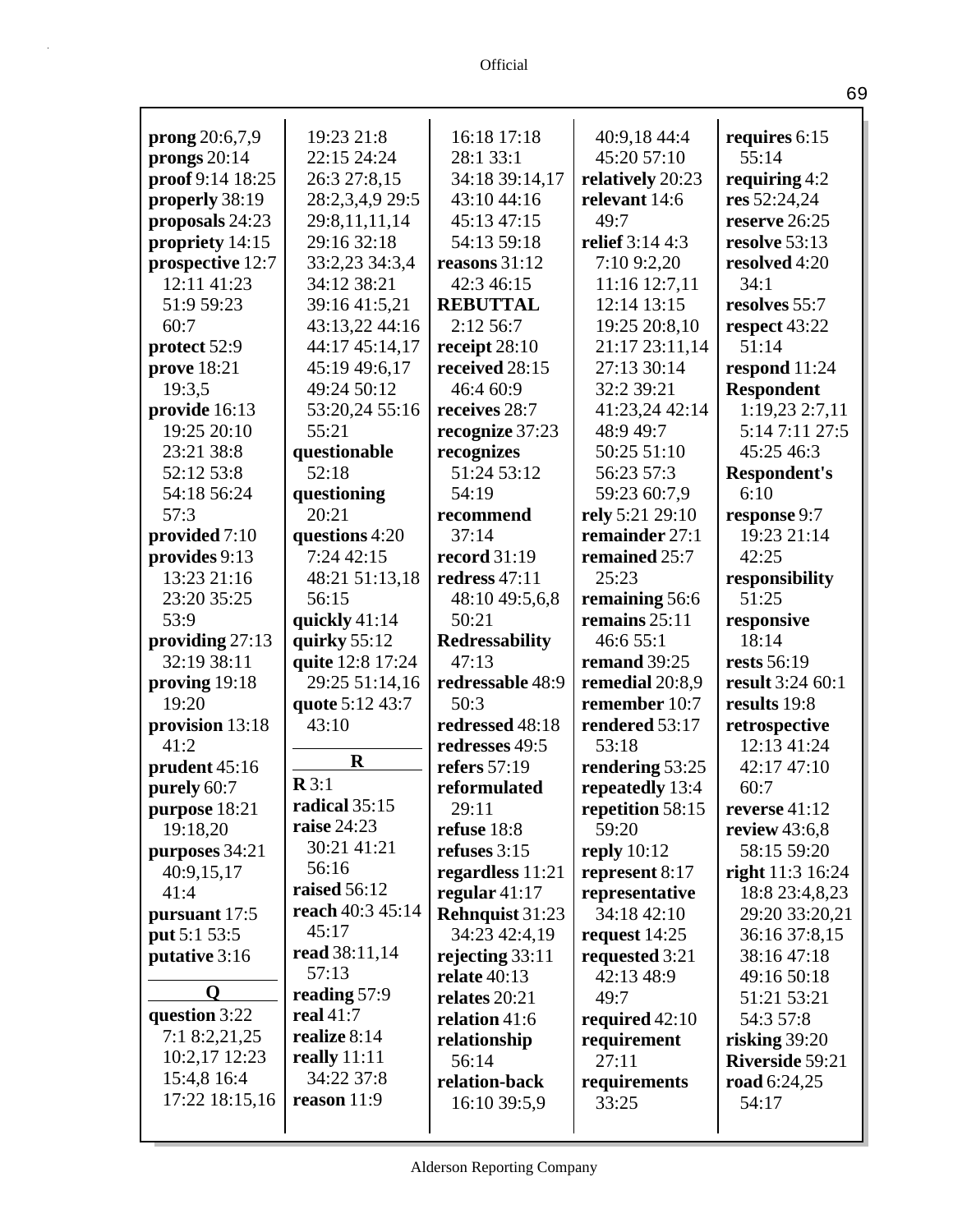**prong** 20:6,7,9
**prongs** 20:14
**proof** 9:14 18:25
**properly** 38:19
**proposals** 24:23
**propriety** 14:15
**prospective** 12:7 12:11 41:23 51:9 59:23 60:7
**protect** 52:9
**prove** 18:21 19:3,5
**provide** 16:13 19:25 20:10 23:21 38:8 52:12 53:8 54:18 56:24 57:3
**provided** 7:10
**provides** 9:13 13:23 21:16 23:20 35:25 53:9
**providing** 27:13 32:19 38:11
**proving** 19:18 19:20
**provision** 13:18 41:2
**prudent** 45:16
**purely** 60:7
**purpose** 18:21 19:18,20
**purposes** 34:21 40:9,15,17 41:4
**pursuant** 17:5
**put** 5:1 53:5
**putative** 3:16

**Q**

**question** 3:22 7:1 8:2,21,25 10:2,17 12:23 15:4,8 16:4 17:22 18:15,16 19:23 21:8 22:15 24:24 26:3 27:8,15 28:2,3,4,9 29:5 29:8,11,11,14 29:16 32:18 33:2,23 34:3,4 34:12 38:21 39:16 41:5,21 43:13,22 44:16 44:17 45:14,17 45:19 49:6,17 49:24 50:12 53:20,24 55:16 55:21
**questionable** 52:18
**questioning** 20:21
**questions** 4:20 7:24 42:15 48:21 51:13,18 56:15
**quickly** 41:14
**quirky** 55:12
**quite** 12:8 17:24 29:25 51:14,16
**quote** 5:12 43:7 43:10

**R**

**R** 3:1
**radical** 35:15
**raise** 24:23 30:21 41:21 56:16
**raised** 56:12
**reach** 40:3 45:14 45:17
**read** 38:11,14 57:13
**reading** 57:9
**real** 41:7
**realize** 8:14
**really** 11:11 34:22 37:8
**reason** 11:9 16:18 17:18 28:1 33:1 34:18 39:14,17 43:10 44:16 45:13 47:15 54:13 59:18
**reasons** 31:12 42:3 46:15
**REBUTTAL** 2:12 56:7
**receipt** 28:10
**received** 28:15 46:4 60:9
**receives** 28:7
**recognize** 37:23
**recognizes** 51:24 53:12 54:19
**recommend** 37:14
**record** 31:19
**redress** 47:11 48:10 49:5,6,8 50:21
**Redressability** 47:13
**redressable** 48:9 50:3
**redressed** 48:18
**redresses** 49:5
**refers** 57:19
**reformulated** 29:11
**refuse** 18:8
**refuses** 3:15
**regardless** 11:21
**regular** 41:17
**Rehnquist** 31:23 34:23 42:4,19
**rejecting** 33:11
**relate** 40:13
**relates** 20:21
**relation** 41:6
**relationship** 56:14
**relation-back** 16:10 39:5,9 40:9,18 44:4 45:20 57:10
**relatively** 20:23
**relevant** 14:6 49:7
**relief** 3:14 4:3 7:10 9:2,20 11:16 12:7,11 12:14 13:15 19:25 20:8,10 21:17 23:11,14 27:13 30:14 32:2 39:21 41:23,24 42:14 48:9 49:7 50:25 51:10 56:23 57:3 59:23 60:7,9
**rely** 5:21 29:10
**remainder** 27:1
**remained** 25:7 25:23
**remaining** 56:6
**remains** 25:11 46:6 55:1
**remand** 39:25
**remedial** 20:8,9
**remember** 10:7
**rendered** 53:17 53:18
**rendering** 53:25
**repeatedly** 13:4
**repetition** 58:15 59:20
**reply** 10:12
**represent** 8:17
**representative** 34:18 42:10
**request** 14:25
**requested** 3:21 42:13 48:9 49:7
**required** 42:10
**requirement** 27:11
**requirements** 33:25
**requires** 6:15 55:14
**requiring** 4:2
**res** 52:24,24
**reserve** 26:25
**resolve** 53:13
**resolved** 4:20 34:1
**resolves** 55:7
**respect** 43:22 51:14
**respond** 11:24
**Respondent** 1:19,23 2:7,11 5:14 7:11 27:5 45:25 46:3
**Respondent's** 6:10
**response** 9:7 19:23 21:14 42:25
**responsibility** 51:25
**responsive** 18:14
**rests** 56:19
**result** 3:24 60:1
**results** 19:8
**retrospective** 12:13 41:24 42:17 47:10 60:7
**reverse** 41:12
**review** 43:6,8 58:15 59:20
**right** 11:3 16:24 18:8 23:4,8,23 29:20 33:20,21 36:16 37:8,15 38:16 47:18 49:16 50:18 51:21 53:21 54:3 57:8
**risking** 39:20
**Riverside** 59:21
**road** 6:24,25 54:17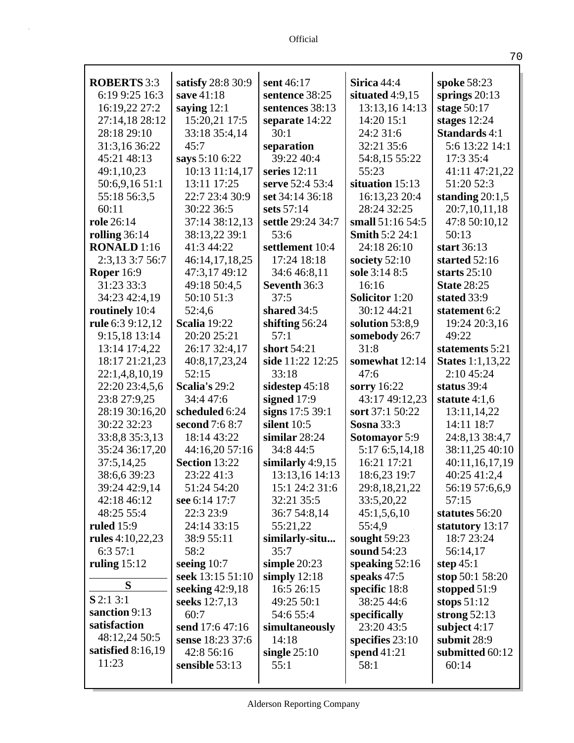**ROBERTS** 3:3 6:19 9:25 16:3 16:19,22 27:2 27:14,18 28:12 28:18 29:10 31:3,16 36:22 45:21 48:13 49:1,10,23 50:6,9,16 51:1 55:18 56:3,5 60:11
**role** 26:14
**rolling** 36:14
**RONALD** 1:16 2:3,13 3:7 56:7
**Roper** 16:9 31:23 33:3 34:23 42:4,19
**routinely** 10:4
**rule** 6:3 9:12,12 9:15,18 13:14 13:14 17:4,22 18:17 21:21,23 22:1,4,8,10,19 22:20 23:4,5,6 23:8 27:9,25 28:19 30:16,20 30:22 32:23 33:8,8 35:3,13 35:24 36:17,20 37:5,14,25 38:6,6 39:23 39:24 42:9,14 42:18 46:12 48:25 55:4
**ruled** 15:9
**rules** 4:10,22,23 6:3 57:1
**ruling** 15:12

**S**

**S** 2:1 3:1
**sanction** 9:13
**satisfaction** 48:12,24 50:5
**satisfied** 8:16,19 11:23
**satisfy** 28:8 30:9
**save** 41:18
**saying** 12:1 15:20,21 17:5 33:18 35:4,14 45:7
**says** 5:10 6:22 10:13 11:14,17 13:11 17:25 22:7 23:4 30:9 30:22 36:5 37:14 38:12,13 38:13,22 39:1 41:3 44:22 46:14,17,18,25 47:3,17 49:12 49:18 50:4,5 50:10 51:3 52:4,6
**Scalia** 19:22 20:20 25:21 26:17 32:4,17 40:8,17,23,24 52:15
**Scalia's** 29:2 34:4 47:6
**scheduled** 6:24
**second** 7:6 8:7 18:14 43:22 44:16,20 57:16
**Section** 13:22 23:22 41:3 51:24 54:20
**see** 6:14 17:7 22:3 23:9 24:14 33:15 38:9 55:11 58:2
**seeing** 10:7
**seek** 13:15 51:10
**seeking** 42:9,18
**seeks** 12:7,13 60:7
**send** 17:6 47:16
**sense** 18:23 37:6 42:8 56:16
**sensible** 53:13
**sent** 46:17
**sentence** 38:25
**sentences** 38:13
**separate** 14:22 30:1
**separation** 39:22 40:4
**series** 12:11
**serve** 52:4 53:4
**set** 34:14 36:18
**sets** 57:14
**settle** 29:24 34:7 53:6
**settlement** 10:4 17:24 18:18 34:6 46:8,11
**Seventh** 36:3 37:5
**shared** 34:5
**shifting** 56:24 57:1
**short** 54:21
**side** 11:22 12:25 33:18
**sidestep** 45:18
**signed** 17:9
**signs** 17:5 39:1
**silent** 10:5
**similar** 28:24 34:8 44:5
**similarly** 4:9,15 13:13,16 14:13 15:1 24:2 31:6 32:21 35:5 36:7 54:8,14 55:21,22
**similarly-situ...** 35:7
**simple** 20:23
**simply** 12:18 16:5 26:15 49:25 50:1 54:6 55:4
**simultaneously** 14:18
**single** 25:10 55:1
**Sirica** 44:4
**situated** 4:9,15 13:13,16 14:13 14:20 15:1 24:2 31:6 32:21 35:6 54:8,15 55:22 55:23
**situation** 15:13 16:13,23 20:4 28:24 32:25
**small** 51:16 54:5
**Smith** 5:2 24:1 24:18 26:10
**society** 52:10
**sole** 3:14 8:5 16:16
**Solicitor** 1:20 30:12 44:21
**solution** 53:8,9
**somebody** 26:7 31:8
**somewhat** 12:14 47:6
**sorry** 16:22 43:17 49:12,23
**sort** 37:1 50:22
**Sosna** 33:3
**Sotomayor** 5:9 5:17 6:5,14,18 16:21 17:21 18:6,23 19:7 29:8,18,21,22 33:5,20,22 45:1,5,6,10 55:4,9
**sought** 59:23
**sound** 54:23
**speaking** 52:16
**speaks** 47:5
**specific** 18:8 38:25 44:6
**specifically** 23:20 43:5
**specifies** 23:10
**spend** 41:21 58:1
**spoke** 58:23
**springs** 20:13
**stage** 50:17
**stages** 12:24
**Standards** 4:1 5:6 13:22 14:1 17:3 35:4 41:11 47:21,22 51:20 52:3
**standing** 20:1,5 20:7,10,11,18 47:8 50:10,12 50:13
**start** 36:13
**started** 52:16
**starts** 25:10
**State** 28:25
**stated** 33:9
**statement** 6:2 19:24 20:3,16 49:22
**statements** 5:21
**States** 1:1,13,22 2:10 45:24
**status** 39:4
**statute** 4:1,6 13:11,14,22 14:11 18:7 24:8,13 38:4,7 38:11,25 40:10 40:11,16,17,19 40:25 41:2,4 56:19 57:6,6,9 57:15
**statutes** 56:20
**statutory** 13:17 18:7 23:24 56:14,17
**step** 45:1
**stop** 50:1 58:20
**stopped** 51:9
**stops** 51:12
**strong** 52:13
**subject** 4:17
**submit** 28:9
**submitted** 60:12 60:14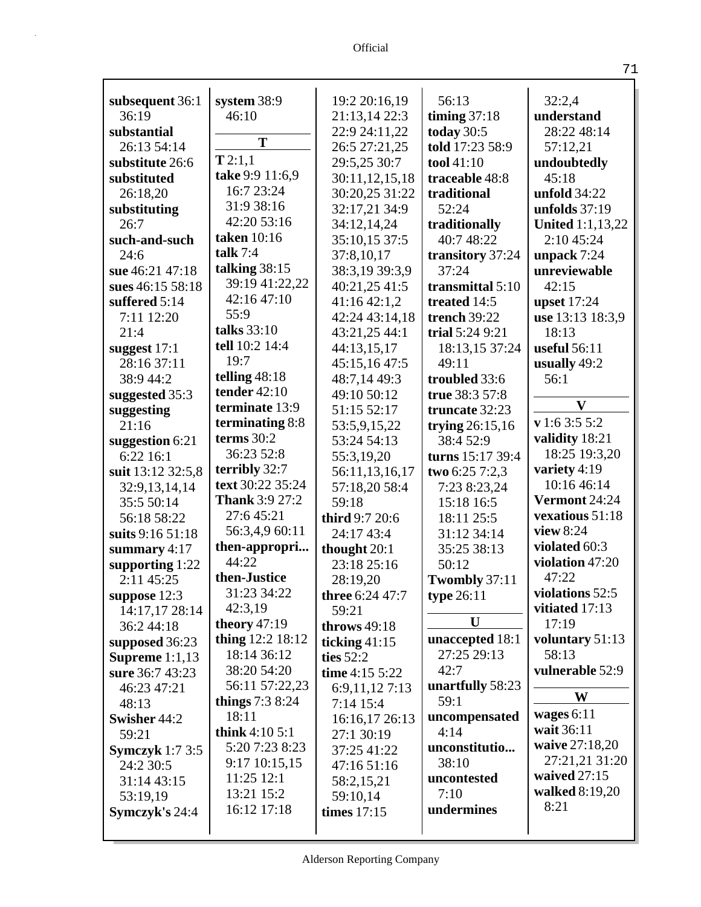**subsequent** 36:1 36:19
**substantial** 26:13 54:14
**substitute** 26:6
**substituted** 26:18,20
**substituting** 26:7
**such-and-such** 24:6
**sue** 46:21 47:18
**sues** 46:15 58:18
**suffered** 5:14 7:11 12:20 21:4
**suggest** 17:1 28:16 37:11 38:9 44:2
**suggested** 35:3
**suggesting** 21:16
**suggestion** 6:21 6:22 16:1
**suit** 13:12 32:5,8 32:9,13,14,14 35:5 50:14 56:18 58:22
**suits** 9:16 51:18
**summary** 4:17
**supporting** 1:22 2:11 45:25
**suppose** 12:3 14:17,17 28:14 36:2 44:18
**supposed** 36:23
**Supreme** 1:1,13
**sure** 36:7 43:23 46:23 47:21 48:13
**Swisher** 44:2 59:21
**Symczyk** 1:7 3:5 24:2 30:5 31:14 43:15 53:19,19
**Symczyk's** 24:4
**system** 38:9 46:10

**T**

**T** 2:1,1
**take** 9:9 11:6,9 16:7 23:24 31:9 38:16 42:20 53:16
**taken** 10:16
**talk** 7:4
**talking** 38:15 39:19 41:22,22 42:16 47:10 55:9
**talks** 33:10
**tell** 10:2 14:4 19:7
**telling** 48:18
**tender** 42:10
**terminate** 13:9
**terminating** 8:8
**terms** 30:2 36:23 52:8
**terribly** 32:7
**text** 30:22 35:24
**Thank** 3:9 27:2 27:6 45:21 56:3,4,9 60:11
**then-appropri...** 44:22
**then-Justice** 31:23 34:22 42:3,19
**theory** 47:19
**thing** 12:2 18:12 18:14 36:12 38:20 54:20 56:11 57:22,23
**things** 7:3 8:24 18:11
**think** 4:10 5:1 5:20 7:23 8:23 9:17 10:15,15 11:25 12:1 13:21 15:2 16:12 17:18 19:2 20:16,19 21:13,14 22:3 22:9 24:11,22 26:5 27:21,25 29:5,25 30:7 30:11,12,15,18 30:20,25 31:22 32:17,21 34:9 34:12,14,24 35:10,15 37:5 37:8,10,17 38:3,19 39:3,9 40:21,25 41:5 41:16 42:1,2 42:24 43:14,18 43:21,25 44:1 44:13,15,17 45:15,16 47:5 48:7,14 49:3 49:10 50:12 51:15 52:17 53:5,9,15,22 53:24 54:13 55:3,19,20 56:11,13,16,17 57:18,20 58:4 59:18
**third** 9:7 20:6 24:17 43:4
**thought** 20:1 23:18 25:16 28:19,20
**three** 6:24 47:7 59:21
**throws** 49:18
**ticking** 41:15
**ties** 52:2
**time** 4:15 5:22 6:9,11,12 7:13 7:14 15:4 16:16,17 26:13 27:1 30:19 37:25 41:22 47:16 51:16 58:2,15,21 59:10,14
**times** 17:15
**timing** 37:18
**today** 30:5
**told** 17:23 58:9
**tool** 41:10
**traceable** 48:8
**traditional** 52:24
**traditionally** 40:7 48:22
**transitory** 37:24 37:24
**transmittal** 5:10
**treated** 14:5
**trench** 39:22
**trial** 5:24 9:21 18:13,15 37:24 49:11
**troubled** 33:6
**true** 38:3 57:8
**truncate** 32:23
**trying** 26:15,16 38:4 52:9
**turns** 15:17 39:4
**two** 6:25 7:2,3 7:23 8:23,24 15:18 16:5 18:11 25:5 31:12 34:14 35:25 38:13 50:12
**Twombly** 37:11
**type** 26:11

**U**

**unaccepted** 18:1 27:25 29:13 42:7
**unartfully** 58:23 59:1
**uncompensated** 4:14
**unconstitutio...** 38:10
**uncontested** 7:10
**undermines** 32:2,4
**understand** 28:22 48:14 57:12,21
**undoubtedly** 45:18
**unfold** 34:22
**unfolds** 37:19
**United** 1:1,13,22 2:10 45:24
**unpack** 7:24
**unreviewable** 42:15
**upset** 17:24
**use** 13:13 18:3,9 18:13
**useful** 56:11
**usually** 49:2 56:1

**V**

**v** 1:6 3:5 5:2
**validity** 18:21 18:25 19:3,20
**variety** 4:19 10:16 46:14
**Vermont** 24:24
**vexatious** 51:18
**view** 8:24
**violated** 60:3
**violation** 47:20 47:22
**violations** 52:5
**vitiated** 17:13 17:19
**voluntary** 51:13 58:13
**vulnerable** 52:9

**W**

**wages** 6:11
**wait** 36:11
**waive** 27:18,20 27:21,21 31:20
**waived** 27:15
**walked** 8:19,20 8:21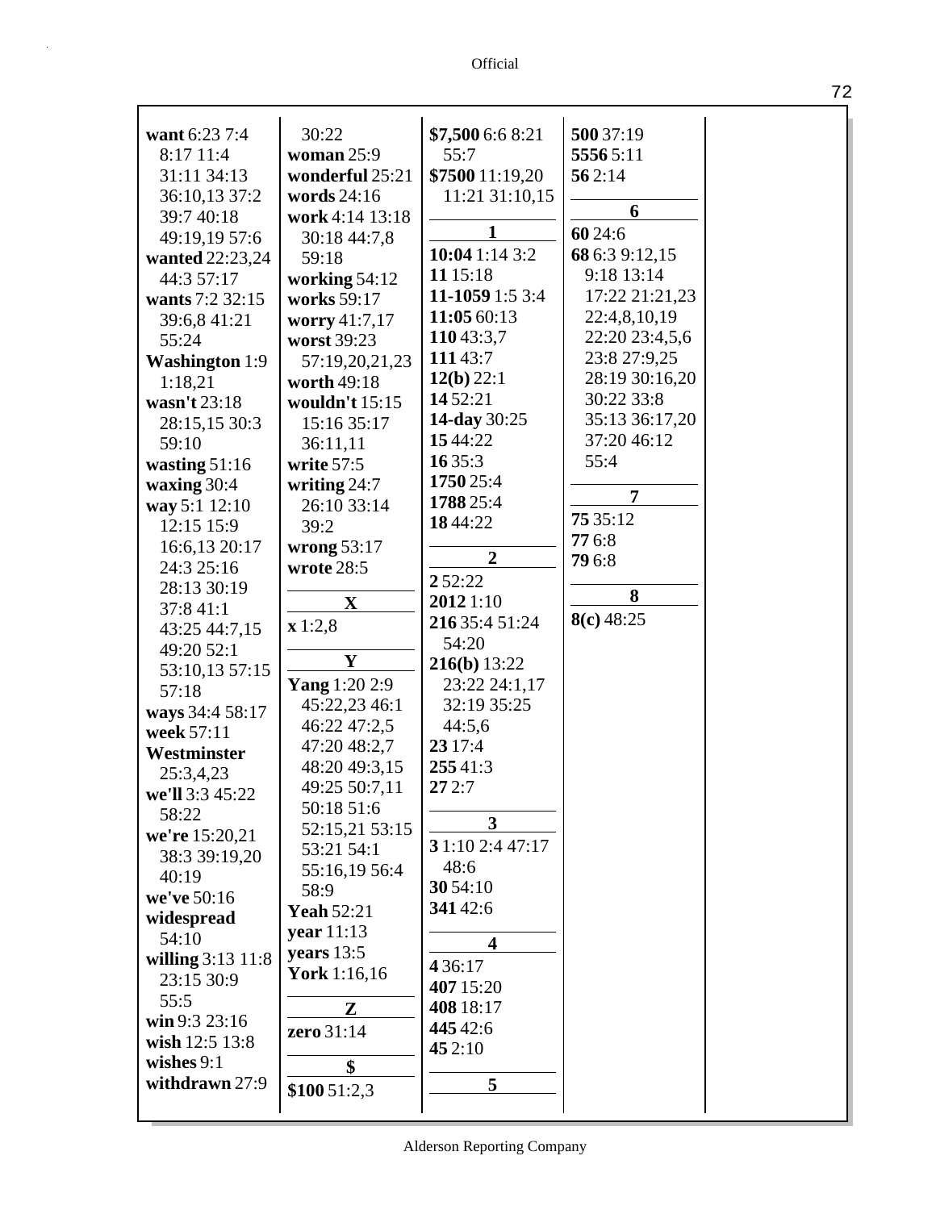**want** 6:23 7:4 8:17 11:4 31:11 34:13 36:10,13 37:2 39:7 40:18 49:19,19 57:6
**wanted** 22:23,24 44:3 57:17
**wants** 7:2 32:15 39:6,8 41:21 55:24
**Washington** 1:9 1:18,21
**wasn't** 23:18 28:15,15 30:3 59:10
**wasting** 51:16
**waxing** 30:4
**way** 5:1 12:10 12:15 15:9 16:6,13 20:17 24:3 25:16 28:13 30:19 37:8 41:1 43:25 44:7,15 49:20 52:1 53:10,13 57:15 57:18
**ways** 34:4 58:17
**week** 57:11
**Westminster** 25:3,4,23
**we'll** 3:3 45:22 58:22
**we're** 15:20,21 38:3 39:19,20 40:19
**we've** 50:16
**widespread** 54:10
**willing** 3:13 11:8 23:15 30:9 55:5
**win** 9:3 23:16
**wish** 12:5 13:8
**wishes** 9:1
**withdrawn** 27:9 30:22
**woman** 25:9
**wonderful** 25:21
**words** 24:16
**work** 4:14 13:18 30:18 44:7,8 59:18
**working** 54:12
**works** 59:17
**worry** 41:7,17
**worst** 39:23 57:19,20,21,23
**worth** 49:18
**wouldn't** 15:15 15:16 35:17 36:11,11
**write** 57:5
**writing** 24:7 26:10 33:14 39:2
**wrong** 53:17
**wrote** 28:5

**X**

**x** 1:2,8

**Y**

**Yang** 1:20 2:9 45:22,23 46:1 46:22 47:2,5 47:20 48:2,7 48:20 49:3,15 49:25 50:7,11 50:18 51:6 52:15,21 53:15 53:21 54:1 55:16,19 56:4 58:9
**Yeah** 52:21
**year** 11:13
**years** 13:5
**York** 1:16,16

**Z**

**zero** 31:14

**$**

**$100** 51:2,3
**$7,500** 6:6 8:21 55:7
**$7500** 11:19,20 11:21 31:10,15

**1**

**10:04** 1:14 3:2
**11** 15:18
**11-1059** 1:5 3:4
**11:05** 60:13
**110** 43:3,7
**111** 43:7
**12(b)** 22:1
**14** 52:21
**14-day** 30:25
**15** 44:22
**16** 35:3
**1750** 25:4
**1788** 25:4
**18** 44:22

**2**

**2** 52:22
**2012** 1:10
**216** 35:4 51:24 54:20
**216(b)** 13:22 23:22 24:1,17 32:19 35:25 44:5,6
**23** 17:4
**255** 41:3
**27** 2:7

**3**

**3** 1:10 2:4 47:17 48:6
**30** 54:10
**341** 42:6

**4**

**4** 36:17
**407** 15:20
**408** 18:17
**445** 42:6
**45** 2:10

**5**

**500** 37:19
**5556** 5:11
**56** 2:14

**6**

**60** 24:6
**68** 6:3 9:12,15 9:18 13:14 17:22 21:21,23 22:4,8,10,19 22:20 23:4,5,6 23:8 27:9,25 28:19 30:16,20 30:22 33:8 35:13 36:17,20 37:20 46:12 55:4

**7**

**75** 35:12
**77** 6:8
**79** 6:8

**8**

**8(c)** 48:25